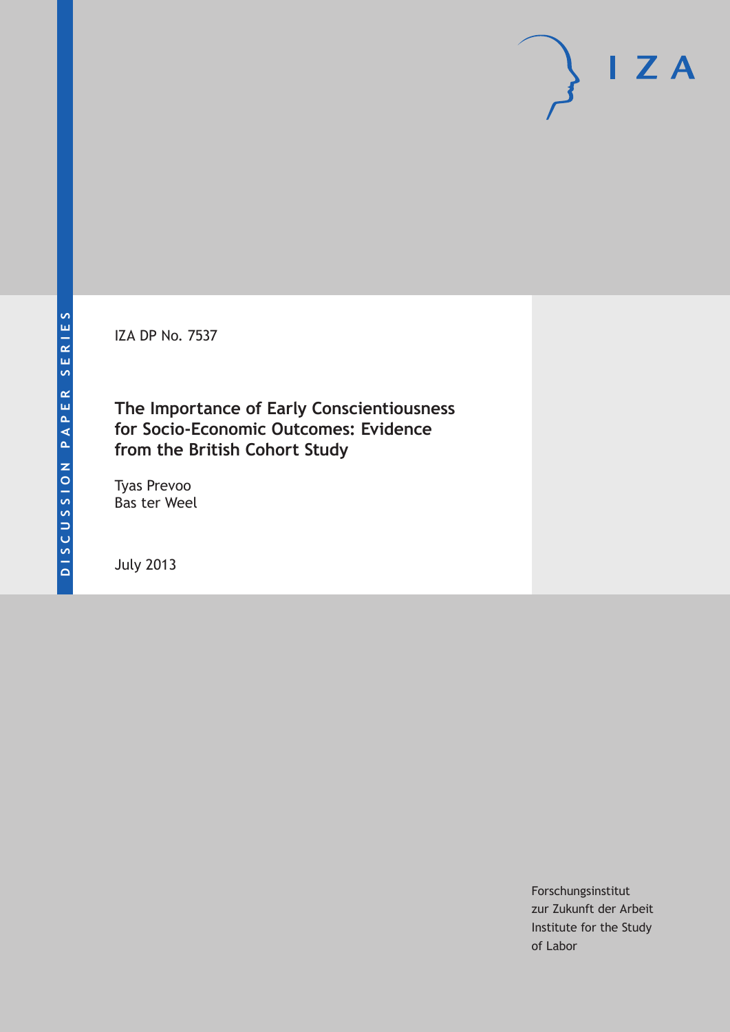DISCUSSION PAPER SERIES

IZA DP No. 7537

# The Importance of Early Conscientiousness for Socio-Economic Outcomes: Evidence from the British Cohort Study

Tyas Prevoo
Bas ter Weel

July 2013

Forschungsinstitut
zur Zukunft der Arbeit
Institute for the Study
of Labor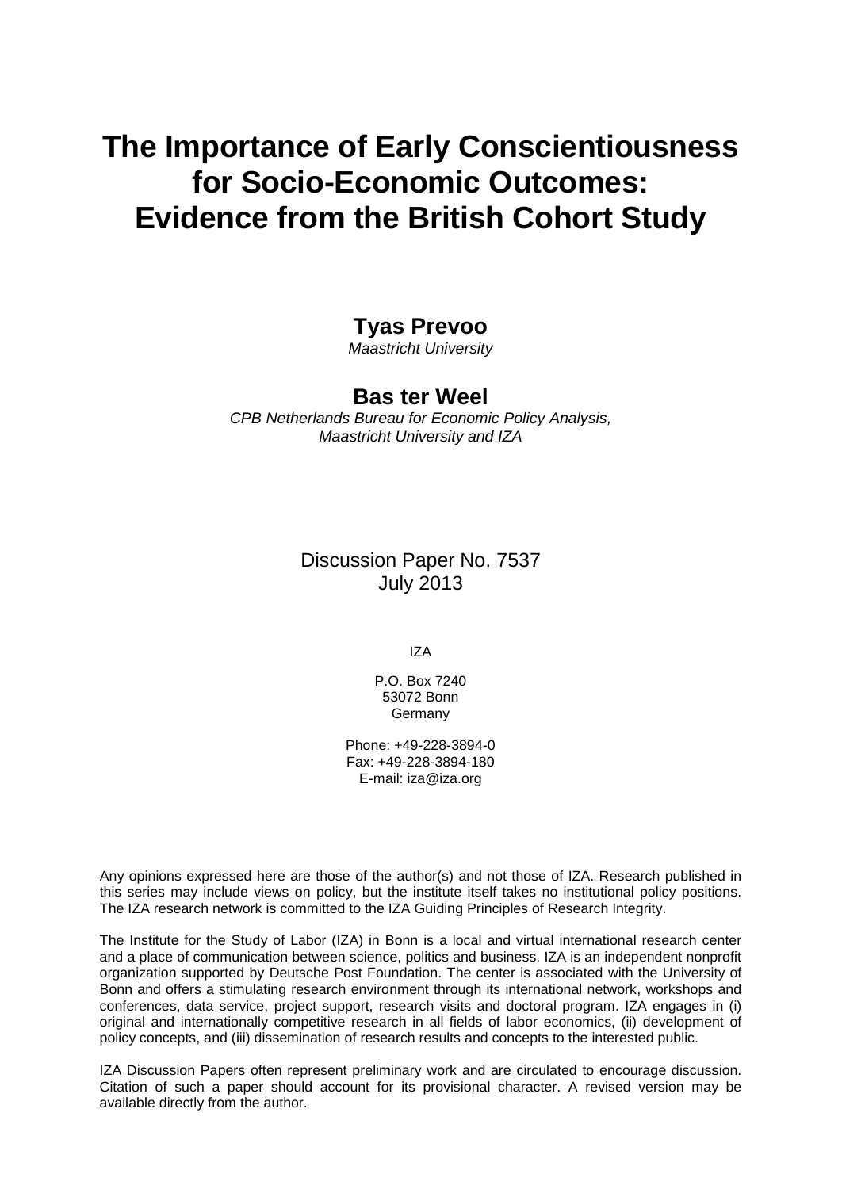# The Importance of Early Conscientiousness for Socio-Economic Outcomes: Evidence from the British Cohort Study

**Tyas Prevoo**
*Maastricht University*

**Bas ter Weel**
*CPB Netherlands Bureau for Economic Policy Analysis, Maastricht University and IZA*

Discussion Paper No. 7537
July 2013

IZA

P.O. Box 7240
53072 Bonn
Germany

Phone: +49-228-3894-0
Fax: +49-228-3894-180
E-mail: iza@iza.org

Any opinions expressed here are those of the author(s) and not those of IZA. Research published in this series may include views on policy, but the institute itself takes no institutional policy positions. The IZA research network is committed to the IZA Guiding Principles of Research Integrity.

The Institute for the Study of Labor (IZA) in Bonn is a local and virtual international research center and a place of communication between science, politics and business. IZA is an independent nonprofit organization supported by Deutsche Post Foundation. The center is associated with the University of Bonn and offers a stimulating research environment through its international network, workshops and conferences, data service, project support, research visits and doctoral program. IZA engages in (i) original and internationally competitive research in all fields of labor economics, (ii) development of policy concepts, and (iii) dissemination of research results and concepts to the interested public.

IZA Discussion Papers often represent preliminary work and are circulated to encourage discussion. Citation of such a paper should account for its provisional character. A revised version may be available directly from the author.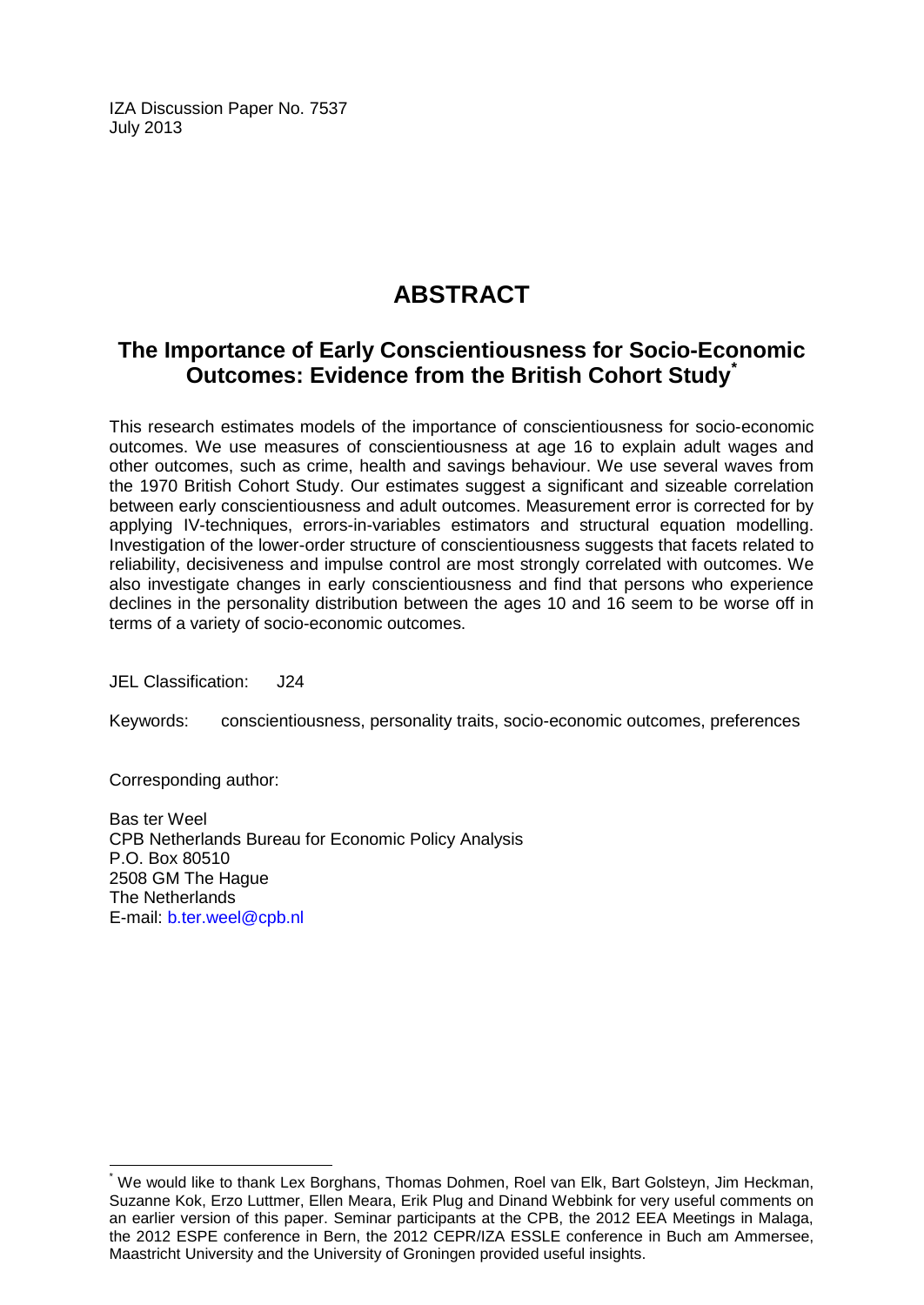IZA Discussion Paper No. 7537
July 2013

# ABSTRACT

## The Importance of Early Conscientiousness for Socio-Economic Outcomes: Evidence from the British Cohort Study[*]

This research estimates models of the importance of conscientiousness for socio-economic outcomes. We use measures of conscientiousness at age 16 to explain adult wages and other outcomes, such as crime, health and savings behaviour. We use several waves from the 1970 British Cohort Study. Our estimates suggest a significant and sizeable correlation between early conscientiousness and adult outcomes. Measurement error is corrected for by applying IV-techniques, errors-in-variables estimators and structural equation modelling. Investigation of the lower-order structure of conscientiousness suggests that facets related to reliability, decisiveness and impulse control are most strongly correlated with outcomes. We also investigate changes in early conscientiousness and find that persons who experience declines in the personality distribution between the ages 10 and 16 seem to be worse off in terms of a variety of socio-economic outcomes.

JEL Classification: J24

Keywords: conscientiousness, personality traits, socio-economic outcomes, preferences

Corresponding author:

Bas ter Weel
CPB Netherlands Bureau for Economic Policy Analysis
P.O. Box 80510
2508 GM The Hague
The Netherlands
E-mail: b.ter.weel@cpb.nl

[*] We would like to thank Lex Borghans, Thomas Dohmen, Roel van Elk, Bart Golsteyn, Jim Heckman, Suzanne Kok, Erzo Luttmer, Ellen Meara, Erik Plug and Dinand Webbink for very useful comments on an earlier version of this paper. Seminar participants at the CPB, the 2012 EEA Meetings in Malaga, the 2012 ESPE conference in Bern, the 2012 CEPR/IZA ESSLE conference in Buch am Ammersee, Maastricht University and the University of Groningen provided useful insights.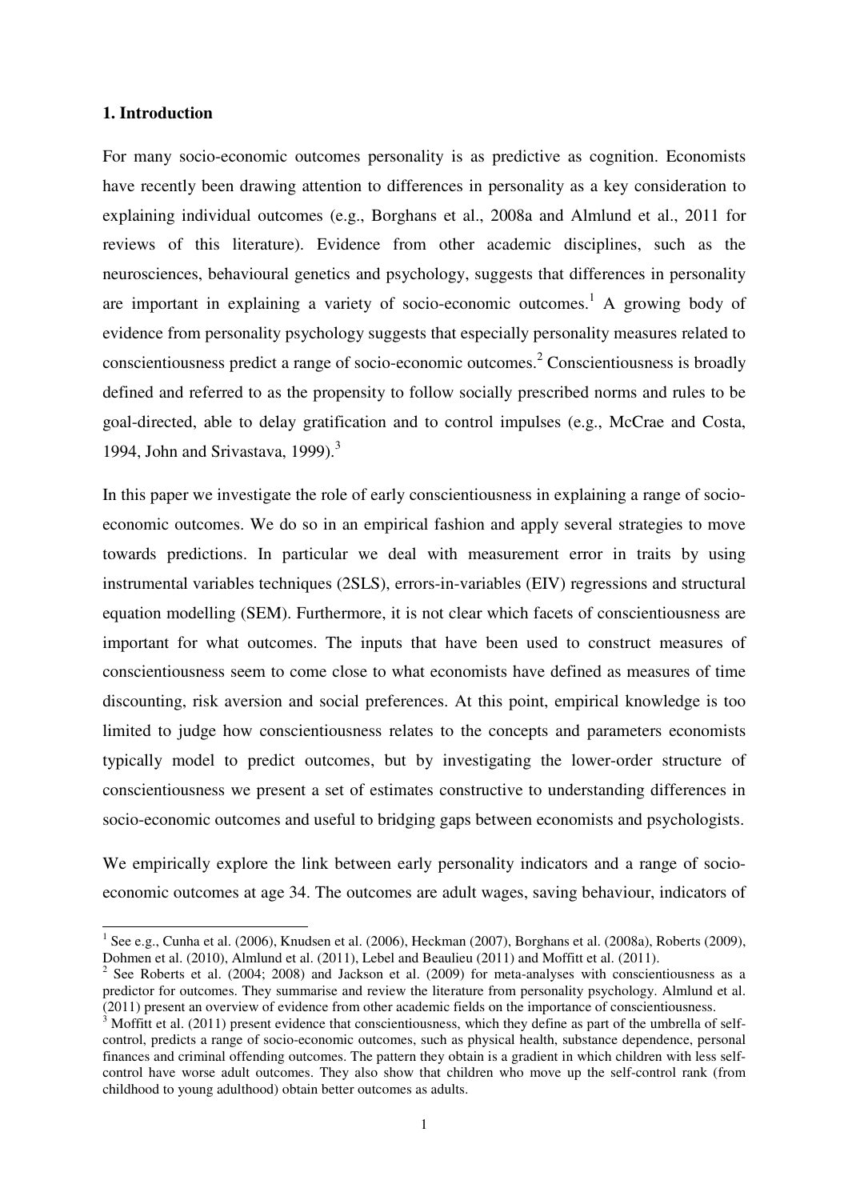## 1. Introduction

For many socio-economic outcomes personality is as predictive as cognition. Economists have recently been drawing attention to differences in personality as a key consideration to explaining individual outcomes (e.g., Borghans et al., 2008a and Almlund et al., 2011 for reviews of this literature). Evidence from other academic disciplines, such as the neurosciences, behavioural genetics and psychology, suggests that differences in personality are important in explaining a variety of socio-economic outcomes.[1] A growing body of evidence from personality psychology suggests that especially personality measures related to conscientiousness predict a range of socio-economic outcomes.[2] Conscientiousness is broadly defined and referred to as the propensity to follow socially prescribed norms and rules to be goal-directed, able to delay gratification and to control impulses (e.g., McCrae and Costa, 1994, John and Srivastava, 1999).[3]

In this paper we investigate the role of early conscientiousness in explaining a range of socio-economic outcomes. We do so in an empirical fashion and apply several strategies to move towards predictions. In particular we deal with measurement error in traits by using instrumental variables techniques (2SLS), errors-in-variables (EIV) regressions and structural equation modelling (SEM). Furthermore, it is not clear which facets of conscientiousness are important for what outcomes. The inputs that have been used to construct measures of conscientiousness seem to come close to what economists have defined as measures of time discounting, risk aversion and social preferences. At this point, empirical knowledge is too limited to judge how conscientiousness relates to the concepts and parameters economists typically model to predict outcomes, but by investigating the lower-order structure of conscientiousness we present a set of estimates constructive to understanding differences in socio-economic outcomes and useful to bridging gaps between economists and psychologists.

We empirically explore the link between early personality indicators and a range of socio-economic outcomes at age 34. The outcomes are adult wages, saving behaviour, indicators of

---

[1] See e.g., Cunha et al. (2006), Knudsen et al. (2006), Heckman (2007), Borghans et al. (2008a), Roberts (2009), Dohmen et al. (2010), Almlund et al. (2011), Lebel and Beaulieu (2011) and Moffitt et al. (2011).

[2] See Roberts et al. (2004; 2008) and Jackson et al. (2009) for meta-analyses with conscientiousness as a predictor for outcomes. They summarise and review the literature from personality psychology. Almlund et al. (2011) present an overview of evidence from other academic fields on the importance of conscientiousness.

[3] Moffitt et al. (2011) present evidence that conscientiousness, which they define as part of the umbrella of self-control, predicts a range of socio-economic outcomes, such as physical health, substance dependence, personal finances and criminal offending outcomes. The pattern they obtain is a gradient in which children with less self-control have worse adult outcomes. They also show that children who move up the self-control rank (from childhood to young adulthood) obtain better outcomes as adults.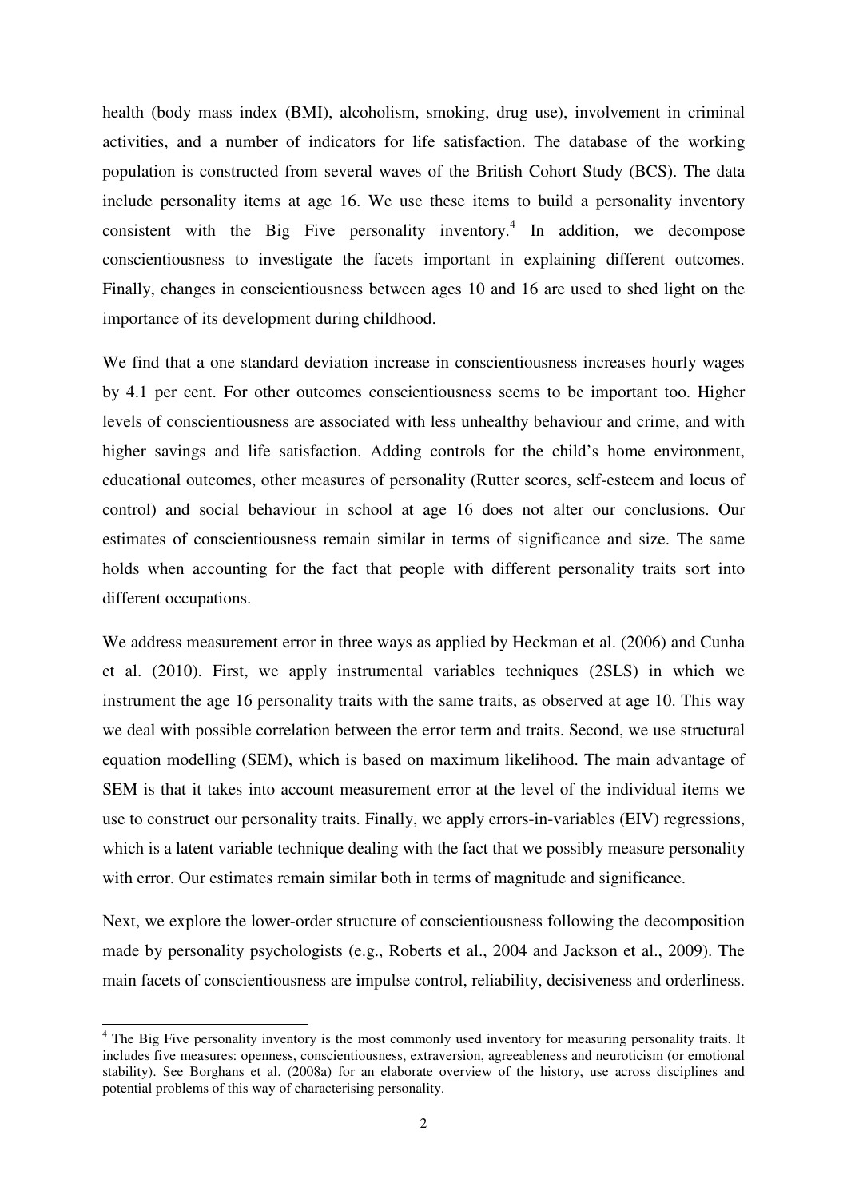health (body mass index (BMI), alcoholism, smoking, drug use), involvement in criminal activities, and a number of indicators for life satisfaction. The database of the working population is constructed from several waves of the British Cohort Study (BCS). The data include personality items at age 16. We use these items to build a personality inventory consistent with the Big Five personality inventory.[4] In addition, we decompose conscientiousness to investigate the facets important in explaining different outcomes. Finally, changes in conscientiousness between ages 10 and 16 are used to shed light on the importance of its development during childhood.

We find that a one standard deviation increase in conscientiousness increases hourly wages by 4.1 per cent. For other outcomes conscientiousness seems to be important too. Higher levels of conscientiousness are associated with less unhealthy behaviour and crime, and with higher savings and life satisfaction. Adding controls for the child's home environment, educational outcomes, other measures of personality (Rutter scores, self-esteem and locus of control) and social behaviour in school at age 16 does not alter our conclusions. Our estimates of conscientiousness remain similar in terms of significance and size. The same holds when accounting for the fact that people with different personality traits sort into different occupations.

We address measurement error in three ways as applied by Heckman et al. (2006) and Cunha et al. (2010). First, we apply instrumental variables techniques (2SLS) in which we instrument the age 16 personality traits with the same traits, as observed at age 10. This way we deal with possible correlation between the error term and traits. Second, we use structural equation modelling (SEM), which is based on maximum likelihood. The main advantage of SEM is that it takes into account measurement error at the level of the individual items we use to construct our personality traits. Finally, we apply errors-in-variables (EIV) regressions, which is a latent variable technique dealing with the fact that we possibly measure personality with error. Our estimates remain similar both in terms of magnitude and significance.

Next, we explore the lower-order structure of conscientiousness following the decomposition made by personality psychologists (e.g., Roberts et al., 2004 and Jackson et al., 2009). The main facets of conscientiousness are impulse control, reliability, decisiveness and orderliness.

[4] The Big Five personality inventory is the most commonly used inventory for measuring personality traits. It includes five measures: openness, conscientiousness, extraversion, agreeableness and neuroticism (or emotional stability). See Borghans et al. (2008a) for an elaborate overview of the history, use across disciplines and potential problems of this way of characterising personality.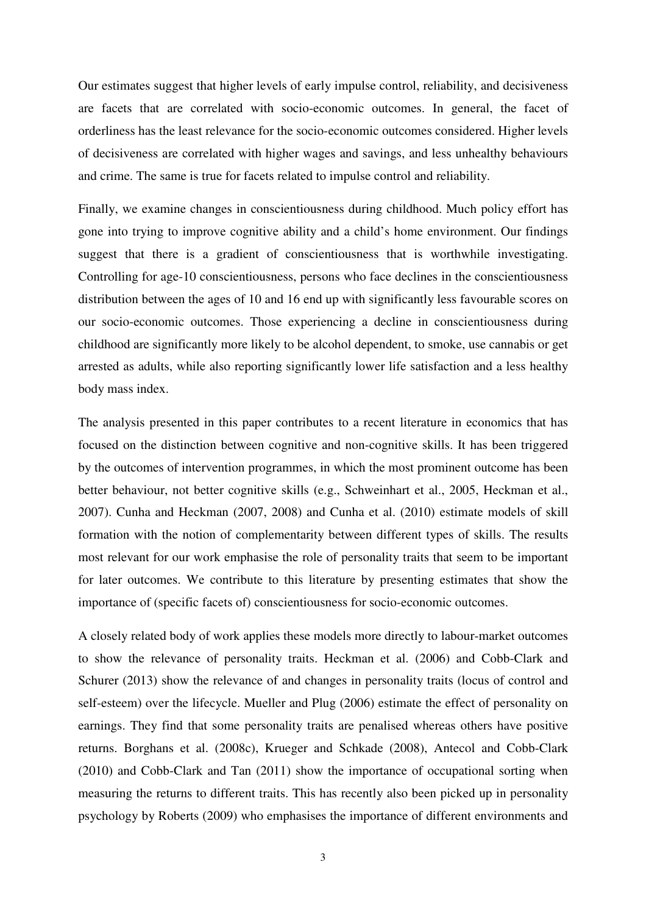Our estimates suggest that higher levels of early impulse control, reliability, and decisiveness are facets that are correlated with socio-economic outcomes. In general, the facet of orderliness has the least relevance for the socio-economic outcomes considered. Higher levels of decisiveness are correlated with higher wages and savings, and less unhealthy behaviours and crime. The same is true for facets related to impulse control and reliability.

Finally, we examine changes in conscientiousness during childhood. Much policy effort has gone into trying to improve cognitive ability and a child's home environment. Our findings suggest that there is a gradient of conscientiousness that is worthwhile investigating. Controlling for age-10 conscientiousness, persons who face declines in the conscientiousness distribution between the ages of 10 and 16 end up with significantly less favourable scores on our socio-economic outcomes. Those experiencing a decline in conscientiousness during childhood are significantly more likely to be alcohol dependent, to smoke, use cannabis or get arrested as adults, while also reporting significantly lower life satisfaction and a less healthy body mass index.

The analysis presented in this paper contributes to a recent literature in economics that has focused on the distinction between cognitive and non-cognitive skills. It has been triggered by the outcomes of intervention programmes, in which the most prominent outcome has been better behaviour, not better cognitive skills (e.g., Schweinhart et al., 2005, Heckman et al., 2007). Cunha and Heckman (2007, 2008) and Cunha et al. (2010) estimate models of skill formation with the notion of complementarity between different types of skills. The results most relevant for our work emphasise the role of personality traits that seem to be important for later outcomes. We contribute to this literature by presenting estimates that show the importance of (specific facets of) conscientiousness for socio-economic outcomes.

A closely related body of work applies these models more directly to labour-market outcomes to show the relevance of personality traits. Heckman et al. (2006) and Cobb-Clark and Schurer (2013) show the relevance of and changes in personality traits (locus of control and self-esteem) over the lifecycle. Mueller and Plug (2006) estimate the effect of personality on earnings. They find that some personality traits are penalised whereas others have positive returns. Borghans et al. (2008c), Krueger and Schkade (2008), Antecol and Cobb-Clark (2010) and Cobb-Clark and Tan (2011) show the importance of occupational sorting when measuring the returns to different traits. This has recently also been picked up in personality psychology by Roberts (2009) who emphasises the importance of different environments and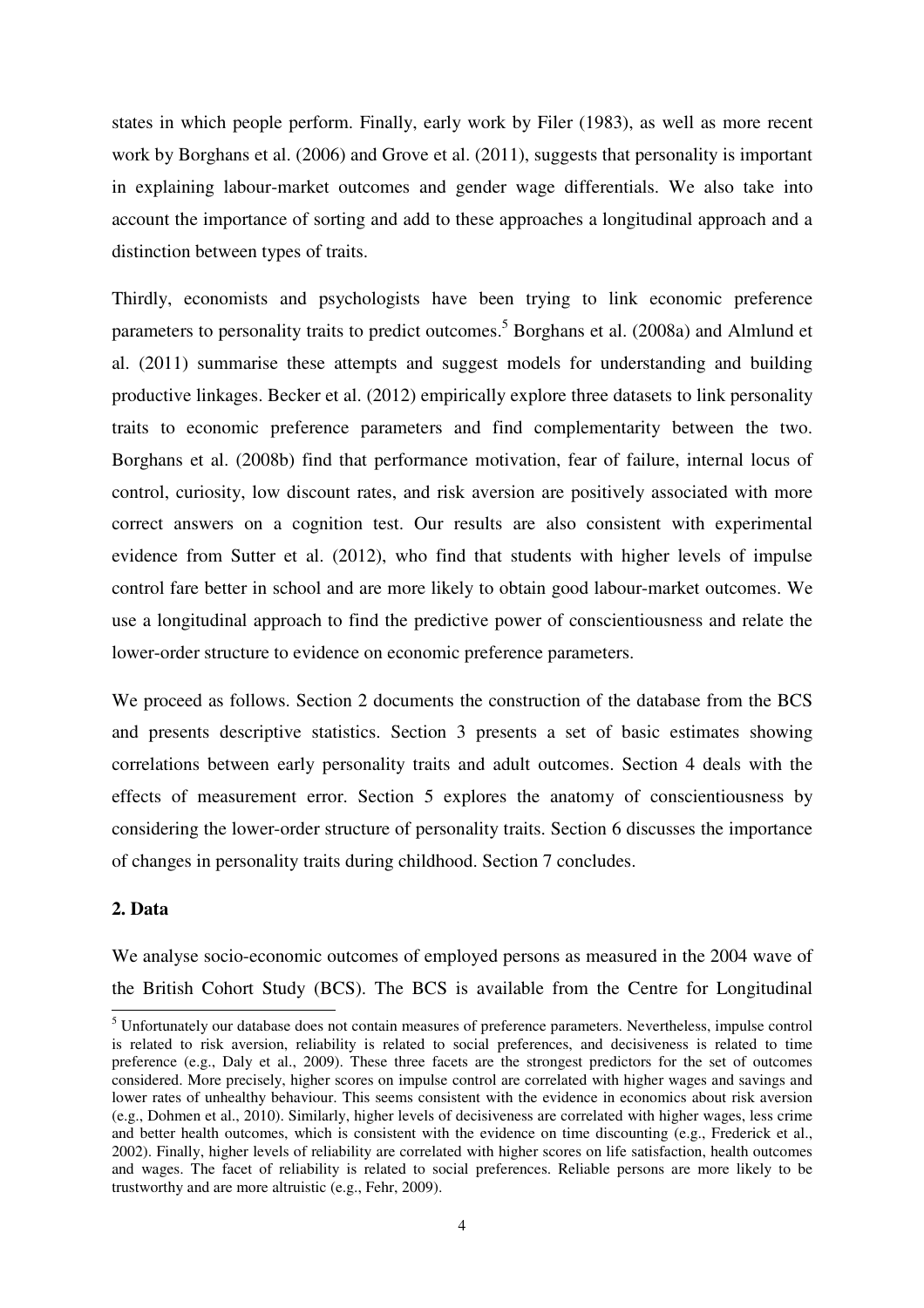states in which people perform. Finally, early work by Filer (1983), as well as more recent work by Borghans et al. (2006) and Grove et al. (2011), suggests that personality is important in explaining labour-market outcomes and gender wage differentials. We also take into account the importance of sorting and add to these approaches a longitudinal approach and a distinction between types of traits.

Thirdly, economists and psychologists have been trying to link economic preference parameters to personality traits to predict outcomes.[5] Borghans et al. (2008a) and Almlund et al. (2011) summarise these attempts and suggest models for understanding and building productive linkages. Becker et al. (2012) empirically explore three datasets to link personality traits to economic preference parameters and find complementarity between the two. Borghans et al. (2008b) find that performance motivation, fear of failure, internal locus of control, curiosity, low discount rates, and risk aversion are positively associated with more correct answers on a cognition test. Our results are also consistent with experimental evidence from Sutter et al. (2012), who find that students with higher levels of impulse control fare better in school and are more likely to obtain good labour-market outcomes. We use a longitudinal approach to find the predictive power of conscientiousness and relate the lower-order structure to evidence on economic preference parameters.

We proceed as follows. Section 2 documents the construction of the database from the BCS and presents descriptive statistics. Section 3 presents a set of basic estimates showing correlations between early personality traits and adult outcomes. Section 4 deals with the effects of measurement error. Section 5 explores the anatomy of conscientiousness by considering the lower-order structure of personality traits. Section 6 discusses the importance of changes in personality traits during childhood. Section 7 concludes.

## 2. Data

We analyse socio-economic outcomes of employed persons as measured in the 2004 wave of the British Cohort Study (BCS). The BCS is available from the Centre for Longitudinal

[5] Unfortunately our database does not contain measures of preference parameters. Nevertheless, impulse control is related to risk aversion, reliability is related to social preferences, and decisiveness is related to time preference (e.g., Daly et al., 2009). These three facets are the strongest predictors for the set of outcomes considered. More precisely, higher scores on impulse control are correlated with higher wages and savings and lower rates of unhealthy behaviour. This seems consistent with the evidence in economics about risk aversion (e.g., Dohmen et al., 2010). Similarly, higher levels of decisiveness are correlated with higher wages, less crime and better health outcomes, which is consistent with the evidence on time discounting (e.g., Frederick et al., 2002). Finally, higher levels of reliability are correlated with higher scores on life satisfaction, health outcomes and wages. The facet of reliability is related to social preferences. Reliable persons are more likely to be trustworthy and are more altruistic (e.g., Fehr, 2009).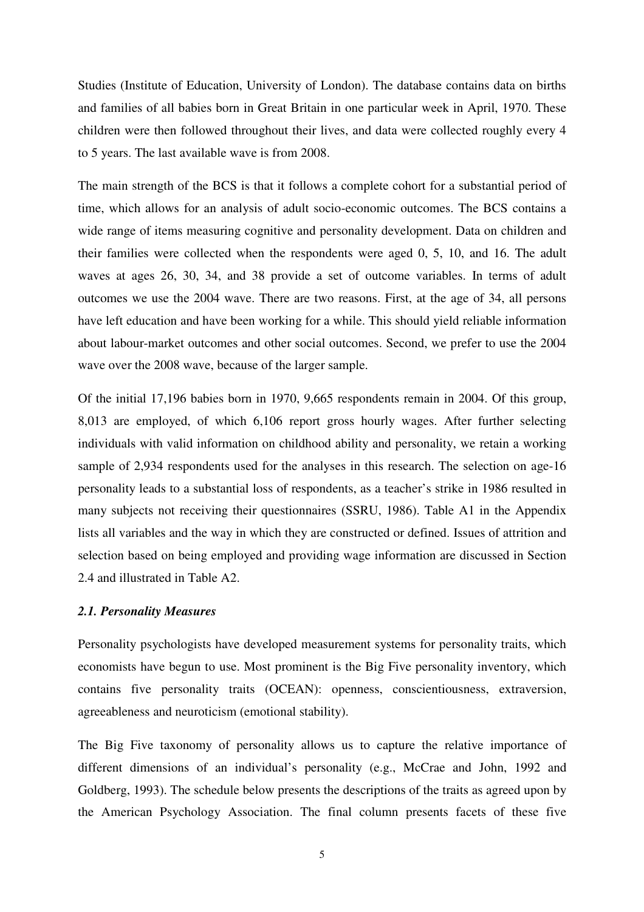Studies (Institute of Education, University of London). The database contains data on births and families of all babies born in Great Britain in one particular week in April, 1970. These children were then followed throughout their lives, and data were collected roughly every 4 to 5 years. The last available wave is from 2008.

The main strength of the BCS is that it follows a complete cohort for a substantial period of time, which allows for an analysis of adult socio-economic outcomes. The BCS contains a wide range of items measuring cognitive and personality development. Data on children and their families were collected when the respondents were aged 0, 5, 10, and 16. The adult waves at ages 26, 30, 34, and 38 provide a set of outcome variables. In terms of adult outcomes we use the 2004 wave. There are two reasons. First, at the age of 34, all persons have left education and have been working for a while. This should yield reliable information about labour-market outcomes and other social outcomes. Second, we prefer to use the 2004 wave over the 2008 wave, because of the larger sample.

Of the initial 17,196 babies born in 1970, 9,665 respondents remain in 2004. Of this group, 8,013 are employed, of which 6,106 report gross hourly wages. After further selecting individuals with valid information on childhood ability and personality, we retain a working sample of 2,934 respondents used for the analyses in this research. The selection on age-16 personality leads to a substantial loss of respondents, as a teacher's strike in 1986 resulted in many subjects not receiving their questionnaires (SSRU, 1986). Table A1 in the Appendix lists all variables and the way in which they are constructed or defined. Issues of attrition and selection based on being employed and providing wage information are discussed in Section 2.4 and illustrated in Table A2.

### *2.1. Personality Measures*

Personality psychologists have developed measurement systems for personality traits, which economists have begun to use. Most prominent is the Big Five personality inventory, which contains five personality traits (OCEAN): openness, conscientiousness, extraversion, agreeableness and neuroticism (emotional stability).

The Big Five taxonomy of personality allows us to capture the relative importance of different dimensions of an individual's personality (e.g., McCrae and John, 1992 and Goldberg, 1993). The schedule below presents the descriptions of the traits as agreed upon by the American Psychology Association. The final column presents facets of these five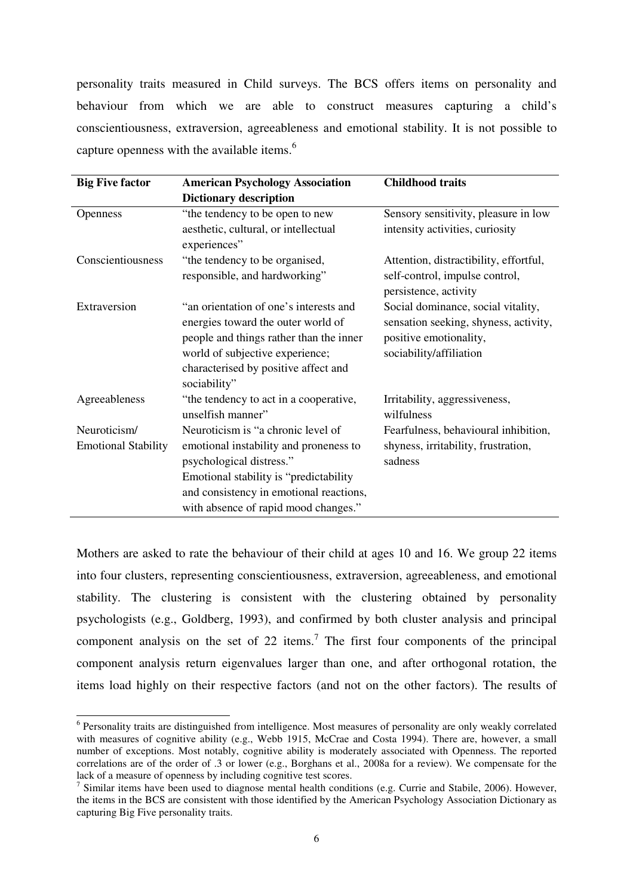personality traits measured in Child surveys. The BCS offers items on personality and behaviour from which we are able to construct measures capturing a child's conscientiousness, extraversion, agreeableness and emotional stability. It is not possible to capture openness with the available items.[6]

| **Big Five factor** | **American Psychology Association Dictionary description** | **Childhood traits** |
|---|---|---|
| Openness | "the tendency to be open to new aesthetic, cultural, or intellectual experiences" | Sensory sensitivity, pleasure in low intensity activities, curiosity |
| Conscientiousness | "the tendency to be organised, responsible, and hardworking" | Attention, distractibility, effortful, self-control, impulse control, persistence, activity |
| Extraversion | "an orientation of one's interests and energies toward the outer world of people and things rather than the inner world of subjective experience; characterised by positive affect and sociability" | Social dominance, social vitality, sensation seeking, shyness, activity, positive emotionality, sociability/affiliation |
| Agreeableness | "the tendency to act in a cooperative, unselfish manner" | Irritability, aggressiveness, wilfulness |
| Neuroticism/ Emotional Stability | Neuroticism is "a chronic level of emotional instability and proneness to psychological distress." Emotional stability is "predictability and consistency in emotional reactions, with absence of rapid mood changes." | Fearfulness, behavioural inhibition, shyness, irritability, frustration, sadness |

Mothers are asked to rate the behaviour of their child at ages 10 and 16. We group 22 items into four clusters, representing conscientiousness, extraversion, agreeableness, and emotional stability. The clustering is consistent with the clustering obtained by personality psychologists (e.g., Goldberg, 1993), and confirmed by both cluster analysis and principal component analysis on the set of 22 items.[7] The first four components of the principal component analysis return eigenvalues larger than one, and after orthogonal rotation, the items load highly on their respective factors (and not on the other factors). The results of

[6] Personality traits are distinguished from intelligence. Most measures of personality are only weakly correlated with measures of cognitive ability (e.g., Webb 1915, McCrae and Costa 1994). There are, however, a small number of exceptions. Most notably, cognitive ability is moderately associated with Openness. The reported correlations are of the order of .3 or lower (e.g., Borghans et al., 2008a for a review). We compensate for the lack of a measure of openness by including cognitive test scores.

[7] Similar items have been used to diagnose mental health conditions (e.g. Currie and Stabile, 2006). However, the items in the BCS are consistent with those identified by the American Psychology Association Dictionary as capturing Big Five personality traits.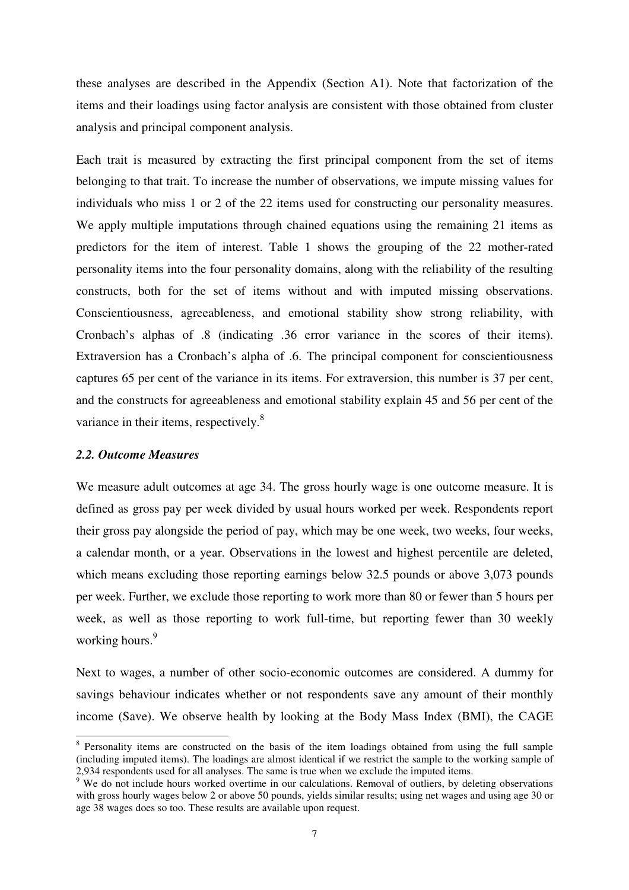these analyses are described in the Appendix (Section A1). Note that factorization of the items and their loadings using factor analysis are consistent with those obtained from cluster analysis and principal component analysis.

Each trait is measured by extracting the first principal component from the set of items belonging to that trait. To increase the number of observations, we impute missing values for individuals who miss 1 or 2 of the 22 items used for constructing our personality measures. We apply multiple imputations through chained equations using the remaining 21 items as predictors for the item of interest. Table 1 shows the grouping of the 22 mother-rated personality items into the four personality domains, along with the reliability of the resulting constructs, both for the set of items without and with imputed missing observations. Conscientiousness, agreeableness, and emotional stability show strong reliability, with Cronbach's alphas of .8 (indicating .36 error variance in the scores of their items). Extraversion has a Cronbach's alpha of .6. The principal component for conscientiousness captures 65 per cent of the variance in its items. For extraversion, this number is 37 per cent, and the constructs for agreeableness and emotional stability explain 45 and 56 per cent of the variance in their items, respectively.[8]

### *2.2. Outcome Measures*

We measure adult outcomes at age 34. The gross hourly wage is one outcome measure. It is defined as gross pay per week divided by usual hours worked per week. Respondents report their gross pay alongside the period of pay, which may be one week, two weeks, four weeks, a calendar month, or a year. Observations in the lowest and highest percentile are deleted, which means excluding those reporting earnings below 32.5 pounds or above 3,073 pounds per week. Further, we exclude those reporting to work more than 80 or fewer than 5 hours per week, as well as those reporting to work full-time, but reporting fewer than 30 weekly working hours.[9]

Next to wages, a number of other socio-economic outcomes are considered. A dummy for savings behaviour indicates whether or not respondents save any amount of their monthly income (Save). We observe health by looking at the Body Mass Index (BMI), the CAGE

---

[8] Personality items are constructed on the basis of the item loadings obtained from using the full sample (including imputed items). The loadings are almost identical if we restrict the sample to the working sample of 2,934 respondents used for all analyses. The same is true when we exclude the imputed items.

[9] We do not include hours worked overtime in our calculations. Removal of outliers, by deleting observations with gross hourly wages below 2 or above 50 pounds, yields similar results; using net wages and using age 30 or age 38 wages does so too. These results are available upon request.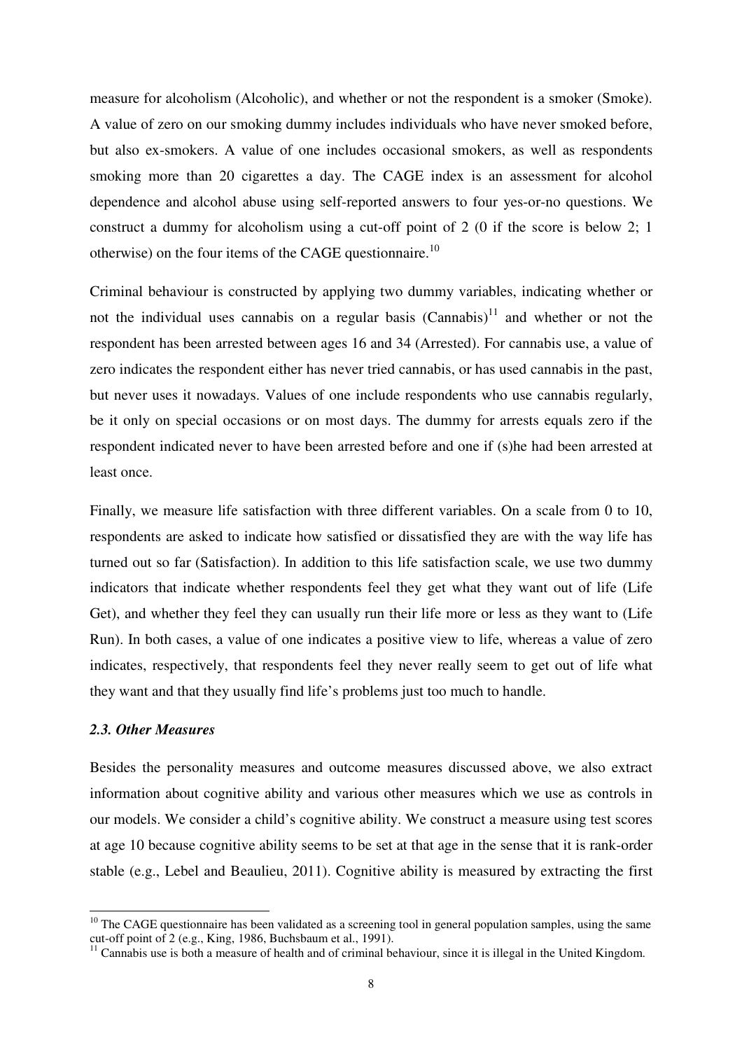measure for alcoholism (Alcoholic), and whether or not the respondent is a smoker (Smoke). A value of zero on our smoking dummy includes individuals who have never smoked before, but also ex-smokers. A value of one includes occasional smokers, as well as respondents smoking more than 20 cigarettes a day. The CAGE index is an assessment for alcohol dependence and alcohol abuse using self-reported answers to four yes-or-no questions. We construct a dummy for alcoholism using a cut-off point of 2 (0 if the score is below 2; 1 otherwise) on the four items of the CAGE questionnaire.[10]

Criminal behaviour is constructed by applying two dummy variables, indicating whether or not the individual uses cannabis on a regular basis (Cannabis)[11] and whether or not the respondent has been arrested between ages 16 and 34 (Arrested). For cannabis use, a value of zero indicates the respondent either has never tried cannabis, or has used cannabis in the past, but never uses it nowadays. Values of one include respondents who use cannabis regularly, be it only on special occasions or on most days. The dummy for arrests equals zero if the respondent indicated never to have been arrested before and one if (s)he had been arrested at least once.

Finally, we measure life satisfaction with three different variables. On a scale from 0 to 10, respondents are asked to indicate how satisfied or dissatisfied they are with the way life has turned out so far (Satisfaction). In addition to this life satisfaction scale, we use two dummy indicators that indicate whether respondents feel they get what they want out of life (Life Get), and whether they feel they can usually run their life more or less as they want to (Life Run). In both cases, a value of one indicates a positive view to life, whereas a value of zero indicates, respectively, that respondents feel they never really seem to get out of life what they want and that they usually find life's problems just too much to handle.

### *2.3. Other Measures*

Besides the personality measures and outcome measures discussed above, we also extract information about cognitive ability and various other measures which we use as controls in our models. We consider a child's cognitive ability. We construct a measure using test scores at age 10 because cognitive ability seems to be set at that age in the sense that it is rank-order stable (e.g., Lebel and Beaulieu, 2011). Cognitive ability is measured by extracting the first

---

[10] The CAGE questionnaire has been validated as a screening tool in general population samples, using the same cut-off point of 2 (e.g., King, 1986, Buchsbaum et al., 1991).

[11] Cannabis use is both a measure of health and of criminal behaviour, since it is illegal in the United Kingdom.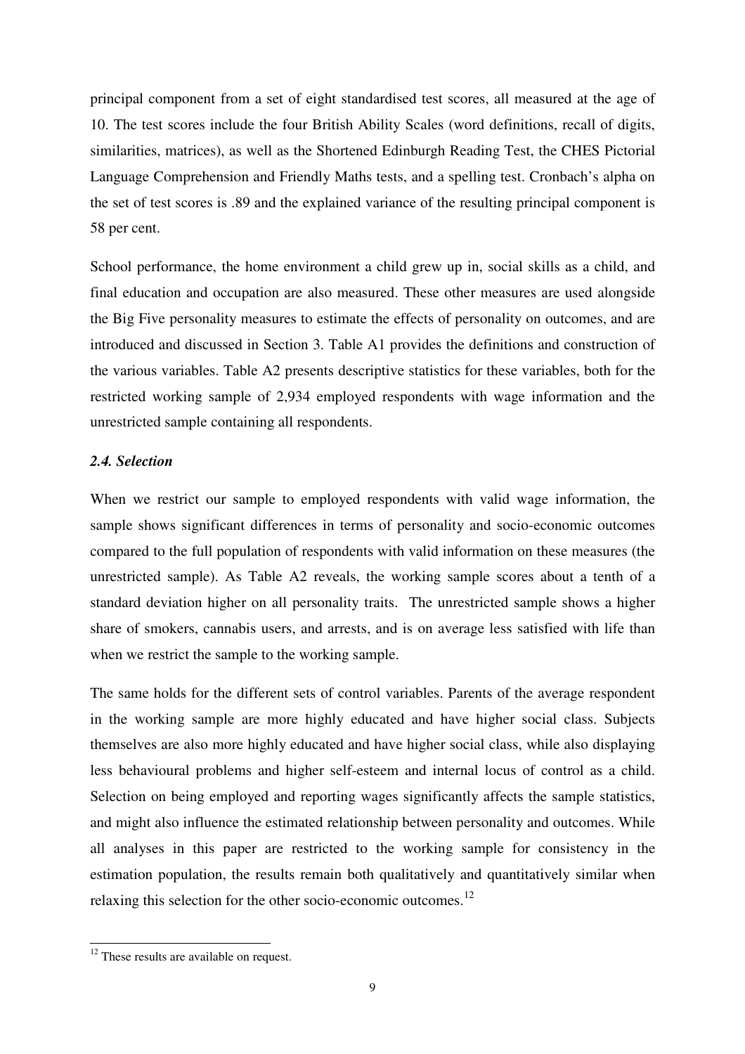principal component from a set of eight standardised test scores, all measured at the age of 10. The test scores include the four British Ability Scales (word definitions, recall of digits, similarities, matrices), as well as the Shortened Edinburgh Reading Test, the CHES Pictorial Language Comprehension and Friendly Maths tests, and a spelling test. Cronbach's alpha on the set of test scores is .89 and the explained variance of the resulting principal component is 58 per cent.

School performance, the home environment a child grew up in, social skills as a child, and final education and occupation are also measured. These other measures are used alongside the Big Five personality measures to estimate the effects of personality on outcomes, and are introduced and discussed in Section 3. Table A1 provides the definitions and construction of the various variables. Table A2 presents descriptive statistics for these variables, both for the restricted working sample of 2,934 employed respondents with wage information and the unrestricted sample containing all respondents.

### *2.4. Selection*

When we restrict our sample to employed respondents with valid wage information, the sample shows significant differences in terms of personality and socio-economic outcomes compared to the full population of respondents with valid information on these measures (the unrestricted sample). As Table A2 reveals, the working sample scores about a tenth of a standard deviation higher on all personality traits. The unrestricted sample shows a higher share of smokers, cannabis users, and arrests, and is on average less satisfied with life than when we restrict the sample to the working sample.

The same holds for the different sets of control variables. Parents of the average respondent in the working sample are more highly educated and have higher social class. Subjects themselves are also more highly educated and have higher social class, while also displaying less behavioural problems and higher self-esteem and internal locus of control as a child. Selection on being employed and reporting wages significantly affects the sample statistics, and might also influence the estimated relationship between personality and outcomes. While all analyses in this paper are restricted to the working sample for consistency in the estimation population, the results remain both qualitatively and quantitatively similar when relaxing this selection for the other socio-economic outcomes.[12]

[12] These results are available on request.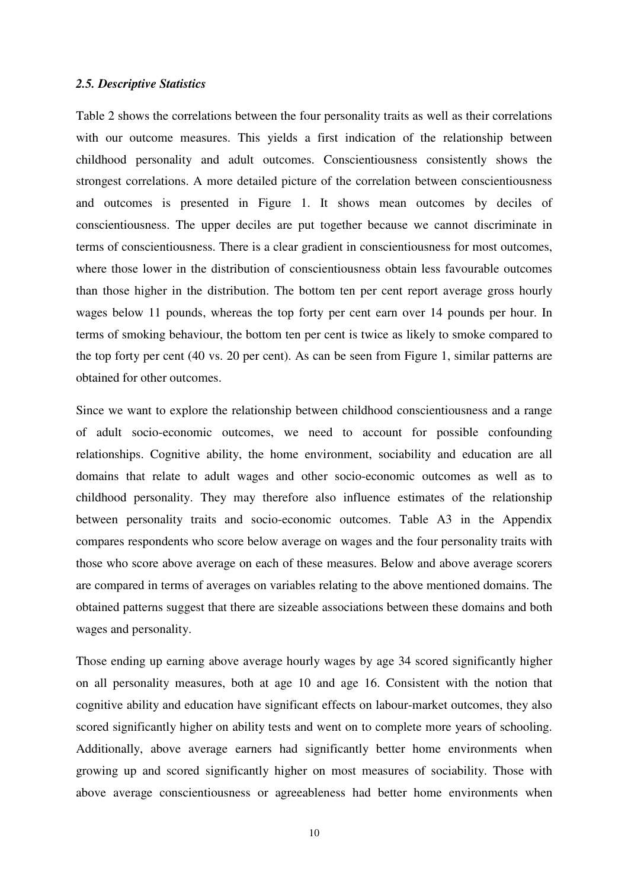### *2.5. Descriptive Statistics*

Table 2 shows the correlations between the four personality traits as well as their correlations with our outcome measures. This yields a first indication of the relationship between childhood personality and adult outcomes. Conscientiousness consistently shows the strongest correlations. A more detailed picture of the correlation between conscientiousness and outcomes is presented in Figure 1. It shows mean outcomes by deciles of conscientiousness. The upper deciles are put together because we cannot discriminate in terms of conscientiousness. There is a clear gradient in conscientiousness for most outcomes, where those lower in the distribution of conscientiousness obtain less favourable outcomes than those higher in the distribution. The bottom ten per cent report average gross hourly wages below 11 pounds, whereas the top forty per cent earn over 14 pounds per hour. In terms of smoking behaviour, the bottom ten per cent is twice as likely to smoke compared to the top forty per cent (40 vs. 20 per cent). As can be seen from Figure 1, similar patterns are obtained for other outcomes.

Since we want to explore the relationship between childhood conscientiousness and a range of adult socio-economic outcomes, we need to account for possible confounding relationships. Cognitive ability, the home environment, sociability and education are all domains that relate to adult wages and other socio-economic outcomes as well as to childhood personality. They may therefore also influence estimates of the relationship between personality traits and socio-economic outcomes. Table A3 in the Appendix compares respondents who score below average on wages and the four personality traits with those who score above average on each of these measures. Below and above average scorers are compared in terms of averages on variables relating to the above mentioned domains. The obtained patterns suggest that there are sizeable associations between these domains and both wages and personality.

Those ending up earning above average hourly wages by age 34 scored significantly higher on all personality measures, both at age 10 and age 16. Consistent with the notion that cognitive ability and education have significant effects on labour-market outcomes, they also scored significantly higher on ability tests and went on to complete more years of schooling. Additionally, above average earners had significantly better home environments when growing up and scored significantly higher on most measures of sociability. Those with above average conscientiousness or agreeableness had better home environments when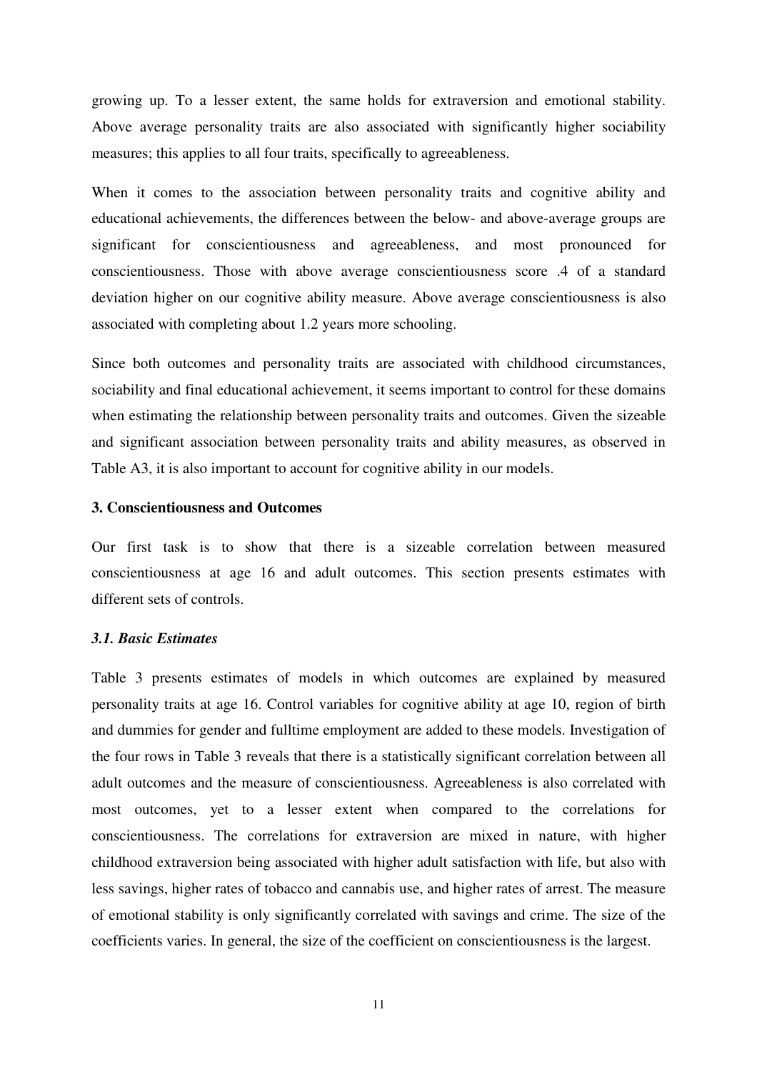growing up. To a lesser extent, the same holds for extraversion and emotional stability. Above average personality traits are also associated with significantly higher sociability measures; this applies to all four traits, specifically to agreeableness.

When it comes to the association between personality traits and cognitive ability and educational achievements, the differences between the below- and above-average groups are significant for conscientiousness and agreeableness, and most pronounced for conscientiousness. Those with above average conscientiousness score .4 of a standard deviation higher on our cognitive ability measure. Above average conscientiousness is also associated with completing about 1.2 years more schooling.

Since both outcomes and personality traits are associated with childhood circumstances, sociability and final educational achievement, it seems important to control for these domains when estimating the relationship between personality traits and outcomes. Given the sizeable and significant association between personality traits and ability measures, as observed in Table A3, it is also important to account for cognitive ability in our models.

## 3. Conscientiousness and Outcomes

Our first task is to show that there is a sizeable correlation between measured conscientiousness at age 16 and adult outcomes. This section presents estimates with different sets of controls.

### *3.1. Basic Estimates*

Table 3 presents estimates of models in which outcomes are explained by measured personality traits at age 16. Control variables for cognitive ability at age 10, region of birth and dummies for gender and fulltime employment are added to these models. Investigation of the four rows in Table 3 reveals that there is a statistically significant correlation between all adult outcomes and the measure of conscientiousness. Agreeableness is also correlated with most outcomes, yet to a lesser extent when compared to the correlations for conscientiousness. The correlations for extraversion are mixed in nature, with higher childhood extraversion being associated with higher adult satisfaction with life, but also with less savings, higher rates of tobacco and cannabis use, and higher rates of arrest. The measure of emotional stability is only significantly correlated with savings and crime. The size of the coefficients varies. In general, the size of the coefficient on conscientiousness is the largest.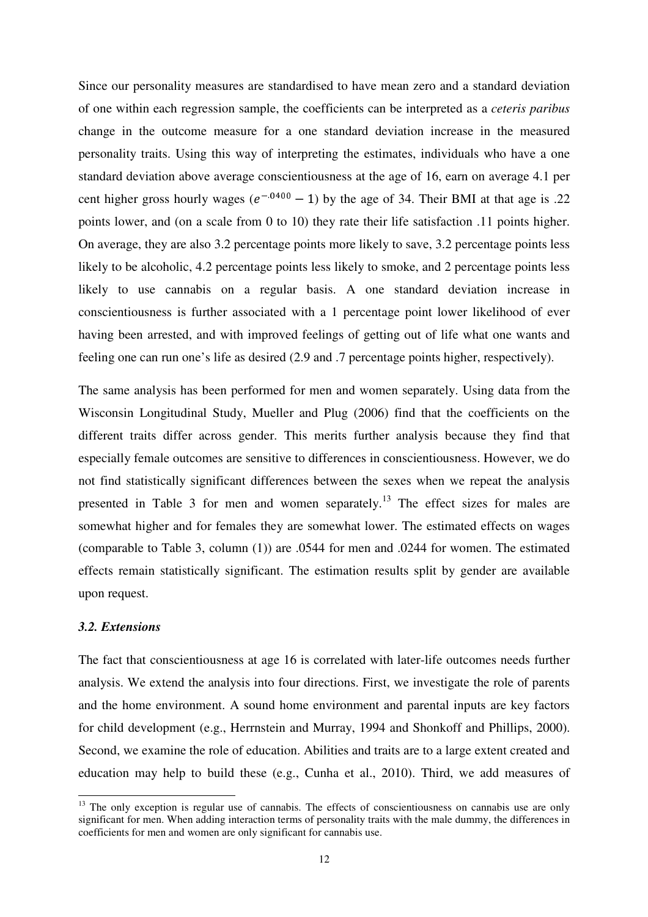Since our personality measures are standardised to have mean zero and a standard deviation of one within each regression sample, the coefficients can be interpreted as a *ceteris paribus* change in the outcome measure for a one standard deviation increase in the measured personality traits. Using this way of interpreting the estimates, individuals who have a one standard deviation above average conscientiousness at the age of 16, earn on average 4.1 per cent higher gross hourly wages ($e^{-.0400} - 1$) by the age of 34. Their BMI at that age is .22 points lower, and (on a scale from 0 to 10) they rate their life satisfaction .11 points higher. On average, they are also 3.2 percentage points more likely to save, 3.2 percentage points less likely to be alcoholic, 4.2 percentage points less likely to smoke, and 2 percentage points less likely to use cannabis on a regular basis. A one standard deviation increase in conscientiousness is further associated with a 1 percentage point lower likelihood of ever having been arrested, and with improved feelings of getting out of life what one wants and feeling one can run one's life as desired (2.9 and .7 percentage points higher, respectively).

The same analysis has been performed for men and women separately. Using data from the Wisconsin Longitudinal Study, Mueller and Plug (2006) find that the coefficients on the different traits differ across gender. This merits further analysis because they find that especially female outcomes are sensitive to differences in conscientiousness. However, we do not find statistically significant differences between the sexes when we repeat the analysis presented in Table 3 for men and women separately.[13] The effect sizes for males are somewhat higher and for females they are somewhat lower. The estimated effects on wages (comparable to Table 3, column (1)) are .0544 for men and .0244 for women. The estimated effects remain statistically significant. The estimation results split by gender are available upon request.

### *3.2. Extensions*

The fact that conscientiousness at age 16 is correlated with later-life outcomes needs further analysis. We extend the analysis into four directions. First, we investigate the role of parents and the home environment. A sound home environment and parental inputs are key factors for child development (e.g., Herrnstein and Murray, 1994 and Shonkoff and Phillips, 2000). Second, we examine the role of education. Abilities and traits are to a large extent created and education may help to build these (e.g., Cunha et al., 2010). Third, we add measures of

[13] The only exception is regular use of cannabis. The effects of conscientiousness on cannabis use are only significant for men. When adding interaction terms of personality traits with the male dummy, the differences in coefficients for men and women are only significant for cannabis use.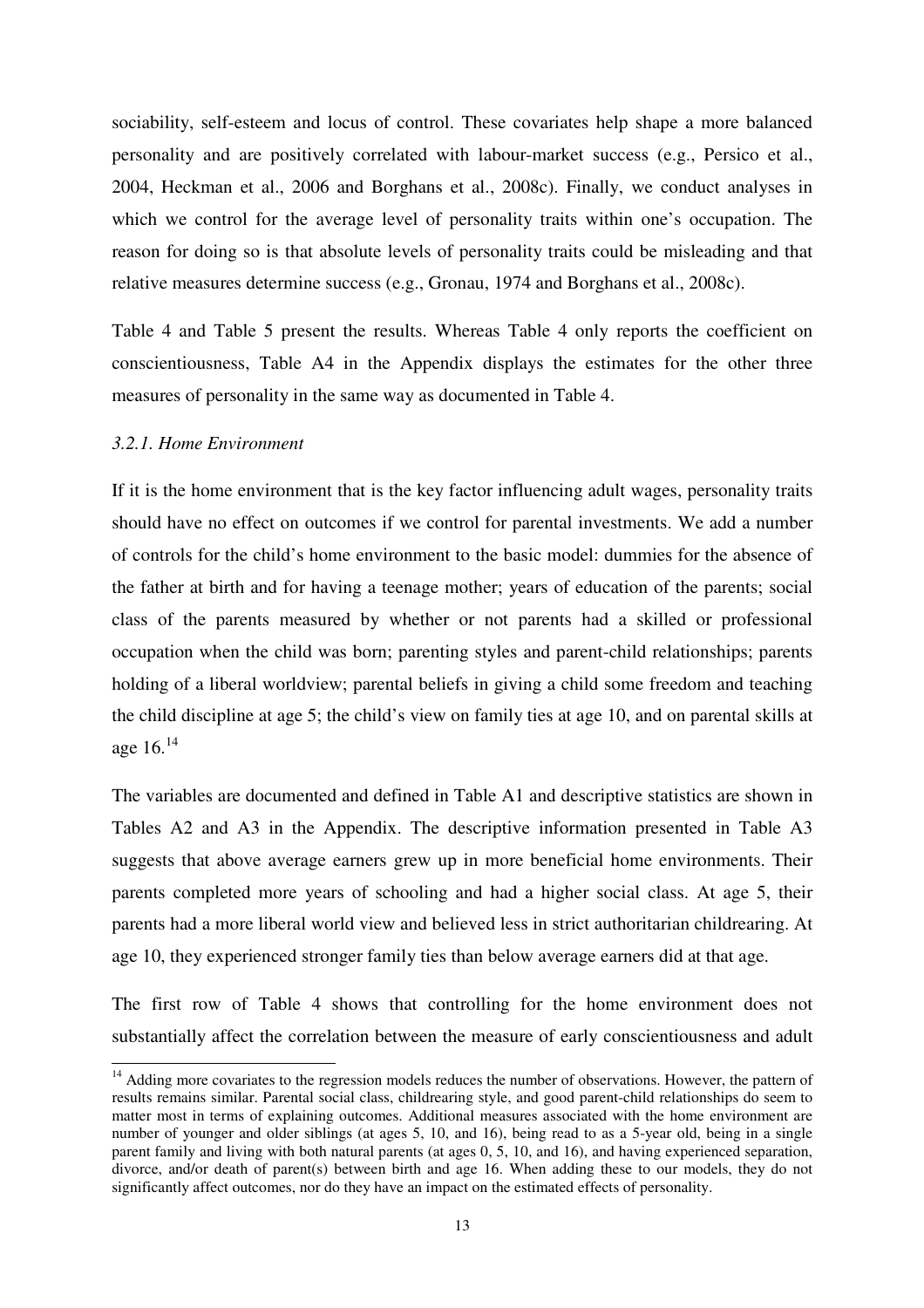sociability, self-esteem and locus of control. These covariates help shape a more balanced personality and are positively correlated with labour-market success (e.g., Persico et al., 2004, Heckman et al., 2006 and Borghans et al., 2008c). Finally, we conduct analyses in which we control for the average level of personality traits within one's occupation. The reason for doing so is that absolute levels of personality traits could be misleading and that relative measures determine success (e.g., Gronau, 1974 and Borghans et al., 2008c).

Table 4 and Table 5 present the results. Whereas Table 4 only reports the coefficient on conscientiousness, Table A4 in the Appendix displays the estimates for the other three measures of personality in the same way as documented in Table 4.

### *3.2.1. Home Environment*

If it is the home environment that is the key factor influencing adult wages, personality traits should have no effect on outcomes if we control for parental investments. We add a number of controls for the child's home environment to the basic model: dummies for the absence of the father at birth and for having a teenage mother; years of education of the parents; social class of the parents measured by whether or not parents had a skilled or professional occupation when the child was born; parenting styles and parent-child relationships; parents holding of a liberal worldview; parental beliefs in giving a child some freedom and teaching the child discipline at age 5; the child's view on family ties at age 10, and on parental skills at age 16.[14]

The variables are documented and defined in Table A1 and descriptive statistics are shown in Tables A2 and A3 in the Appendix. The descriptive information presented in Table A3 suggests that above average earners grew up in more beneficial home environments. Their parents completed more years of schooling and had a higher social class. At age 5, their parents had a more liberal world view and believed less in strict authoritarian childrearing. At age 10, they experienced stronger family ties than below average earners did at that age.

The first row of Table 4 shows that controlling for the home environment does not substantially affect the correlation between the measure of early conscientiousness and adult

[14] Adding more covariates to the regression models reduces the number of observations. However, the pattern of results remains similar. Parental social class, childrearing style, and good parent-child relationships do seem to matter most in terms of explaining outcomes. Additional measures associated with the home environment are number of younger and older siblings (at ages 5, 10, and 16), being read to as a 5-year old, being in a single parent family and living with both natural parents (at ages 0, 5, 10, and 16), and having experienced separation, divorce, and/or death of parent(s) between birth and age 16. When adding these to our models, they do not significantly affect outcomes, nor do they have an impact on the estimated effects of personality.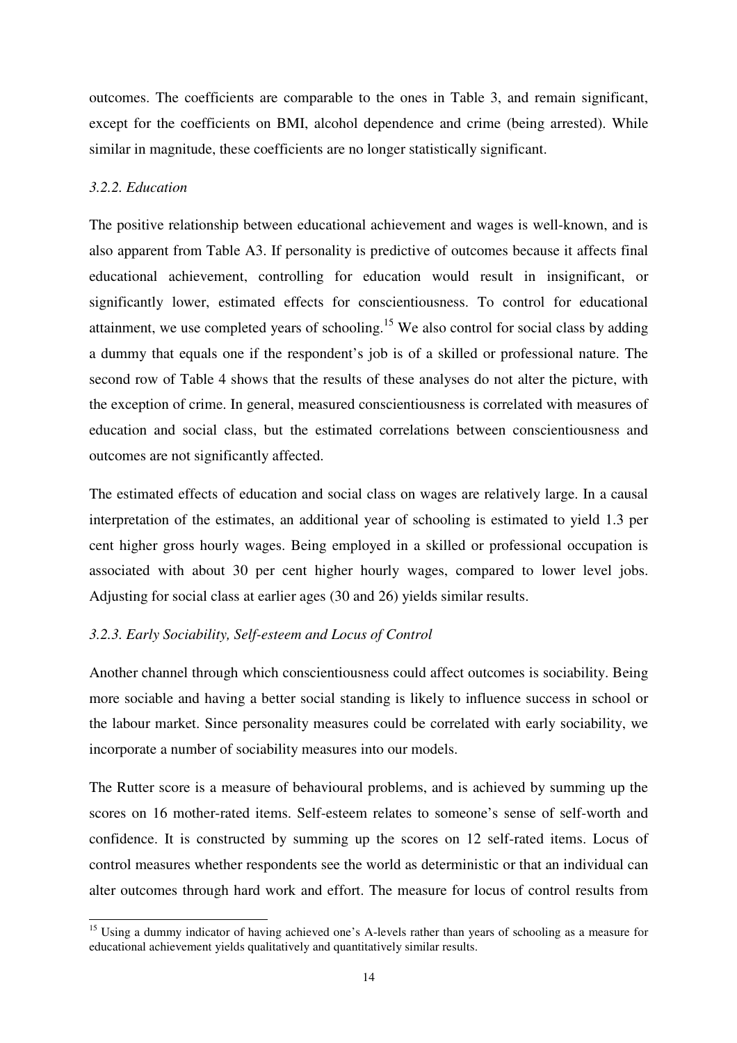outcomes. The coefficients are comparable to the ones in Table 3, and remain significant, except for the coefficients on BMI, alcohol dependence and crime (being arrested). While similar in magnitude, these coefficients are no longer statistically significant.

### *3.2.2. Education*

The positive relationship between educational achievement and wages is well-known, and is also apparent from Table A3. If personality is predictive of outcomes because it affects final educational achievement, controlling for education would result in insignificant, or significantly lower, estimated effects for conscientiousness. To control for educational attainment, we use completed years of schooling.[15] We also control for social class by adding a dummy that equals one if the respondent's job is of a skilled or professional nature. The second row of Table 4 shows that the results of these analyses do not alter the picture, with the exception of crime. In general, measured conscientiousness is correlated with measures of education and social class, but the estimated correlations between conscientiousness and outcomes are not significantly affected.

The estimated effects of education and social class on wages are relatively large. In a causal interpretation of the estimates, an additional year of schooling is estimated to yield 1.3 per cent higher gross hourly wages. Being employed in a skilled or professional occupation is associated with about 30 per cent higher hourly wages, compared to lower level jobs. Adjusting for social class at earlier ages (30 and 26) yields similar results.

### *3.2.3. Early Sociability, Self-esteem and Locus of Control*

Another channel through which conscientiousness could affect outcomes is sociability. Being more sociable and having a better social standing is likely to influence success in school or the labour market. Since personality measures could be correlated with early sociability, we incorporate a number of sociability measures into our models.

The Rutter score is a measure of behavioural problems, and is achieved by summing up the scores on 16 mother-rated items. Self-esteem relates to someone's sense of self-worth and confidence. It is constructed by summing up the scores on 12 self-rated items. Locus of control measures whether respondents see the world as deterministic or that an individual can alter outcomes through hard work and effort. The measure for locus of control results from

[15] Using a dummy indicator of having achieved one's A-levels rather than years of schooling as a measure for educational achievement yields qualitatively and quantitatively similar results.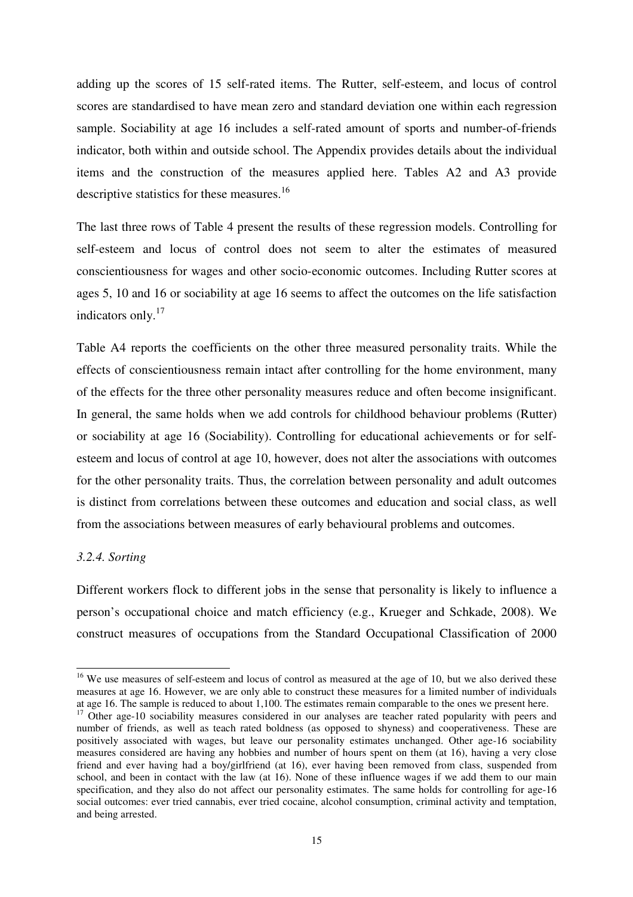adding up the scores of 15 self-rated items. The Rutter, self-esteem, and locus of control scores are standardised to have mean zero and standard deviation one within each regression sample. Sociability at age 16 includes a self-rated amount of sports and number-of-friends indicator, both within and outside school. The Appendix provides details about the individual items and the construction of the measures applied here. Tables A2 and A3 provide descriptive statistics for these measures.[16]

The last three rows of Table 4 present the results of these regression models. Controlling for self-esteem and locus of control does not seem to alter the estimates of measured conscientiousness for wages and other socio-economic outcomes. Including Rutter scores at ages 5, 10 and 16 or sociability at age 16 seems to affect the outcomes on the life satisfaction indicators only.[17]

Table A4 reports the coefficients on the other three measured personality traits. While the effects of conscientiousness remain intact after controlling for the home environment, many of the effects for the three other personality measures reduce and often become insignificant. In general, the same holds when we add controls for childhood behaviour problems (Rutter) or sociability at age 16 (Sociability). Controlling for educational achievements or for self-esteem and locus of control at age 10, however, does not alter the associations with outcomes for the other personality traits. Thus, the correlation between personality and adult outcomes is distinct from correlations between these outcomes and education and social class, as well from the associations between measures of early behavioural problems and outcomes.

*3.2.4. Sorting*

Different workers flock to different jobs in the sense that personality is likely to influence a person's occupational choice and match efficiency (e.g., Krueger and Schkade, 2008). We construct measures of occupations from the Standard Occupational Classification of 2000

---

[16] We use measures of self-esteem and locus of control as measured at the age of 10, but we also derived these measures at age 16. However, we are only able to construct these measures for a limited number of individuals at age 16. The sample is reduced to about 1,100. The estimates remain comparable to the ones we present here.

[17] Other age-10 sociability measures considered in our analyses are teacher rated popularity with peers and number of friends, as well as teach rated boldness (as opposed to shyness) and cooperativeness. These are positively associated with wages, but leave our personality estimates unchanged. Other age-16 sociability measures considered are having any hobbies and number of hours spent on them (at 16), having a very close friend and ever having had a boy/girlfriend (at 16), ever having been removed from class, suspended from school, and been in contact with the law (at 16). None of these influence wages if we add them to our main specification, and they also do not affect our personality estimates. The same holds for controlling for age-16 social outcomes: ever tried cannabis, ever tried cocaine, alcohol consumption, criminal activity and temptation, and being arrested.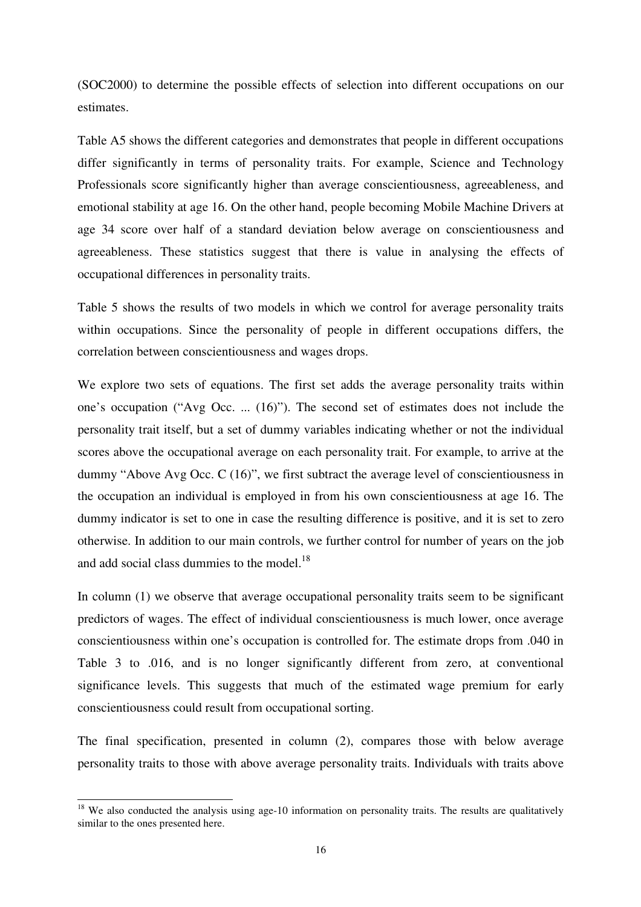(SOC2000) to determine the possible effects of selection into different occupations on our estimates.

Table A5 shows the different categories and demonstrates that people in different occupations differ significantly in terms of personality traits. For example, Science and Technology Professionals score significantly higher than average conscientiousness, agreeableness, and emotional stability at age 16. On the other hand, people becoming Mobile Machine Drivers at age 34 score over half of a standard deviation below average on conscientiousness and agreeableness. These statistics suggest that there is value in analysing the effects of occupational differences in personality traits.

Table 5 shows the results of two models in which we control for average personality traits within occupations. Since the personality of people in different occupations differs, the correlation between conscientiousness and wages drops.

We explore two sets of equations. The first set adds the average personality traits within one's occupation ("Avg Occ. ... (16)"). The second set of estimates does not include the personality trait itself, but a set of dummy variables indicating whether or not the individual scores above the occupational average on each personality trait. For example, to arrive at the dummy "Above Avg Occ. C (16)", we first subtract the average level of conscientiousness in the occupation an individual is employed in from his own conscientiousness at age 16. The dummy indicator is set to one in case the resulting difference is positive, and it is set to zero otherwise. In addition to our main controls, we further control for number of years on the job and add social class dummies to the model.[18]

In column (1) we observe that average occupational personality traits seem to be significant predictors of wages. The effect of individual conscientiousness is much lower, once average conscientiousness within one's occupation is controlled for. The estimate drops from .040 in Table 3 to .016, and is no longer significantly different from zero, at conventional significance levels. This suggests that much of the estimated wage premium for early conscientiousness could result from occupational sorting.

The final specification, presented in column (2), compares those with below average personality traits to those with above average personality traits. Individuals with traits above

[18] We also conducted the analysis using age-10 information on personality traits. The results are qualitatively similar to the ones presented here.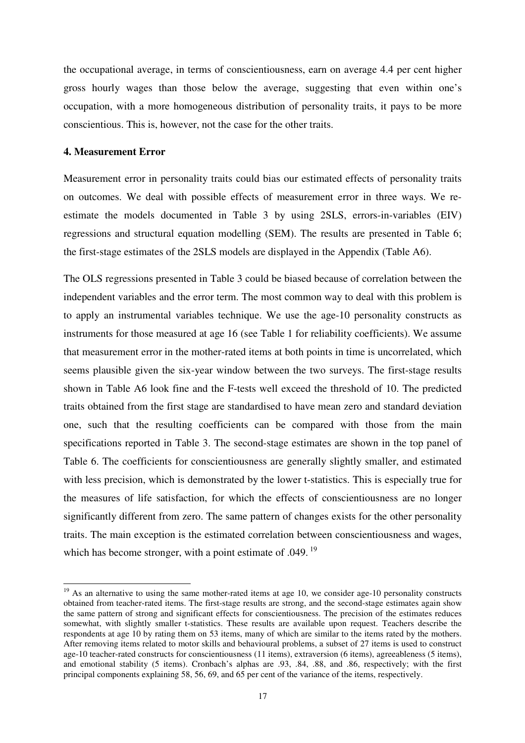the occupational average, in terms of conscientiousness, earn on average 4.4 per cent higher gross hourly wages than those below the average, suggesting that even within one's occupation, with a more homogeneous distribution of personality traits, it pays to be more conscientious. This is, however, not the case for the other traits.

**4. Measurement Error**

Measurement error in personality traits could bias our estimated effects of personality traits on outcomes. We deal with possible effects of measurement error in three ways. We re-estimate the models documented in Table 3 by using 2SLS, errors-in-variables (EIV) regressions and structural equation modelling (SEM). The results are presented in Table 6; the first-stage estimates of the 2SLS models are displayed in the Appendix (Table A6).

The OLS regressions presented in Table 3 could be biased because of correlation between the independent variables and the error term. The most common way to deal with this problem is to apply an instrumental variables technique. We use the age-10 personality constructs as instruments for those measured at age 16 (see Table 1 for reliability coefficients). We assume that measurement error in the mother-rated items at both points in time is uncorrelated, which seems plausible given the six-year window between the two surveys. The first-stage results shown in Table A6 look fine and the F-tests well exceed the threshold of 10. The predicted traits obtained from the first stage are standardised to have mean zero and standard deviation one, such that the resulting coefficients can be compared with those from the main specifications reported in Table 3. The second-stage estimates are shown in the top panel of Table 6. The coefficients for conscientiousness are generally slightly smaller, and estimated with less precision, which is demonstrated by the lower t-statistics. This is especially true for the measures of life satisfaction, for which the effects of conscientiousness are no longer significantly different from zero. The same pattern of changes exists for the other personality traits. The main exception is the estimated correlation between conscientiousness and wages, which has become stronger, with a point estimate of .049. [19]

[19] As an alternative to using the same mother-rated items at age 10, we consider age-10 personality constructs obtained from teacher-rated items. The first-stage results are strong, and the second-stage estimates again show the same pattern of strong and significant effects for conscientiousness. The precision of the estimates reduces somewhat, with slightly smaller t-statistics. These results are available upon request. Teachers describe the respondents at age 10 by rating them on 53 items, many of which are similar to the items rated by the mothers. After removing items related to motor skills and behavioural problems, a subset of 27 items is used to construct age-10 teacher-rated constructs for conscientiousness (11 items), extraversion (6 items), agreeableness (5 items), and emotional stability (5 items). Cronbach's alphas are .93, .84, .88, and .86, respectively; with the first principal components explaining 58, 56, 69, and 65 per cent of the variance of the items, respectively.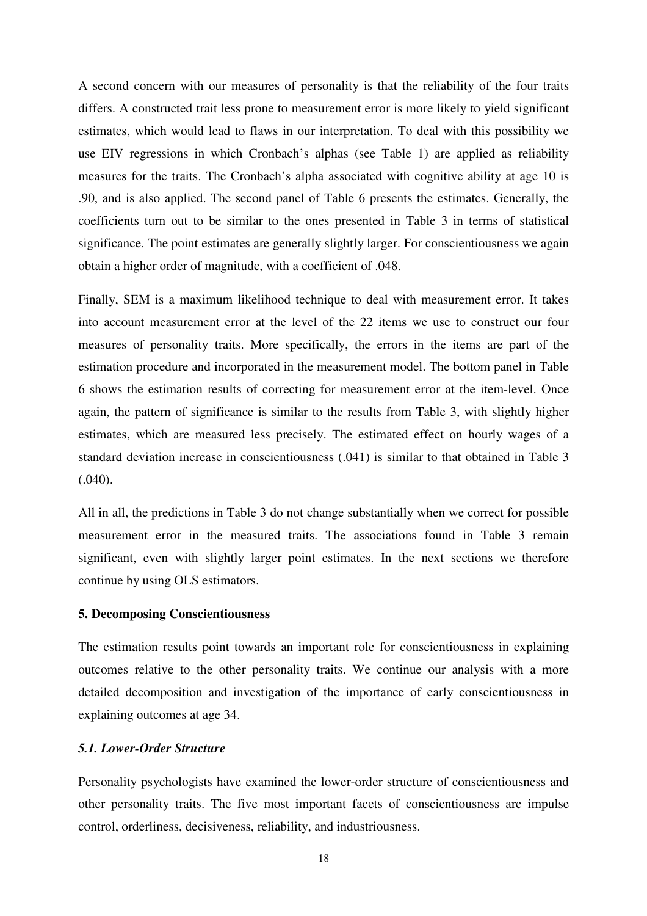A second concern with our measures of personality is that the reliability of the four traits differs. A constructed trait less prone to measurement error is more likely to yield significant estimates, which would lead to flaws in our interpretation. To deal with this possibility we use EIV regressions in which Cronbach's alphas (see Table 1) are applied as reliability measures for the traits. The Cronbach's alpha associated with cognitive ability at age 10 is .90, and is also applied. The second panel of Table 6 presents the estimates. Generally, the coefficients turn out to be similar to the ones presented in Table 3 in terms of statistical significance. The point estimates are generally slightly larger. For conscientiousness we again obtain a higher order of magnitude, with a coefficient of .048.

Finally, SEM is a maximum likelihood technique to deal with measurement error. It takes into account measurement error at the level of the 22 items we use to construct our four measures of personality traits. More specifically, the errors in the items are part of the estimation procedure and incorporated in the measurement model. The bottom panel in Table 6 shows the estimation results of correcting for measurement error at the item-level. Once again, the pattern of significance is similar to the results from Table 3, with slightly higher estimates, which are measured less precisely. The estimated effect on hourly wages of a standard deviation increase in conscientiousness (.041) is similar to that obtained in Table 3 (.040).

All in all, the predictions in Table 3 do not change substantially when we correct for possible measurement error in the measured traits. The associations found in Table 3 remain significant, even with slightly larger point estimates. In the next sections we therefore continue by using OLS estimators.

## 5. Decomposing Conscientiousness

The estimation results point towards an important role for conscientiousness in explaining outcomes relative to the other personality traits. We continue our analysis with a more detailed decomposition and investigation of the importance of early conscientiousness in explaining outcomes at age 34.

### *5.1. Lower-Order Structure*

Personality psychologists have examined the lower-order structure of conscientiousness and other personality traits. The five most important facets of conscientiousness are impulse control, orderliness, decisiveness, reliability, and industriousness.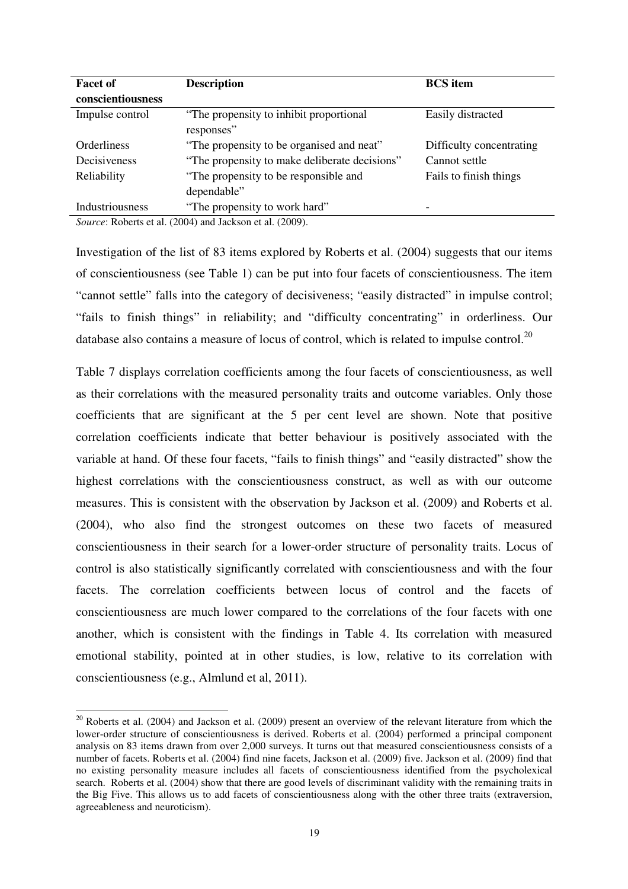| Facet of conscientiousness | Description | BCS item |
|---|---|---|
| Impulse control | "The propensity to inhibit proportional responses" | Easily distracted |
| Orderliness | "The propensity to be organised and neat" | Difficulty concentrating |
| Decisiveness | "The propensity to make deliberate decisions" | Cannot settle |
| Reliability | "The propensity to be responsible and dependable" | Fails to finish things |
| Industriousness | "The propensity to work hard" | - |

*Source*: Roberts et al. (2004) and Jackson et al. (2009).

Investigation of the list of 83 items explored by Roberts et al. (2004) suggests that our items of conscientiousness (see Table 1) can be put into four facets of conscientiousness. The item "cannot settle" falls into the category of decisiveness; "easily distracted" in impulse control; "fails to finish things" in reliability; and "difficulty concentrating" in orderliness. Our database also contains a measure of locus of control, which is related to impulse control.[20]

Table 7 displays correlation coefficients among the four facets of conscientiousness, as well as their correlations with the measured personality traits and outcome variables. Only those coefficients that are significant at the 5 per cent level are shown. Note that positive correlation coefficients indicate that better behaviour is positively associated with the variable at hand. Of these four facets, "fails to finish things" and "easily distracted" show the highest correlations with the conscientiousness construct, as well as with our outcome measures. This is consistent with the observation by Jackson et al. (2009) and Roberts et al. (2004), who also find the strongest outcomes on these two facets of measured conscientiousness in their search for a lower-order structure of personality traits. Locus of control is also statistically significantly correlated with conscientiousness and with the four facets. The correlation coefficients between locus of control and the facets of conscientiousness are much lower compared to the correlations of the four facets with one another, which is consistent with the findings in Table 4. Its correlation with measured emotional stability, pointed at in other studies, is low, relative to its correlation with conscientiousness (e.g., Almlund et al, 2011).

[20] Roberts et al. (2004) and Jackson et al. (2009) present an overview of the relevant literature from which the lower-order structure of conscientiousness is derived. Roberts et al. (2004) performed a principal component analysis on 83 items drawn from over 2,000 surveys. It turns out that measured conscientiousness consists of a number of facets. Roberts et al. (2004) find nine facets, Jackson et al. (2009) five. Jackson et al. (2009) find that no existing personality measure includes all facets of conscientiousness identified from the psycholexical search. Roberts et al. (2004) show that there are good levels of discriminant validity with the remaining traits in the Big Five. This allows us to add facets of conscientiousness along with the other three traits (extraversion, agreeableness and neuroticism).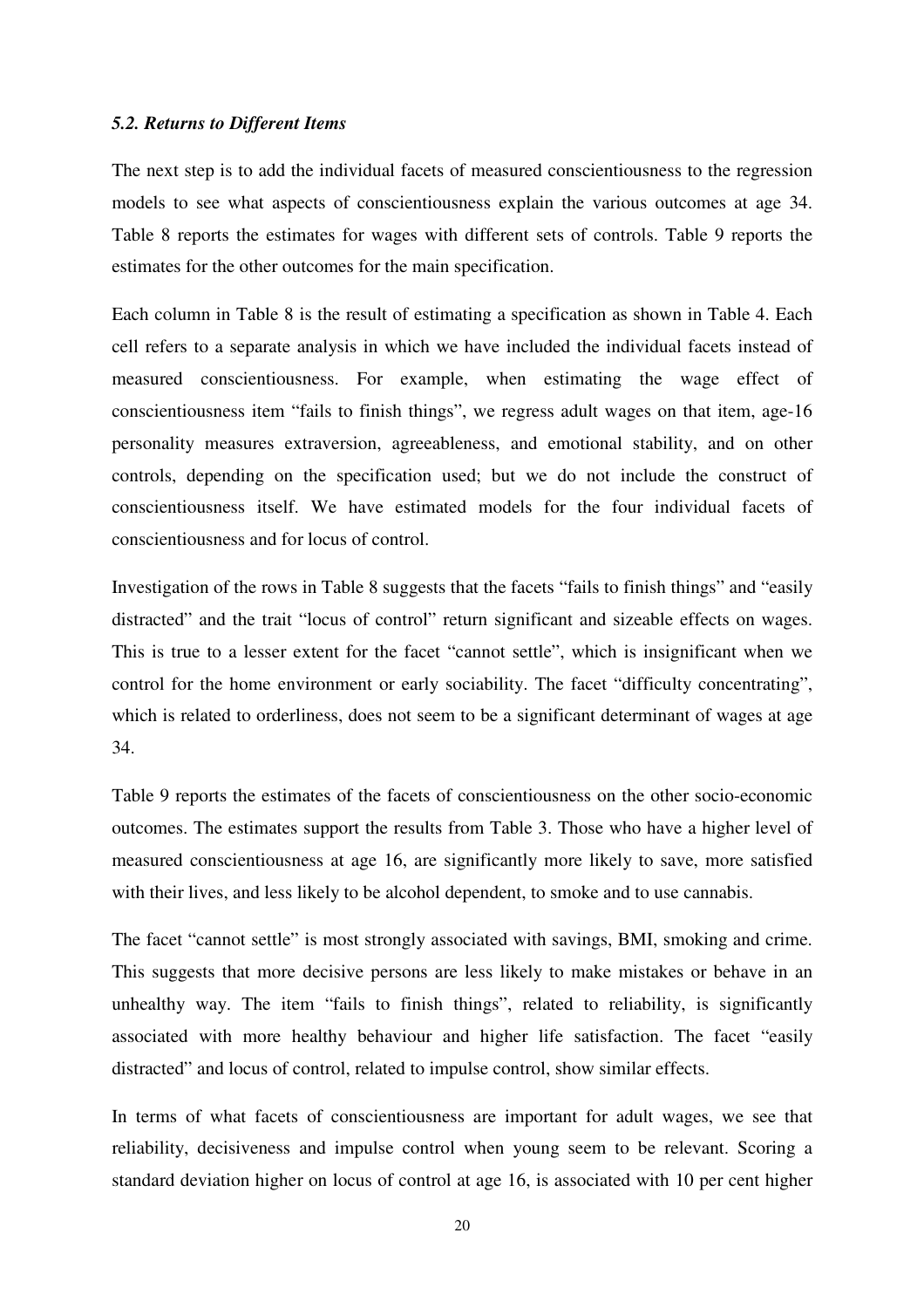### *5.2. Returns to Different Items*

The next step is to add the individual facets of measured conscientiousness to the regression models to see what aspects of conscientiousness explain the various outcomes at age 34. Table 8 reports the estimates for wages with different sets of controls. Table 9 reports the estimates for the other outcomes for the main specification.

Each column in Table 8 is the result of estimating a specification as shown in Table 4. Each cell refers to a separate analysis in which we have included the individual facets instead of measured conscientiousness. For example, when estimating the wage effect of conscientiousness item "fails to finish things", we regress adult wages on that item, age-16 personality measures extraversion, agreeableness, and emotional stability, and on other controls, depending on the specification used; but we do not include the construct of conscientiousness itself. We have estimated models for the four individual facets of conscientiousness and for locus of control.

Investigation of the rows in Table 8 suggests that the facets "fails to finish things" and "easily distracted" and the trait "locus of control" return significant and sizeable effects on wages. This is true to a lesser extent for the facet "cannot settle", which is insignificant when we control for the home environment or early sociability. The facet "difficulty concentrating", which is related to orderliness, does not seem to be a significant determinant of wages at age 34.

Table 9 reports the estimates of the facets of conscientiousness on the other socio-economic outcomes. The estimates support the results from Table 3. Those who have a higher level of measured conscientiousness at age 16, are significantly more likely to save, more satisfied with their lives, and less likely to be alcohol dependent, to smoke and to use cannabis.

The facet "cannot settle" is most strongly associated with savings, BMI, smoking and crime. This suggests that more decisive persons are less likely to make mistakes or behave in an unhealthy way. The item "fails to finish things", related to reliability, is significantly associated with more healthy behaviour and higher life satisfaction. The facet "easily distracted" and locus of control, related to impulse control, show similar effects.

In terms of what facets of conscientiousness are important for adult wages, we see that reliability, decisiveness and impulse control when young seem to be relevant. Scoring a standard deviation higher on locus of control at age 16, is associated with 10 per cent higher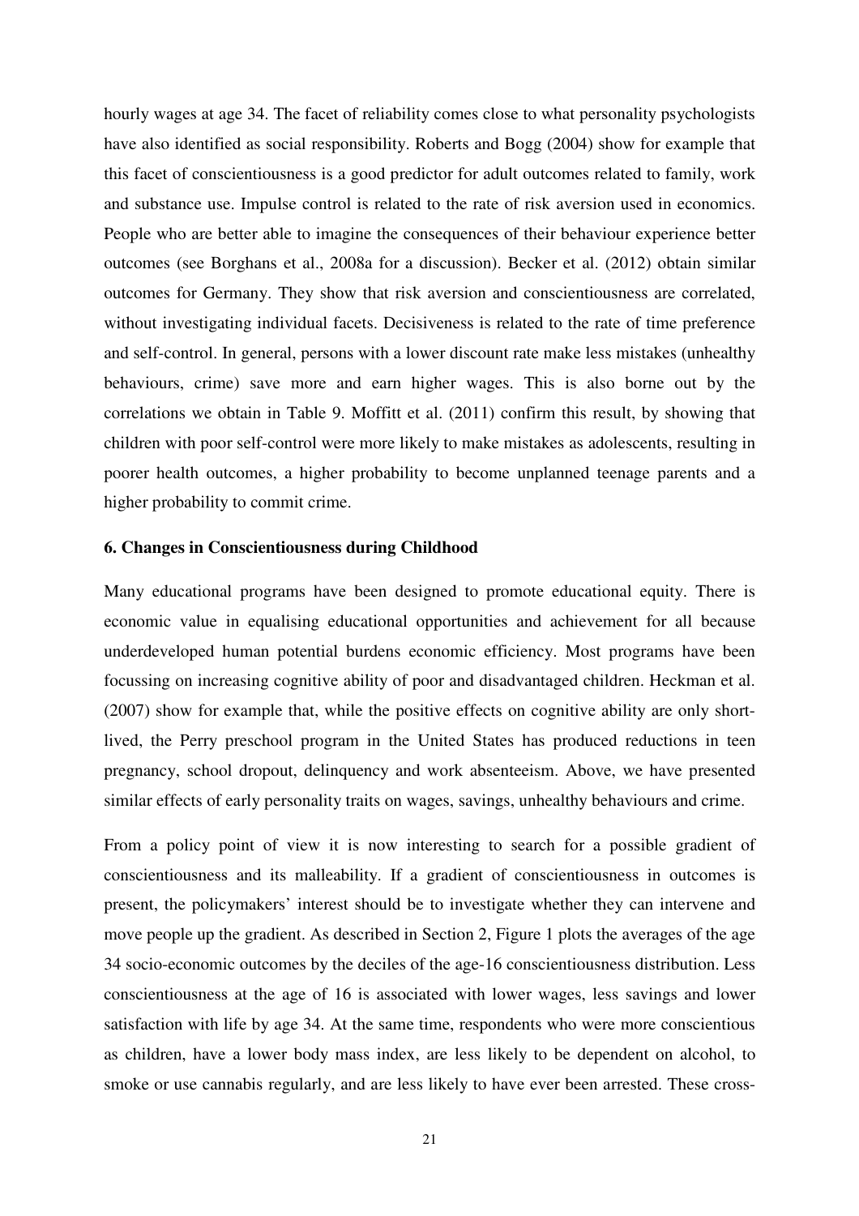hourly wages at age 34. The facet of reliability comes close to what personality psychologists have also identified as social responsibility. Roberts and Bogg (2004) show for example that this facet of conscientiousness is a good predictor for adult outcomes related to family, work and substance use. Impulse control is related to the rate of risk aversion used in economics. People who are better able to imagine the consequences of their behaviour experience better outcomes (see Borghans et al., 2008a for a discussion). Becker et al. (2012) obtain similar outcomes for Germany. They show that risk aversion and conscientiousness are correlated, without investigating individual facets. Decisiveness is related to the rate of time preference and self-control. In general, persons with a lower discount rate make less mistakes (unhealthy behaviours, crime) save more and earn higher wages. This is also borne out by the correlations we obtain in Table 9. Moffitt et al. (2011) confirm this result, by showing that children with poor self-control were more likely to make mistakes as adolescents, resulting in poorer health outcomes, a higher probability to become unplanned teenage parents and a higher probability to commit crime.

### 6. Changes in Conscientiousness during Childhood

Many educational programs have been designed to promote educational equity. There is economic value in equalising educational opportunities and achievement for all because underdeveloped human potential burdens economic efficiency. Most programs have been focussing on increasing cognitive ability of poor and disadvantaged children. Heckman et al. (2007) show for example that, while the positive effects on cognitive ability are only short-lived, the Perry preschool program in the United States has produced reductions in teen pregnancy, school dropout, delinquency and work absenteeism. Above, we have presented similar effects of early personality traits on wages, savings, unhealthy behaviours and crime.

From a policy point of view it is now interesting to search for a possible gradient of conscientiousness and its malleability. If a gradient of conscientiousness in outcomes is present, the policymakers' interest should be to investigate whether they can intervene and move people up the gradient. As described in Section 2, Figure 1 plots the averages of the age 34 socio-economic outcomes by the deciles of the age-16 conscientiousness distribution. Less conscientiousness at the age of 16 is associated with lower wages, less savings and lower satisfaction with life by age 34. At the same time, respondents who were more conscientious as children, have a lower body mass index, are less likely to be dependent on alcohol, to smoke or use cannabis regularly, and are less likely to have ever been arrested. These cross-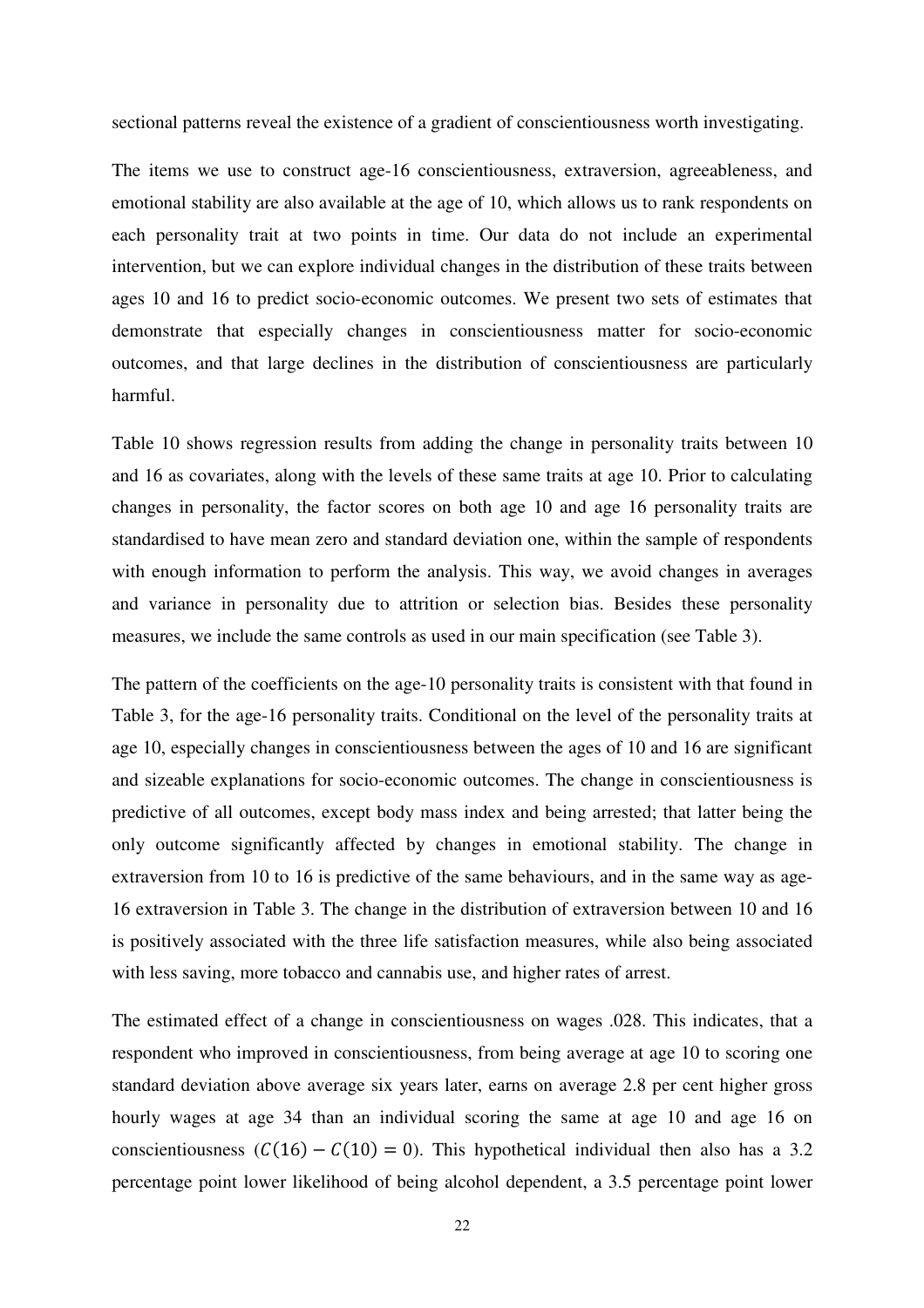sectional patterns reveal the existence of a gradient of conscientiousness worth investigating.

The items we use to construct age-16 conscientiousness, extraversion, agreeableness, and emotional stability are also available at the age of 10, which allows us to rank respondents on each personality trait at two points in time. Our data do not include an experimental intervention, but we can explore individual changes in the distribution of these traits between ages 10 and 16 to predict socio-economic outcomes. We present two sets of estimates that demonstrate that especially changes in conscientiousness matter for socio-economic outcomes, and that large declines in the distribution of conscientiousness are particularly harmful.

Table 10 shows regression results from adding the change in personality traits between 10 and 16 as covariates, along with the levels of these same traits at age 10. Prior to calculating changes in personality, the factor scores on both age 10 and age 16 personality traits are standardised to have mean zero and standard deviation one, within the sample of respondents with enough information to perform the analysis. This way, we avoid changes in averages and variance in personality due to attrition or selection bias. Besides these personality measures, we include the same controls as used in our main specification (see Table 3).

The pattern of the coefficients on the age-10 personality traits is consistent with that found in Table 3, for the age-16 personality traits. Conditional on the level of the personality traits at age 10, especially changes in conscientiousness between the ages of 10 and 16 are significant and sizeable explanations for socio-economic outcomes. The change in conscientiousness is predictive of all outcomes, except body mass index and being arrested; that latter being the only outcome significantly affected by changes in emotional stability. The change in extraversion from 10 to 16 is predictive of the same behaviours, and in the same way as age-16 extraversion in Table 3. The change in the distribution of extraversion between 10 and 16 is positively associated with the three life satisfaction measures, while also being associated with less saving, more tobacco and cannabis use, and higher rates of arrest.

The estimated effect of a change in conscientiousness on wages .028. This indicates, that a respondent who improved in conscientiousness, from being average at age 10 to scoring one standard deviation above average six years later, earns on average 2.8 per cent higher gross hourly wages at age 34 than an individual scoring the same at age 10 and age 16 on conscientiousness ($C(16) - C(10) = 0$). This hypothetical individual then also has a 3.2 percentage point lower likelihood of being alcohol dependent, a 3.5 percentage point lower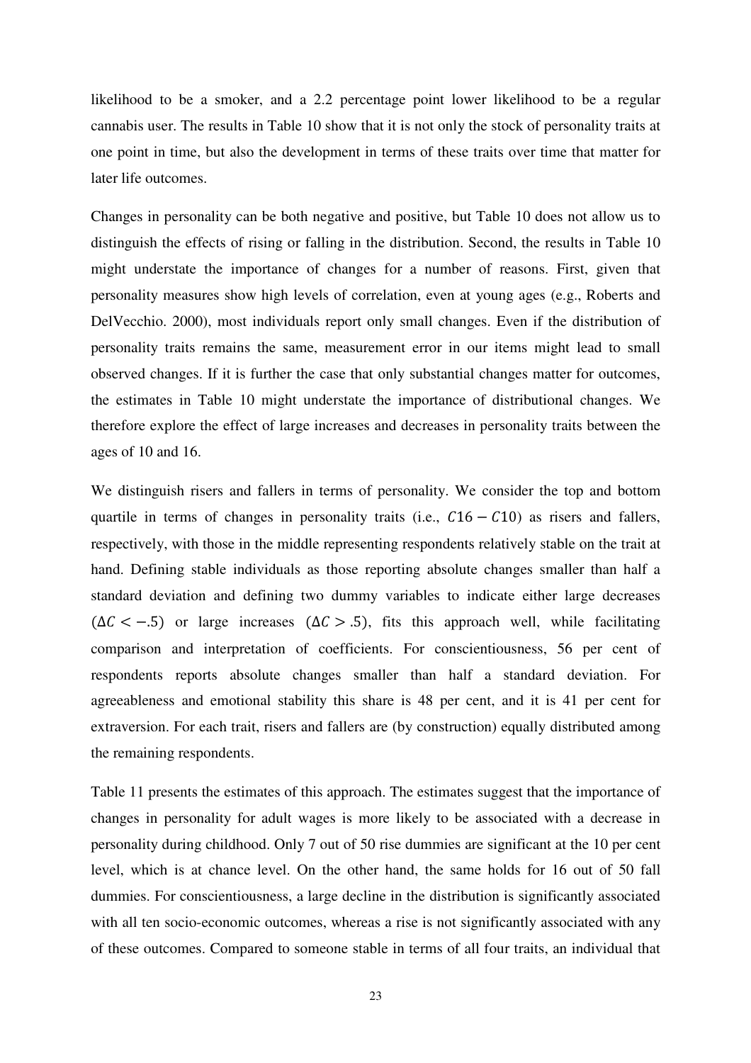likelihood to be a smoker, and a 2.2 percentage point lower likelihood to be a regular cannabis user. The results in Table 10 show that it is not only the stock of personality traits at one point in time, but also the development in terms of these traits over time that matter for later life outcomes.

Changes in personality can be both negative and positive, but Table 10 does not allow us to distinguish the effects of rising or falling in the distribution. Second, the results in Table 10 might understate the importance of changes for a number of reasons. First, given that personality measures show high levels of correlation, even at young ages (e.g., Roberts and DelVecchio. 2000), most individuals report only small changes. Even if the distribution of personality traits remains the same, measurement error in our items might lead to small observed changes. If it is further the case that only substantial changes matter for outcomes, the estimates in Table 10 might understate the importance of distributional changes. We therefore explore the effect of large increases and decreases in personality traits between the ages of 10 and 16.

We distinguish risers and fallers in terms of personality. We consider the top and bottom quartile in terms of changes in personality traits (i.e., $C16 - C10$) as risers and fallers, respectively, with those in the middle representing respondents relatively stable on the trait at hand. Defining stable individuals as those reporting absolute changes smaller than half a standard deviation and defining two dummy variables to indicate either large decreases ($\Delta C < -.5$) or large increases ($\Delta C > .5$), fits this approach well, while facilitating comparison and interpretation of coefficients. For conscientiousness, 56 per cent of respondents reports absolute changes smaller than half a standard deviation. For agreeableness and emotional stability this share is 48 per cent, and it is 41 per cent for extraversion. For each trait, risers and fallers are (by construction) equally distributed among the remaining respondents.

Table 11 presents the estimates of this approach. The estimates suggest that the importance of changes in personality for adult wages is more likely to be associated with a decrease in personality during childhood. Only 7 out of 50 rise dummies are significant at the 10 per cent level, which is at chance level. On the other hand, the same holds for 16 out of 50 fall dummies. For conscientiousness, a large decline in the distribution is significantly associated with all ten socio-economic outcomes, whereas a rise is not significantly associated with any of these outcomes. Compared to someone stable in terms of all four traits, an individual that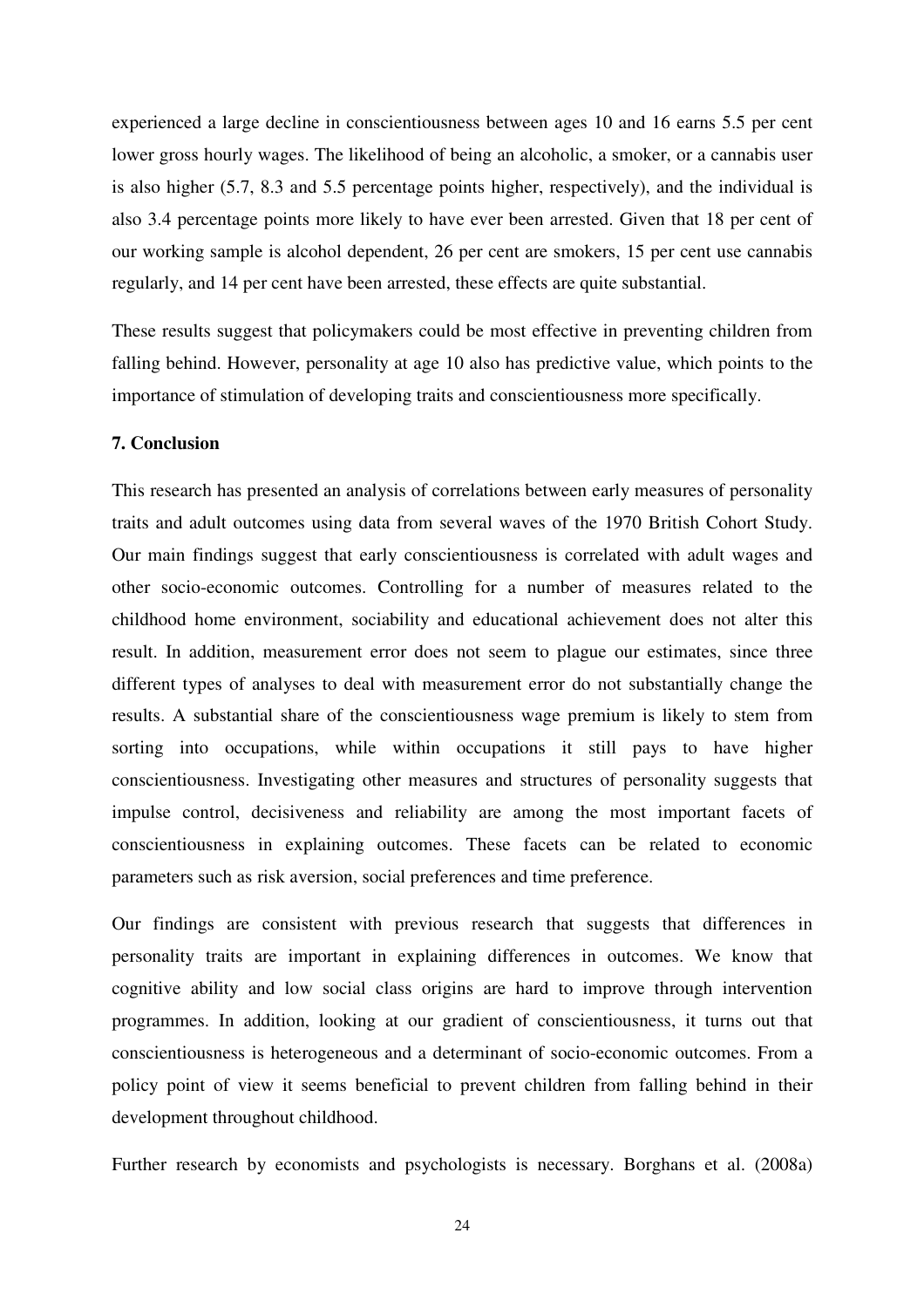experienced a large decline in conscientiousness between ages 10 and 16 earns 5.5 per cent lower gross hourly wages. The likelihood of being an alcoholic, a smoker, or a cannabis user is also higher (5.7, 8.3 and 5.5 percentage points higher, respectively), and the individual is also 3.4 percentage points more likely to have ever been arrested. Given that 18 per cent of our working sample is alcohol dependent, 26 per cent are smokers, 15 per cent use cannabis regularly, and 14 per cent have been arrested, these effects are quite substantial.

These results suggest that policymakers could be most effective in preventing children from falling behind. However, personality at age 10 also has predictive value, which points to the importance of stimulation of developing traits and conscientiousness more specifically.

## 7. Conclusion

This research has presented an analysis of correlations between early measures of personality traits and adult outcomes using data from several waves of the 1970 British Cohort Study. Our main findings suggest that early conscientiousness is correlated with adult wages and other socio-economic outcomes. Controlling for a number of measures related to the childhood home environment, sociability and educational achievement does not alter this result. In addition, measurement error does not seem to plague our estimates, since three different types of analyses to deal with measurement error do not substantially change the results. A substantial share of the conscientiousness wage premium is likely to stem from sorting into occupations, while within occupations it still pays to have higher conscientiousness. Investigating other measures and structures of personality suggests that impulse control, decisiveness and reliability are among the most important facets of conscientiousness in explaining outcomes. These facets can be related to economic parameters such as risk aversion, social preferences and time preference.

Our findings are consistent with previous research that suggests that differences in personality traits are important in explaining differences in outcomes. We know that cognitive ability and low social class origins are hard to improve through intervention programmes. In addition, looking at our gradient of conscientiousness, it turns out that conscientiousness is heterogeneous and a determinant of socio-economic outcomes. From a policy point of view it seems beneficial to prevent children from falling behind in their development throughout childhood.

Further research by economists and psychologists is necessary. Borghans et al. (2008a)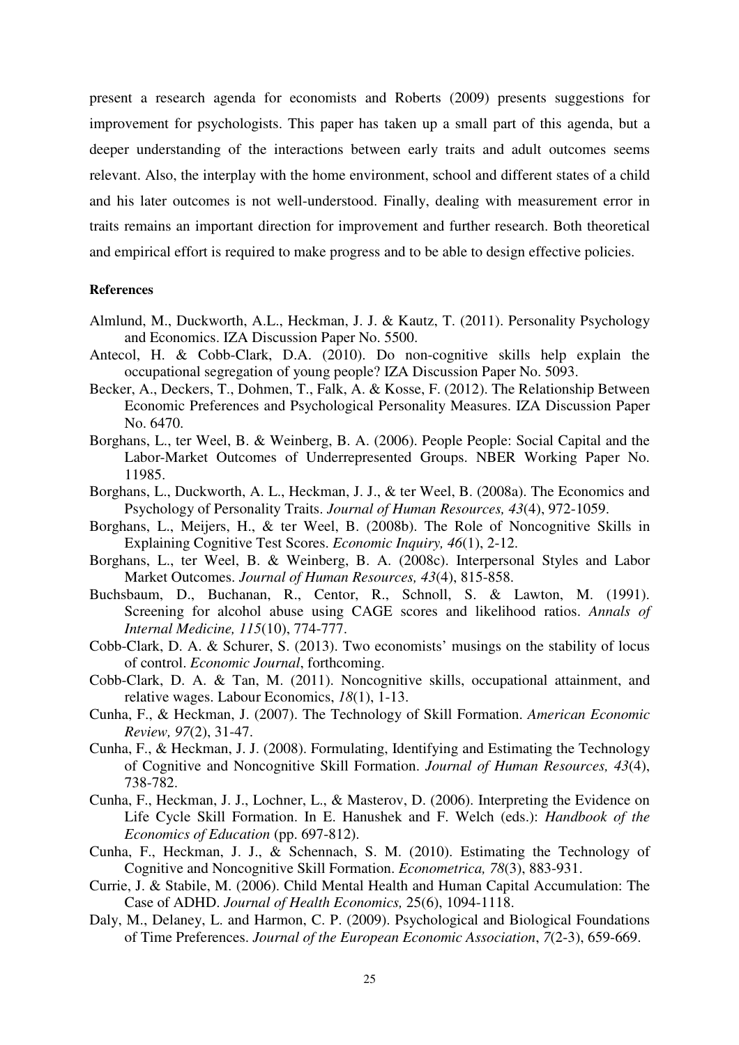present a research agenda for economists and Roberts (2009) presents suggestions for improvement for psychologists. This paper has taken up a small part of this agenda, but a deeper understanding of the interactions between early traits and adult outcomes seems relevant. Also, the interplay with the home environment, school and different states of a child and his later outcomes is not well-understood. Finally, dealing with measurement error in traits remains an important direction for improvement and further research. Both theoretical and empirical effort is required to make progress and to be able to design effective policies.

**References**

Almlund, M., Duckworth, A.L., Heckman, J. J. & Kautz, T. (2011). Personality Psychology and Economics. IZA Discussion Paper No. 5500.

Antecol, H. & Cobb-Clark, D.A. (2010). Do non-cognitive skills help explain the occupational segregation of young people? IZA Discussion Paper No. 5093.

Becker, A., Deckers, T., Dohmen, T., Falk, A. & Kosse, F. (2012). The Relationship Between Economic Preferences and Psychological Personality Measures. IZA Discussion Paper No. 6470.

Borghans, L., ter Weel, B. & Weinberg, B. A. (2006). People People: Social Capital and the Labor-Market Outcomes of Underrepresented Groups. NBER Working Paper No. 11985.

Borghans, L., Duckworth, A. L., Heckman, J. J., & ter Weel, B. (2008a). The Economics and Psychology of Personality Traits. *Journal of Human Resources, 43*(4), 972-1059.

Borghans, L., Meijers, H., & ter Weel, B. (2008b). The Role of Noncognitive Skills in Explaining Cognitive Test Scores. *Economic Inquiry, 46*(1), 2-12.

Borghans, L., ter Weel, B. & Weinberg, B. A. (2008c). Interpersonal Styles and Labor Market Outcomes. *Journal of Human Resources, 43*(4), 815-858.

Buchsbaum, D., Buchanan, R., Centor, R., Schnoll, S. & Lawton, M. (1991). Screening for alcohol abuse using CAGE scores and likelihood ratios. *Annals of Internal Medicine, 115*(10), 774-777.

Cobb-Clark, D. A. & Schurer, S. (2013). Two economists' musings on the stability of locus of control. *Economic Journal*, forthcoming.

Cobb-Clark, D. A. & Tan, M. (2011). Noncognitive skills, occupational attainment, and relative wages. Labour Economics, *18*(1), 1-13.

Cunha, F., & Heckman, J. (2007). The Technology of Skill Formation. *American Economic Review, 97*(2), 31-47.

Cunha, F., & Heckman, J. J. (2008). Formulating, Identifying and Estimating the Technology of Cognitive and Noncognitive Skill Formation. *Journal of Human Resources, 43*(4), 738-782.

Cunha, F., Heckman, J. J., Lochner, L., & Masterov, D. (2006). Interpreting the Evidence on Life Cycle Skill Formation. In E. Hanushek and F. Welch (eds.): *Handbook of the Economics of Education* (pp. 697-812).

Cunha, F., Heckman, J. J., & Schennach, S. M. (2010). Estimating the Technology of Cognitive and Noncognitive Skill Formation. *Econometrica, 78*(3), 883-931.

Currie, J. & Stabile, M. (2006). Child Mental Health and Human Capital Accumulation: The Case of ADHD. *Journal of Health Economics,* 25(6), 1094-1118.

Daly, M., Delaney, L. and Harmon, C. P. (2009). Psychological and Biological Foundations of Time Preferences. *Journal of the European Economic Association*, *7*(2-3), 659-669.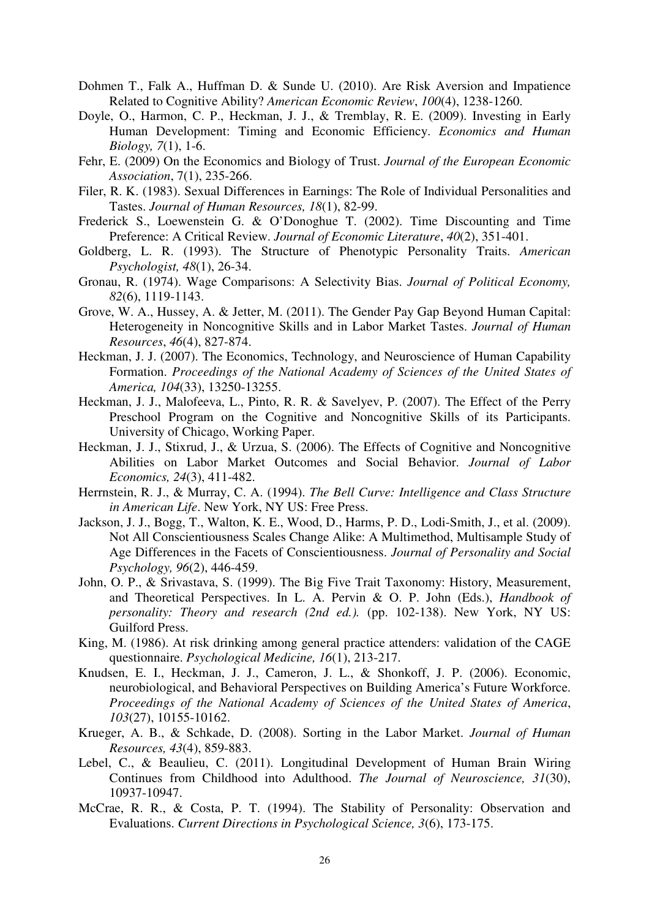Dohmen T., Falk A., Huffman D. & Sunde U. (2010). Are Risk Aversion and Impatience Related to Cognitive Ability? *American Economic Review*, *100*(4), 1238-1260.

Doyle, O., Harmon, C. P., Heckman, J. J., & Tremblay, R. E. (2009). Investing in Early Human Development: Timing and Economic Efficiency. *Economics and Human Biology, 7*(1), 1-6.

Fehr, E. (2009) On the Economics and Biology of Trust. *Journal of the European Economic Association*, 7(1), 235-266.

Filer, R. K. (1983). Sexual Differences in Earnings: The Role of Individual Personalities and Tastes. *Journal of Human Resources, 18*(1), 82-99.

Frederick S., Loewenstein G. & O'Donoghue T. (2002). Time Discounting and Time Preference: A Critical Review. *Journal of Economic Literature*, *40*(2), 351-401.

Goldberg, L. R. (1993). The Structure of Phenotypic Personality Traits. *American Psychologist, 48*(1), 26-34.

Gronau, R. (1974). Wage Comparisons: A Selectivity Bias. *Journal of Political Economy, 82*(6), 1119-1143.

Grove, W. A., Hussey, A. & Jetter, M. (2011). The Gender Pay Gap Beyond Human Capital: Heterogeneity in Noncognitive Skills and in Labor Market Tastes. *Journal of Human Resources*, *46*(4), 827-874.

Heckman, J. J. (2007). The Economics, Technology, and Neuroscience of Human Capability Formation. *Proceedings of the National Academy of Sciences of the United States of America, 104*(33), 13250-13255.

Heckman, J. J., Malofeeva, L., Pinto, R. R. & Savelyev, P. (2007). The Effect of the Perry Preschool Program on the Cognitive and Noncognitive Skills of its Participants. University of Chicago, Working Paper.

Heckman, J. J., Stixrud, J., & Urzua, S. (2006). The Effects of Cognitive and Noncognitive Abilities on Labor Market Outcomes and Social Behavior. *Journal of Labor Economics, 24*(3), 411-482.

Herrnstein, R. J., & Murray, C. A. (1994). *The Bell Curve: Intelligence and Class Structure in American Life*. New York, NY US: Free Press.

Jackson, J. J., Bogg, T., Walton, K. E., Wood, D., Harms, P. D., Lodi-Smith, J., et al. (2009). Not All Conscientiousness Scales Change Alike: A Multimethod, Multisample Study of Age Differences in the Facets of Conscientiousness. *Journal of Personality and Social Psychology, 96*(2), 446-459.

John, O. P., & Srivastava, S. (1999). The Big Five Trait Taxonomy: History, Measurement, and Theoretical Perspectives. In L. A. Pervin & O. P. John (Eds.), *Handbook of personality: Theory and research (2nd ed.).* (pp. 102-138). New York, NY US: Guilford Press.

King, M. (1986). At risk drinking among general practice attenders: validation of the CAGE questionnaire. *Psychological Medicine, 16*(1), 213-217.

Knudsen, E. I., Heckman, J. J., Cameron, J. L., & Shonkoff, J. P. (2006). Economic, neurobiological, and Behavioral Perspectives on Building America's Future Workforce. *Proceedings of the National Academy of Sciences of the United States of America*, *103*(27), 10155-10162.

Krueger, A. B., & Schkade, D. (2008). Sorting in the Labor Market. *Journal of Human Resources, 43*(4), 859-883.

Lebel, C., & Beaulieu, C. (2011). Longitudinal Development of Human Brain Wiring Continues from Childhood into Adulthood. *The Journal of Neuroscience, 31*(30), 10937-10947.

McCrae, R. R., & Costa, P. T. (1994). The Stability of Personality: Observation and Evaluations. *Current Directions in Psychological Science, 3*(6), 173-175.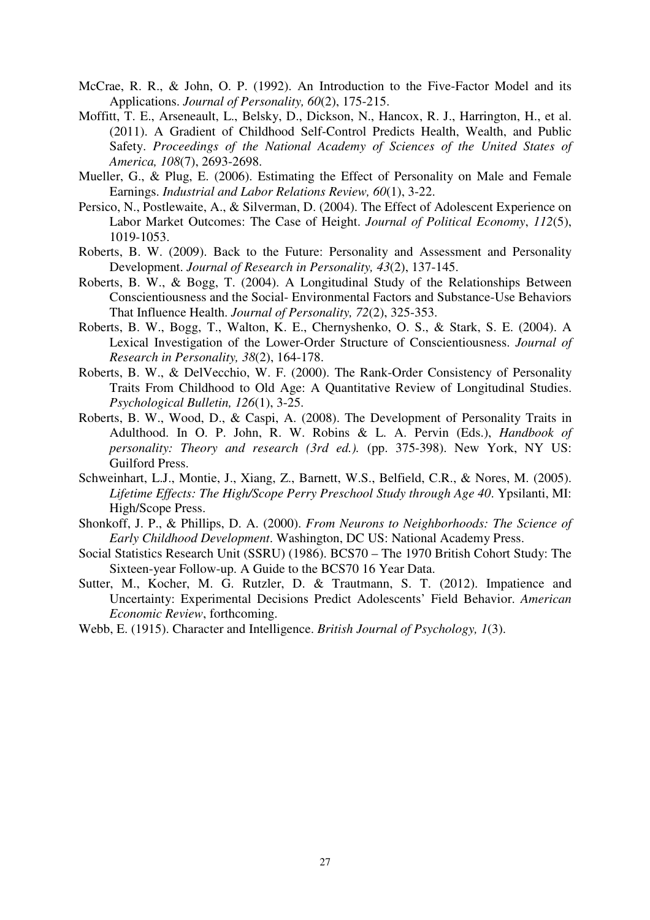McCrae, R. R., & John, O. P. (1992). An Introduction to the Five-Factor Model and its Applications. *Journal of Personality, 60*(2), 175-215.

Moffitt, T. E., Arseneault, L., Belsky, D., Dickson, N., Hancox, R. J., Harrington, H., et al. (2011). A Gradient of Childhood Self-Control Predicts Health, Wealth, and Public Safety. *Proceedings of the National Academy of Sciences of the United States of America, 108*(7), 2693-2698.

Mueller, G., & Plug, E. (2006). Estimating the Effect of Personality on Male and Female Earnings. *Industrial and Labor Relations Review, 60*(1), 3-22.

Persico, N., Postlewaite, A., & Silverman, D. (2004). The Effect of Adolescent Experience on Labor Market Outcomes: The Case of Height. *Journal of Political Economy*, *112*(5), 1019-1053.

Roberts, B. W. (2009). Back to the Future: Personality and Assessment and Personality Development. *Journal of Research in Personality, 43*(2), 137-145.

Roberts, B. W., & Bogg, T. (2004). A Longitudinal Study of the Relationships Between Conscientiousness and the Social- Environmental Factors and Substance-Use Behaviors That Influence Health. *Journal of Personality, 72*(2), 325-353.

Roberts, B. W., Bogg, T., Walton, K. E., Chernyshenko, O. S., & Stark, S. E. (2004). A Lexical Investigation of the Lower-Order Structure of Conscientiousness. *Journal of Research in Personality, 38*(2), 164-178.

Roberts, B. W., & DelVecchio, W. F. (2000). The Rank-Order Consistency of Personality Traits From Childhood to Old Age: A Quantitative Review of Longitudinal Studies. *Psychological Bulletin, 126*(1), 3-25.

Roberts, B. W., Wood, D., & Caspi, A. (2008). The Development of Personality Traits in Adulthood. In O. P. John, R. W. Robins & L. A. Pervin (Eds.), *Handbook of personality: Theory and research (3rd ed.).* (pp. 375-398). New York, NY US: Guilford Press.

Schweinhart, L.J., Montie, J., Xiang, Z., Barnett, W.S., Belfield, C.R., & Nores, M. (2005). *Lifetime Effects: The High/Scope Perry Preschool Study through Age 40*. Ypsilanti, MI: High/Scope Press.

Shonkoff, J. P., & Phillips, D. A. (2000). *From Neurons to Neighborhoods: The Science of Early Childhood Development*. Washington, DC US: National Academy Press.

Social Statistics Research Unit (SSRU) (1986). BCS70 – The 1970 British Cohort Study: The Sixteen-year Follow-up. A Guide to the BCS70 16 Year Data.

Sutter, M., Kocher, M. G. Rutzler, D. & Trautmann, S. T. (2012). Impatience and Uncertainty: Experimental Decisions Predict Adolescents' Field Behavior. *American Economic Review*, forthcoming.

Webb, E. (1915). Character and Intelligence. *British Journal of Psychology, 1*(3).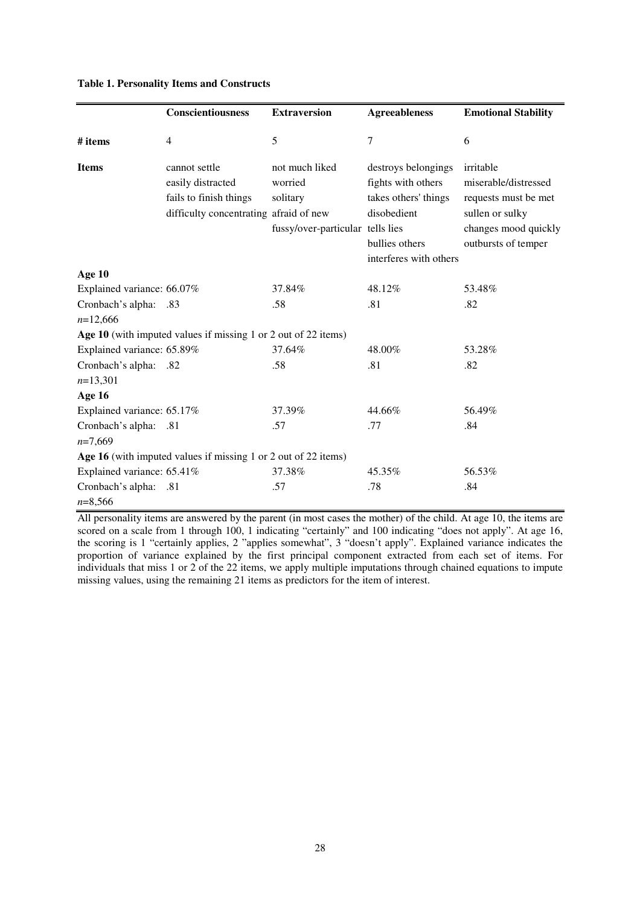**Table 1. Personality Items and Constructs**

| | Conscientiousness | Extraversion | Agreeableness | Emotional Stability |
|---|---|---|---|---|
| **# items** | 4 | 5 | 7 | 6 |
| **Items** | cannot settle<br>easily distracted<br>fails to finish things<br>difficulty concentrating | not much liked<br>worried<br>solitary<br>afraid of new<br>fussy/over-particular | destroys belongings<br>fights with others<br>takes others' things<br>disobedient<br>tells lies<br>bullies others<br>interferes with others | irritable<br>miserable/distressed<br>requests must be met<br>sullen or sulky<br>changes mood quickly<br>outbursts of temper |
| **Age 10** | | | | |
| Explained variance: | 66.07% | 37.84% | 48.12% | 53.48% |
| Cronbach's alpha: | .83 | .58 | .81 | .82 |
| *n*=12,666 | | | | |
| **Age 10** (with imputed values if missing 1 or 2 out of 22 items) | | | | |
| Explained variance: | 65.89% | 37.64% | 48.00% | 53.28% |
| Cronbach's alpha: | .82 | .58 | .81 | .82 |
| *n*=13,301 | | | | |
| **Age 16** | | | | |
| Explained variance: | 65.17% | 37.39% | 44.66% | 56.49% |
| Cronbach's alpha: | .81 | .57 | .77 | .84 |
| *n*=7,669 | | | | |
| **Age 16** (with imputed values if missing 1 or 2 out of 22 items) | | | | |
| Explained variance: | 65.41% | 37.38% | 45.35% | 56.53% |
| Cronbach's alpha: | .81 | .57 | .78 | .84 |
| *n*=8,566 | | | | |

All personality items are answered by the parent (in most cases the mother) of the child. At age 10, the items are scored on a scale from 1 through 100, 1 indicating "certainly" and 100 indicating "does not apply". At age 16, the scoring is 1 "certainly applies, 2 "applies somewhat", 3 "doesn't apply". Explained variance indicates the proportion of variance explained by the first principal component extracted from each set of items. For individuals that miss 1 or 2 of the 22 items, we apply multiple imputations through chained equations to impute missing values, using the remaining 21 items as predictors for the item of interest.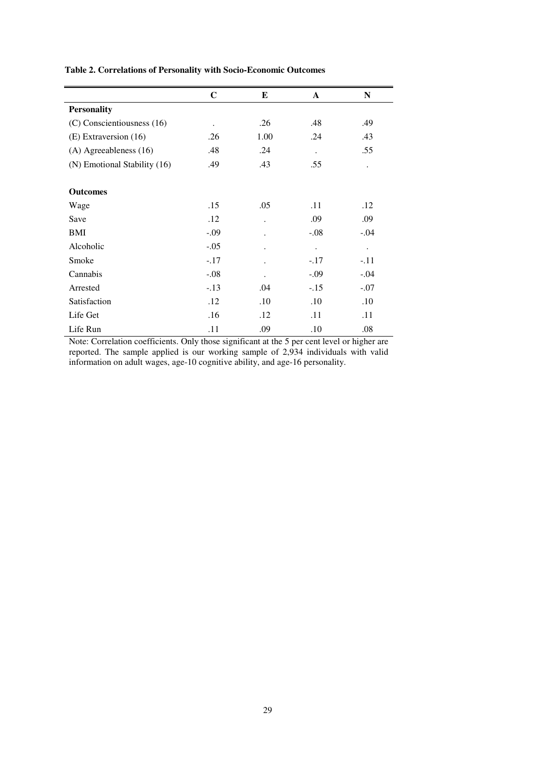**Table 2. Correlations of Personality with Socio-Economic Outcomes**

| | C | E | A | N |
|---|---|---|---|---|
| **Personality** | | | | |
| (C) Conscientiousness (16) | . | .26 | .48 | .49 |
| (E) Extraversion (16) | .26 | 1.00 | .24 | .43 |
| (A) Agreeableness (16) | .48 | .24 | . | .55 |
| (N) Emotional Stability (16) | .49 | .43 | .55 | . |
| | | | | |
| **Outcomes** | | | | |
| Wage | .15 | .05 | .11 | .12 |
| Save | .12 | . | .09 | .09 |
| BMI | -.09 | . | -.08 | -.04 |
| Alcoholic | -.05 | . | . | . |
| Smoke | -.17 | . | -.17 | -.11 |
| Cannabis | -.08 | . | -.09 | -.04 |
| Arrested | -.13 | .04 | -.15 | -.07 |
| Satisfaction | .12 | .10 | .10 | .10 |
| Life Get | .16 | .12 | .11 | .11 |
| Life Run | .11 | .09 | .10 | .08 |

Note: Correlation coefficients. Only those significant at the 5 per cent level or higher are reported. The sample applied is our working sample of 2,934 individuals with valid information on adult wages, age-10 cognitive ability, and age-16 personality.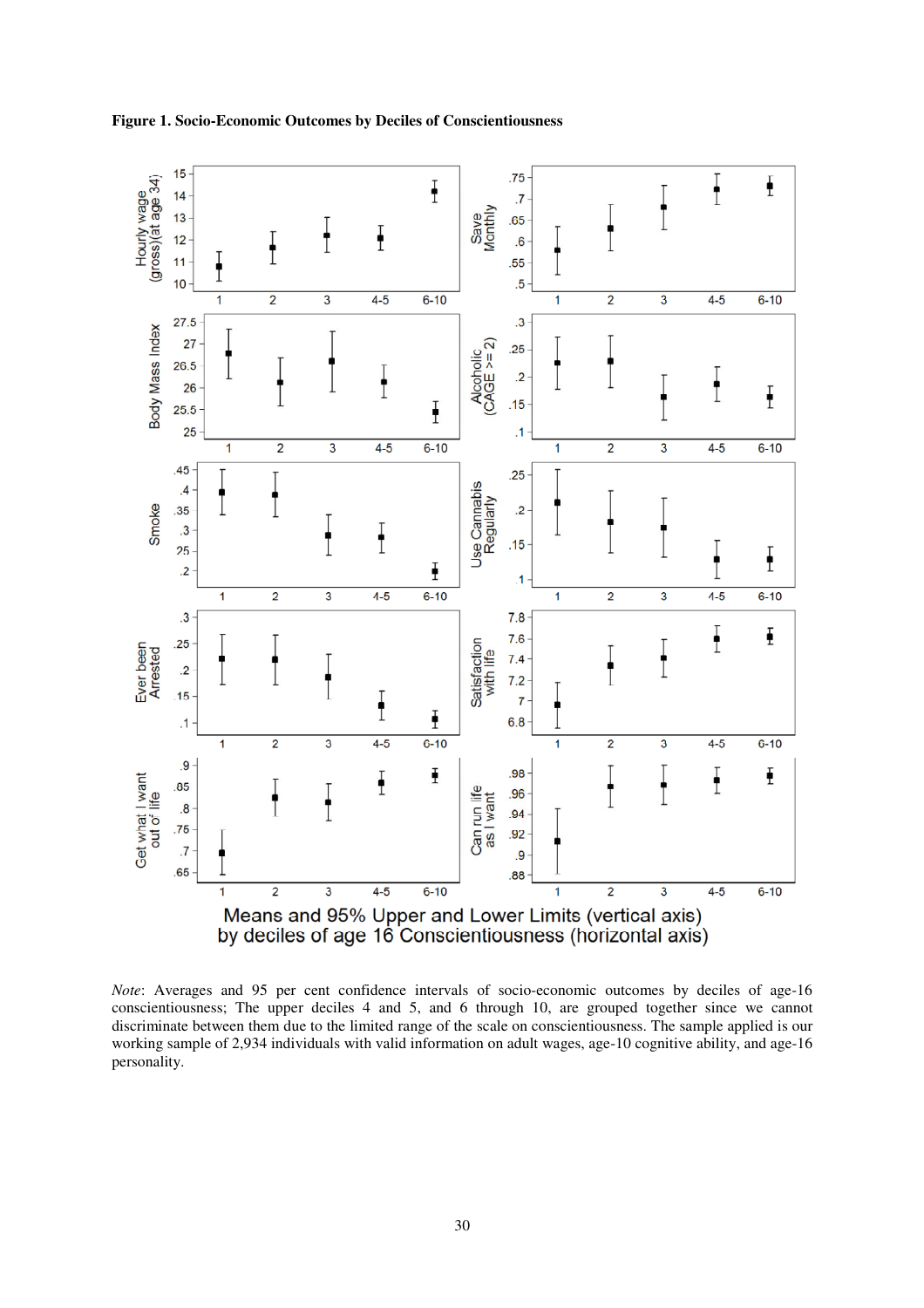**Figure 1. Socio-Economic Outcomes by Deciles of Conscientiousness**

Means and 95% Upper and Lower Limits (vertical axis) by deciles of age 16 Conscientiousness (horizontal axis)

*Note*: Averages and 95 per cent confidence intervals of socio-economic outcomes by deciles of age-16 conscientiousness; The upper deciles 4 and 5, and 6 through 10, are grouped together since we cannot discriminate between them due to the limited range of the scale on conscientiousness. The sample applied is our working sample of 2,934 individuals with valid information on adult wages, age-10 cognitive ability, and age-16 personality.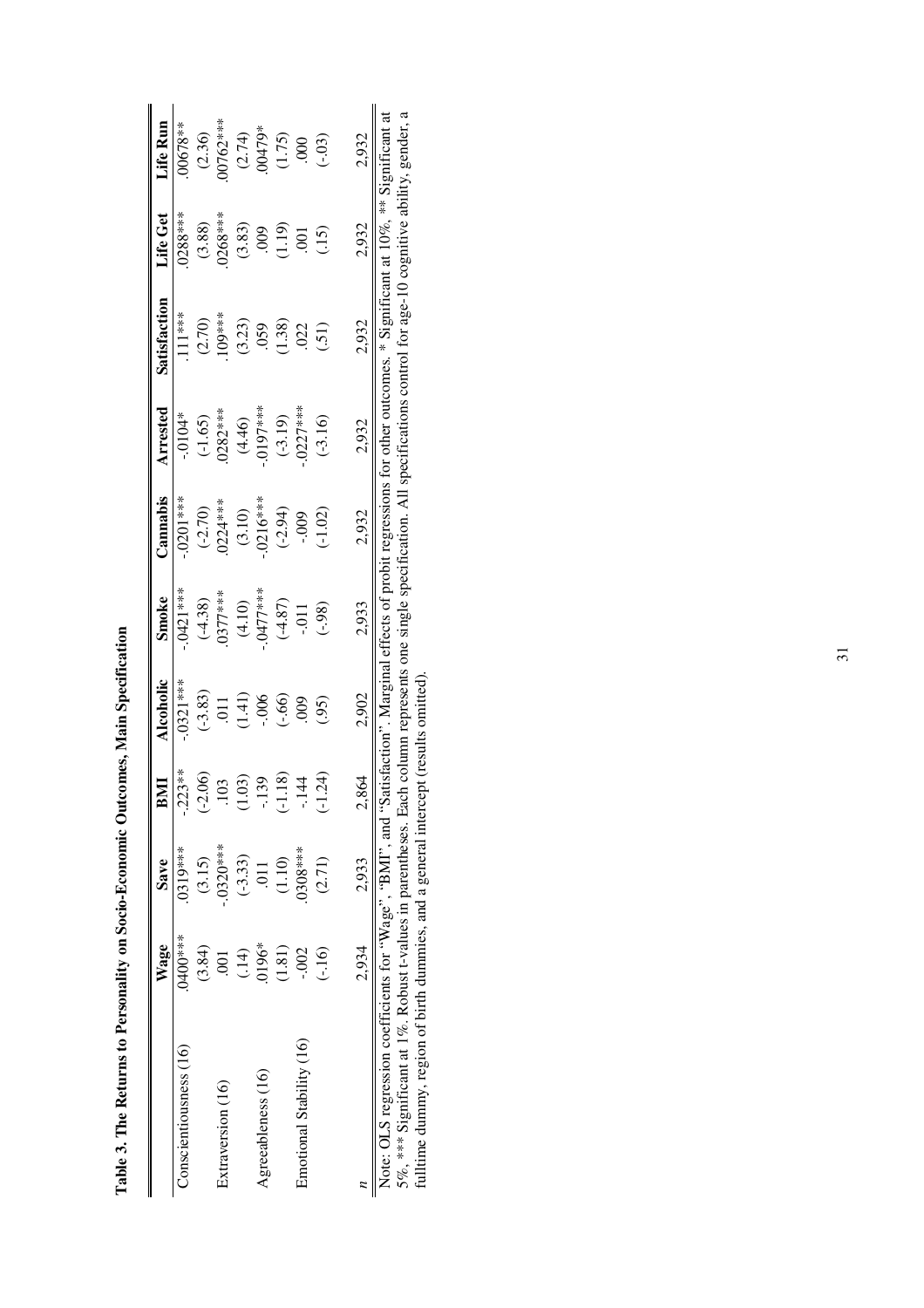**Table 3. The Returns to Personality on Socio-Economic Outcomes, Main Specification**

| | Wage | Save | BMI | Alcoholic | Smoke | Cannabis | Arrested | Satisfaction | Life Get | Life Run |
|---|---|---|---|---|---|---|---|---|---|---|
| Conscientiousness (16) | .0400*** | .0319*** | -.223** | -.0321*** | -.0421*** | -.0201*** | -.0104* | .111*** | .0288*** | .00678** |
| | (3.84) | (3.15) | (-2.06) | (-3.83) | (-4.38) | (-2.70) | (-1.65) | (2.70) | (3.88) | (2.36) |
| Extraversion (16) | .001 | -.0320*** | .103 | .011 | .0377*** | .0224*** | .0282*** | .109*** | .0268*** | .00762*** |
| | (.14) | (-3.33) | (1.03) | (1.41) | (4.10) | (3.10) | (4.46) | (3.23) | (3.83) | (2.74) |
| Agreeableness (16) | .0196* | .011 | -.139 | -.006 | -.0477*** | -.0216*** | -.0197*** | .059 | .009 | .00479* |
| | (1.81) | (1.10) | (-1.18) | (-.66) | (-4.87) | (-2.94) | (-3.19) | (1.38) | (1.19) | (1.75) |
| Emotional Stability (16) | -.002 | .0308*** | -.144 | .009 | -.011 | -.009 | -.0227*** | .022 | .001 | .000 |
| | (-.16) | (2.71) | (-1.24) | (.95) | (-.98) | (-1.02) | (-3.16) | (.51) | (.15) | (-.03) |
| $n$ | 2,934 | 2,933 | 2,864 | 2,902 | 2,933 | 2,932 | 2,932 | 2,932 | 2,932 | 2,932 |

Note: OLS regression coefficients for "Wage", "BMI", and "Satisfaction". Marginal effects of probit regressions for other outcomes. * Significant at 10%, ** Significant at 5%, *** Significant at 1%. Robust t-values in parentheses. Each column represents one single specification. All specifications control for age-10 cognitive ability, gender, a fulltime dummy, region of birth dummies, and a general intercept (results omitted).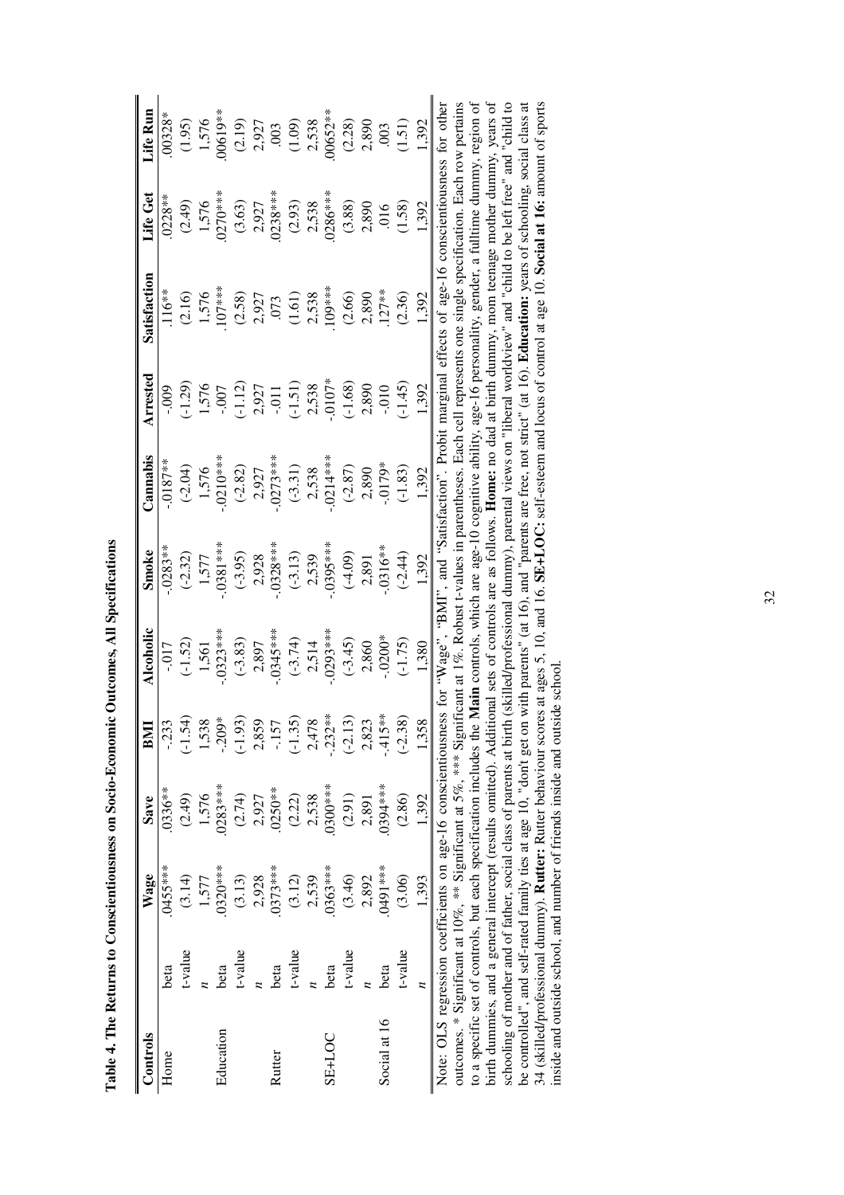**Table 4. The Returns to Conscientiousness on Socio-Economic Outcomes, All Specifications**

| Controls | | Wage | Save | BMI | Alcoholic | Smoke | Cannabis | Arrested | Satisfaction | Life Get | Life Run |
|---|---|---|---|---|---|---|---|---|---|---|---|
| Home | beta | .0455*** | .0336** | -.233 | -.017 | -.0283** | -.0187** | -.009 | .116** | .0228** | .00328* |
| | t-value | (3.14) | (2.49) | (-1.54) | (-1.52) | (-2.32) | (-2.04) | (-1.29) | (2.16) | (2.49) | (1.95) |
| | *n* | 1,577 | 1,576 | 1,538 | 1,561 | 1,577 | 1,576 | 1,576 | 1,576 | 1,576 | 1,576 |
| Education | beta | .0320*** | .0283*** | -.209* | -.0323*** | -.0381*** | -.0210*** | -.007 | .107*** | .0270*** | .00619** |
| | t-value | (3.13) | (2.74) | (-1.93) | (-3.83) | (-3.95) | (-2.82) | (-1.12) | (2.58) | (3.63) | (2.19) |
| | *n* | 2,928 | 2,927 | 2,859 | 2,897 | 2,928 | 2,927 | 2,927 | 2,927 | 2,927 | 2,927 |
| Rutter | beta | .0373*** | .0250** | -.157 | -.0345*** | -.0328*** | -.0273*** | -.011 | .073 | .0238*** | .003 |
| | t-value | (3.12) | (2.22) | (-1.35) | (-3.74) | (-3.13) | (-3.31) | (-1.51) | (1.61) | (2.93) | (1.09) |
| | *n* | 2,539 | 2,538 | 2,478 | 2,514 | 2,539 | 2,538 | 2,538 | 2,538 | 2,538 | 2,538 |
| SE+LOC | beta | .0363*** | .0300*** | -.232** | -.0293*** | -.0395*** | -.0214*** | -.0107* | .109*** | .0286*** | .00652** |
| | t-value | (3.46) | (2.91) | (-2.13) | (-3.45) | (-4.09) | (-2.87) | (-1.68) | (2.66) | (3.88) | (2.28) |
| | *n* | 2,892 | 2,891 | 2,823 | 2,860 | 2,891 | 2,890 | 2,890 | 2,890 | 2,890 | 2,890 |
| Social at 16 | beta | .0491*** | .0394*** | -.415** | -.0200* | -.0316** | -.0179* | -.010 | .127** | .016 | .003 |
| | t-value | (3.06) | (2.86) | (-2.38) | (-1.75) | (-2.44) | (-1.83) | (-1.45) | (2.36) | (1.58) | (1.51) |
| | *n* | 1,393 | 1,392 | 1,358 | 1,380 | 1,392 | 1,392 | 1,392 | 1,392 | 1,392 | 1,392 |

Note: OLS regression coefficients on age-16 conscientiousness for "Wage", "BMI", and "Satisfaction". Probit marginal effects of age-16 conscientiousness for other outcomes. * Significant at 10%, ** Significant at 5%, *** Significant at 1%. Robust t-values in parentheses. Each cell represents one single specification. Each row pertains to a specific set of controls, but each specification includes the **Main** controls, which are age-10 cognitive ability, age-16 personality, gender, a fulltime dummy, region of birth dummies, and a general intercept (results omitted). Additional sets of controls are as follows. **Home:** no dad at birth dummy, mom teenage mother dummy, years of schooling of mother and of father, social class of parents at birth (skilled/professional dummy), parental views on "liberal worldview" and "child to be left free" and "child to be controlled", and self-rated family ties at age 10, "don't get on with parents" (at 16), and "parents are free, not strict" (at 16). **Education:** years of schooling, social class at 34 (skilled/professional dummy). **Rutter:** Rutter behaviour scores at ages 5, 10, and 16. **SE+LOC:** self-esteem and locus of control at age 10. **Social at 16:** amount of sports inside and outside school, and number of friends inside and outside school.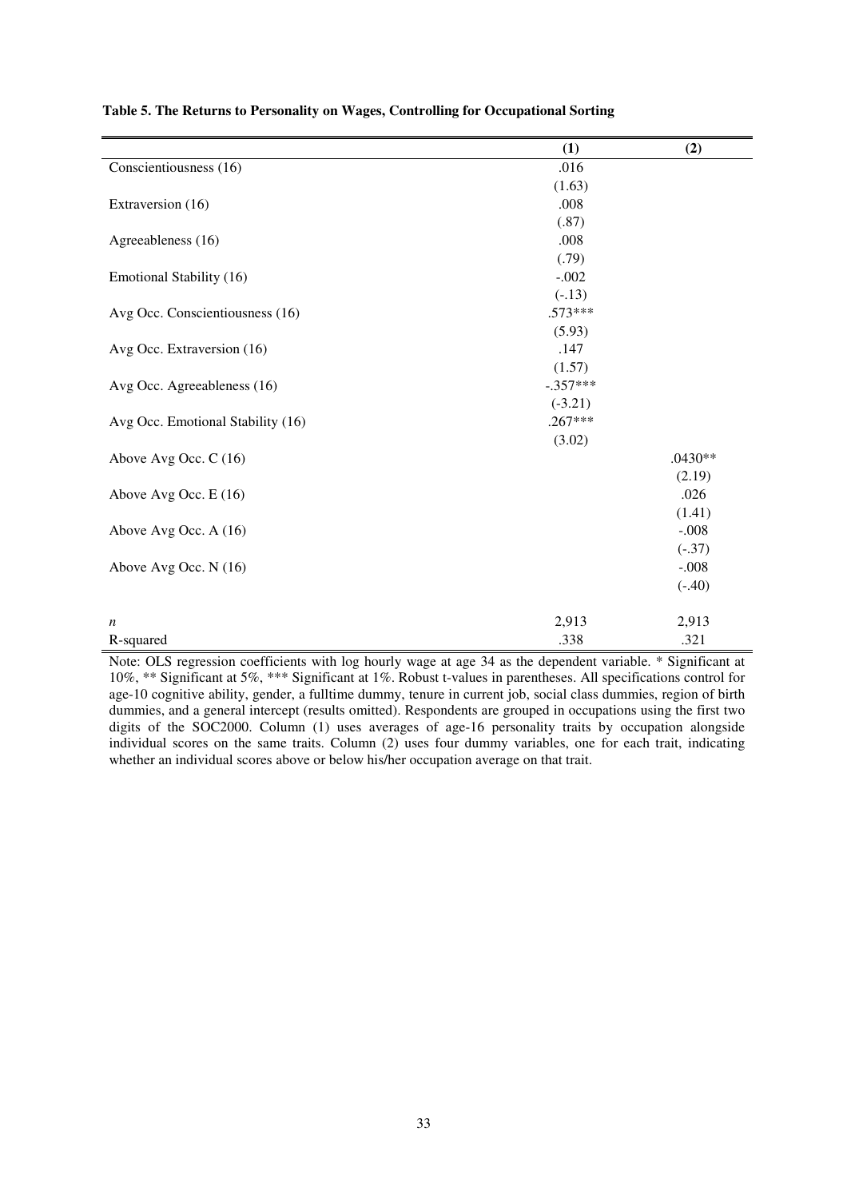**Table 5. The Returns to Personality on Wages, Controlling for Occupational Sorting**

| | (1) | (2) |
|---|---|---|
| Conscientiousness (16) | .016 | |
| | (1.63) | |
| Extraversion (16) | .008 | |
| | (.87) | |
| Agreeableness (16) | .008 | |
| | (.79) | |
| Emotional Stability (16) | -.002 | |
| | (-.13) | |
| Avg Occ. Conscientiousness (16) | .573*** | |
| | (5.93) | |
| Avg Occ. Extraversion (16) | .147 | |
| | (1.57) | |
| Avg Occ. Agreeableness (16) | -.357*** | |
| | (-3.21) | |
| Avg Occ. Emotional Stability (16) | .267*** | |
| | (3.02) | |
| Above Avg Occ. C (16) | | .0430** |
| | | (2.19) |
| Above Avg Occ. E (16) | | .026 |
| | | (1.41) |
| Above Avg Occ. A (16) | | -.008 |
| | | (-.37) |
| Above Avg Occ. N (16) | | -.008 |
| | | (-.40) |
| $n$ | 2,913 | 2,913 |
| R-squared | .338 | .321 |

Note: OLS regression coefficients with log hourly wage at age 34 as the dependent variable. * Significant at 10%, ** Significant at 5%, *** Significant at 1%. Robust t-values in parentheses. All specifications control for age-10 cognitive ability, gender, a fulltime dummy, tenure in current job, social class dummies, region of birth dummies, and a general intercept (results omitted). Respondents are grouped in occupations using the first two digits of the SOC2000. Column (1) uses averages of age-16 personality traits by occupation alongside individual scores on the same traits. Column (2) uses four dummy variables, one for each trait, indicating whether an individual scores above or below his/her occupation average on that trait.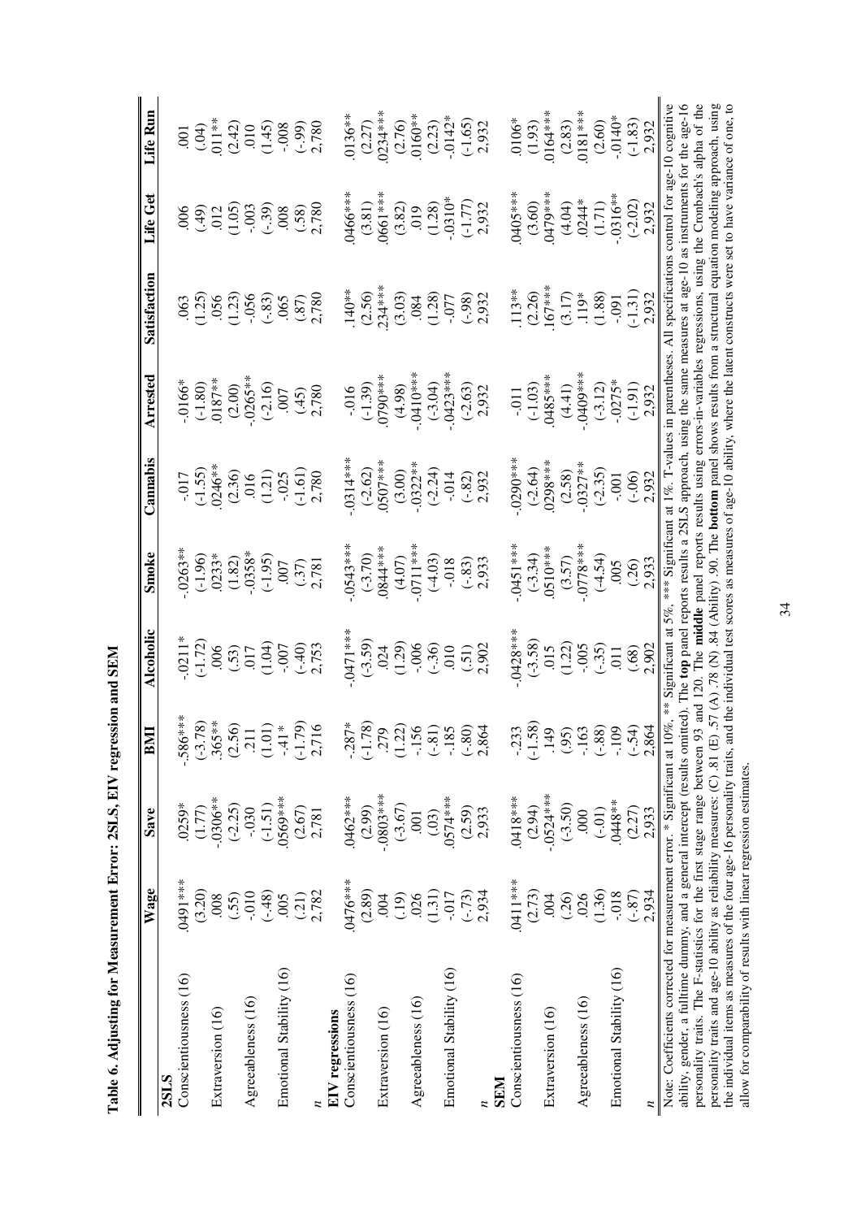**Table 6. Adjusting for Measurement Error: 2SLS, EIV regression and SEM**

| | Wage | Save | BMI | Alcoholic | Smoke | Cannabis | Arrested | Satisfaction | Life Get | Life Run |
|---|---|---|---|---|---|---|---|---|---|---|
| **2SLS** | | | | | | | | | | |
| Conscientiousness (16) | .0491*** | .0259* | -.586*** | -.0211* | -.0263** | -.017 | -.0166* | .063 | .006 | .001 |
| | (3.20) | (1.77) | (-3.78) | (-1.72) | (-1.96) | (-1.55) | (-1.80) | (1.25) | (.49) | (.04) |
| Extraversion (16) | .008 | -.0306** | .365** | .006 | .0233* | .0246** | .0187** | .056 | .012 | .011** |
| | (.55) | (-2.25) | (2.56) | (.53) | (1.82) | (2.36) | (2.00) | (1.23) | (1.05) | (2.42) |
| Agreeableness (16) | -.010 | -.030 | .211 | .017 | -.0358* | .016 | -.0265** | -.056 | -.003 | .010 |
| | (-.48) | (-1.51) | (1.01) | (1.04) | (-1.95) | (1.21) | (-2.16) | (-.83) | (-.39) | (1.45) |
| Emotional Stability (16) | .005 | .0569*** | -.41* | -.007 | .007 | -.025 | .007 | .065 | .008 | -.008 |
| | (.21) | (2.67) | (-1.79) | (-.40) | (.37) | (-1.61) | (.45) | (.87) | (.58) | (-.99) |
| $n$ | 2,782 | 2,781 | 2,716 | 2,753 | 2,781 | 2,780 | 2,780 | 2,780 | 2,780 | 2,780 |
| **EIV regressions** | | | | | | | | | | |
| Conscientiousness (16) | .0476*** | .0462*** | -.287* | -.0471*** | -.0543*** | -.0314*** | -.016 | .140** | .0466*** | .0136** |
| | (2.89) | (2.99) | (-1.78) | (-3.59) | (-3.70) | (-2.62) | (-1.39) | (2.56) | (3.81) | (2.27) |
| Extraversion (16) | .004 | -.0803*** | .279 | .024 | .0844*** | .0507*** | .0790*** | .234*** | .0661*** | .0234*** |
| | (.19) | (-3.67) | (1.22) | (1.29) | (4.07) | (3.00) | (4.98) | (3.03) | (3.82) | (2.76) |
| Agreeableness (16) | .026 | .001 | -.156 | -.006 | -.0711*** | -.0322** | -.0410*** | .084 | .019 | .0160** |
| | (1.31) | (.03) | (-.81) | (-.36) | (-4.03) | (-2.24) | (-3.04) | (1.28) | (1.28) | (2.23) |
| Emotional Stability (16) | -.017 | .0574*** | -.185 | .010 | -.018 | -.014 | -.0423*** | -.077 | -.0310* | -.0142* |
| | (-.73) | (2.59) | (-.80) | (.51) | (-.83) | (-.82) | (-2.63) | (-.98) | (-1.77) | (-1.65) |
| $n$ | 2,934 | 2,933 | 2,864 | 2,902 | 2,933 | 2,932 | 2,932 | 2,932 | 2,932 | 2,932 |
| **SEM** | | | | | | | | | | |
| Conscientiousness (16) | .0411*** | .0418*** | -.233 | -.0428*** | -.0451*** | -.0290*** | -.011 | .113** | .0405*** | .0106* |
| | (2.73) | (2.94) | (-1.58) | (-3.58) | (-3.34) | (-2.64) | (-1.03) | (2.26) | (3.60) | (1.93) |
| Extraversion (16) | .004 | -.0524*** | .149 | .015 | .0510*** | .0298*** | .0485*** | .167*** | .0479*** | .0164*** |
| | (.26) | (-3.50) | (.95) | (1.22) | (3.57) | (2.58) | (4.41) | (3.17) | (4.04) | (2.83) |
| Agreeableness (16) | .026 | .000 | -.163 | -.005 | -.0778*** | -.0327** | -.0409*** | .119* | .0244* | .0181*** |
| | (1.36) | (-.01) | (-.88) | (-.35) | (-4.54) | (-2.35) | (-3.12) | (1.88) | (1.71) | (2.60) |
| Emotional Stability (16) | -.018 | .0448** | -.109 | .011 | .005 | -.001 | -.0275* | -.091 | -.0316** | -.0140* |
| | (-.87) | (2.27) | (-.54) | (.68) | (.26) | (-.06) | (-1.91) | (-1.31) | (-2.02) | (-1.83) |
| $n$ | 2,934 | 2,933 | 2,864 | 2,902 | 2,933 | 2,932 | 2,932 | 2,932 | 2,932 | 2,932 |

Note: Coefficients corrected for measurement error. * Significant at 10%, ** Significant at 5%, *** Significant at 1%. T-values in parentheses. All specifications control for age-10 cognitive ability, gender, a fulltime dummy, and a general intercept (results omitted). The **top** panel reports results a 2SLS approach, using the same measures at age-10 as instruments for the age-16 personality traits. The F-statistics for the first stage range between 93 and 120. The **middle** panel reports results using errors-in-variables regressions, using the Cronbach's alpha of the personality traits and age-10 ability as reliability measures: (C) .81 (E) .57 (A) .78 (N) .84 (Ability) .90. The **bottom** panel shows results from a structural equation modeling approach, using the individual items as measures of the four age-16 personality traits, and the individual test scores as measures of age-10 ability, where the latent constructs were set to have variance of one, to allow for comparability of results with linear regression estimates.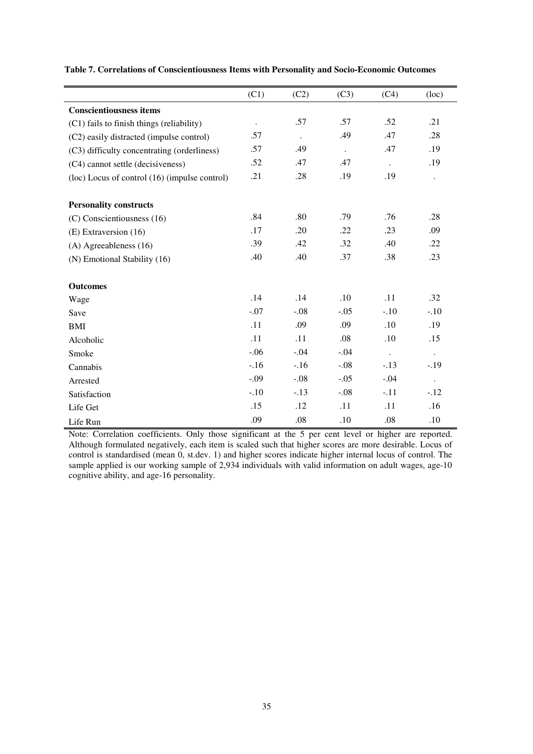**Table 7. Correlations of Conscientiousness Items with Personality and Socio-Economic Outcomes**

| | (C1) | (C2) | (C3) | (C4) | (loc) |
|---|---|---|---|---|---|
| **Conscientiousness items** | | | | | |
| (C1) fails to finish things (reliability) | . | .57 | .57 | .52 | .21 |
| (C2) easily distracted (impulse control) | .57 | . | .49 | .47 | .28 |
| (C3) difficulty concentrating (orderliness) | .57 | .49 | . | .47 | .19 |
| (C4) cannot settle (decisiveness) | .52 | .47 | .47 | . | .19 |
| (loc) Locus of control (16) (impulse control) | .21 | .28 | .19 | .19 | . |
| **Personality constructs** | | | | | |
| (C) Conscientiousness (16) | .84 | .80 | .79 | .76 | .28 |
| (E) Extraversion (16) | .17 | .20 | .22 | .23 | .09 |
| (A) Agreeableness (16) | .39 | .42 | .32 | .40 | .22 |
| (N) Emotional Stability (16) | .40 | .40 | .37 | .38 | .23 |
| **Outcomes** | | | | | |
| Wage | .14 | .14 | .10 | .11 | .32 |
| Save | -.07 | -.08 | -.05 | -.10 | -.10 |
| BMI | .11 | .09 | .09 | .10 | .19 |
| Alcoholic | .11 | .11 | .08 | .10 | .15 |
| Smoke | -.06 | -.04 | -.04 | . | . |
| Cannabis | -.16 | -.16 | -.08 | -.13 | -.19 |
| Arrested | -.09 | -.08 | -.05 | -.04 | . |
| Satisfaction | -.10 | -.13 | -.08 | -.11 | -.12 |
| Life Get | .15 | .12 | .11 | .11 | .16 |
| Life Run | .09 | .08 | .10 | .08 | .10 |

Note: Correlation coefficients. Only those significant at the 5 per cent level or higher are reported. Although formulated negatively, each item is scaled such that higher scores are more desirable. Locus of control is standardised (mean 0, st.dev. 1) and higher scores indicate higher internal locus of control. The sample applied is our working sample of 2,934 individuals with valid information on adult wages, age-10 cognitive ability, and age-16 personality.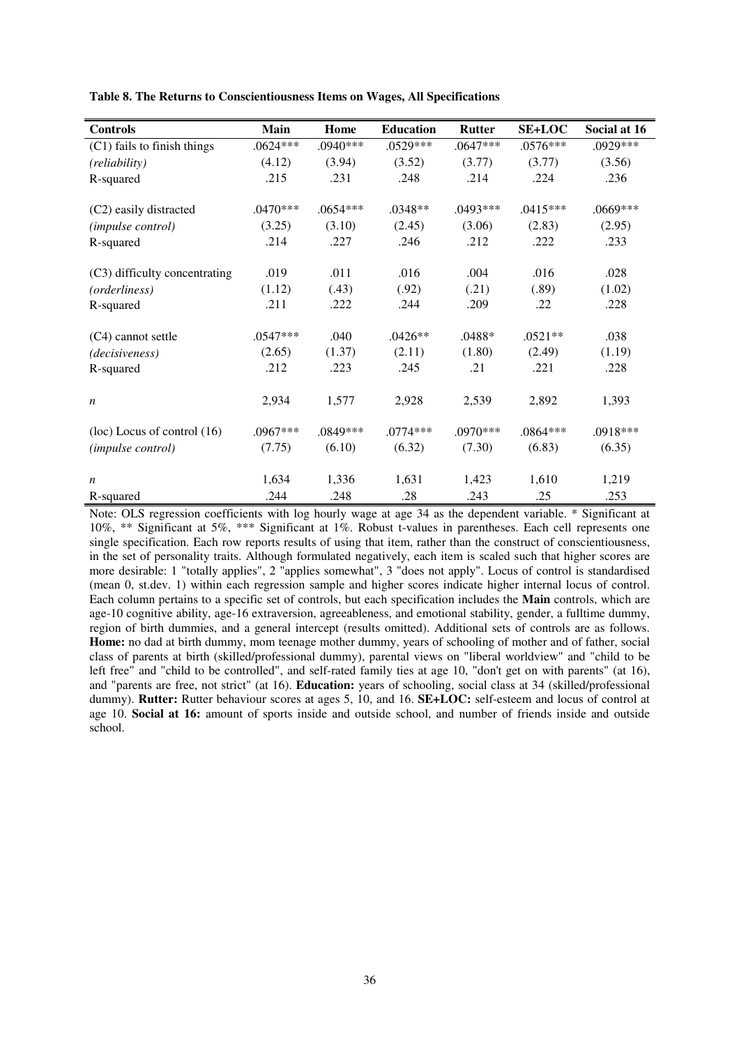**Table 8. The Returns to Conscientiousness Items on Wages, All Specifications**

| Controls | Main | Home | Education | Rutter | SE+LOC | Social at 16 |
|---|---|---|---|---|---|---|
| (C1) fails to finish things | .0624*** | .0940*** | .0529*** | .0647*** | .0576*** | .0929*** |
| *(reliability)* | (4.12) | (3.94) | (3.52) | (3.77) | (3.77) | (3.56) |
| R-squared | .215 | .231 | .248 | .214 | .224 | .236 |
| (C2) easily distracted | .0470*** | .0654*** | .0348** | .0493*** | .0415*** | .0669*** |
| *(impulse control)* | (3.25) | (3.10) | (2.45) | (3.06) | (2.83) | (2.95) |
| R-squared | .214 | .227 | .246 | .212 | .222 | .233 |
| (C3) difficulty concentrating | .019 | .011 | .016 | .004 | .016 | .028 |
| *(orderliness)* | (1.12) | (.43) | (.92) | (.21) | (.89) | (1.02) |
| R-squared | .211 | .222 | .244 | .209 | .22 | .228 |
| (C4) cannot settle | .0547*** | .040 | .0426** | .0488* | .0521** | .038 |
| *(decisiveness)* | (2.65) | (1.37) | (2.11) | (1.80) | (2.49) | (1.19) |
| R-squared | .212 | .223 | .245 | .21 | .221 | .228 |
| *n* | 2,934 | 1,577 | 2,928 | 2,539 | 2,892 | 1,393 |
| (loc) Locus of control (16) | .0967*** | .0849*** | .0774*** | .0970*** | .0864*** | .0918*** |
| *(impulse control)* | (7.75) | (6.10) | (6.32) | (7.30) | (6.83) | (6.35) |
| *n* | 1,634 | 1,336 | 1,631 | 1,423 | 1,610 | 1,219 |
| R-squared | .244 | .248 | .28 | .243 | .25 | .253 |

Note: OLS regression coefficients with log hourly wage at age 34 as the dependent variable. * Significant at 10%, ** Significant at 5%, *** Significant at 1%. Robust t-values in parentheses. Each cell represents one single specification. Each row reports results of using that item, rather than the construct of conscientiousness, in the set of personality traits. Although formulated negatively, each item is scaled such that higher scores are more desirable: 1 "totally applies", 2 "applies somewhat", 3 "does not apply". Locus of control is standardised (mean 0, st.dev. 1) within each regression sample and higher scores indicate higher internal locus of control. Each column pertains to a specific set of controls, but each specification includes the **Main** controls, which are age-10 cognitive ability, age-16 extraversion, agreeableness, and emotional stability, gender, a fulltime dummy, region of birth dummies, and a general intercept (results omitted). Additional sets of controls are as follows. **Home:** no dad at birth dummy, mom teenage mother dummy, years of schooling of mother and of father, social class of parents at birth (skilled/professional dummy), parental views on "liberal worldview" and "child to be left free" and "child to be controlled", and self-rated family ties at age 10, "don't get on with parents" (at 16), and "parents are free, not strict" (at 16). **Education:** years of schooling, social class at 34 (skilled/professional dummy). **Rutter:** Rutter behaviour scores at ages 5, 10, and 16. **SE+LOC:** self-esteem and locus of control at age 10. **Social at 16:** amount of sports inside and outside school, and number of friends inside and outside school.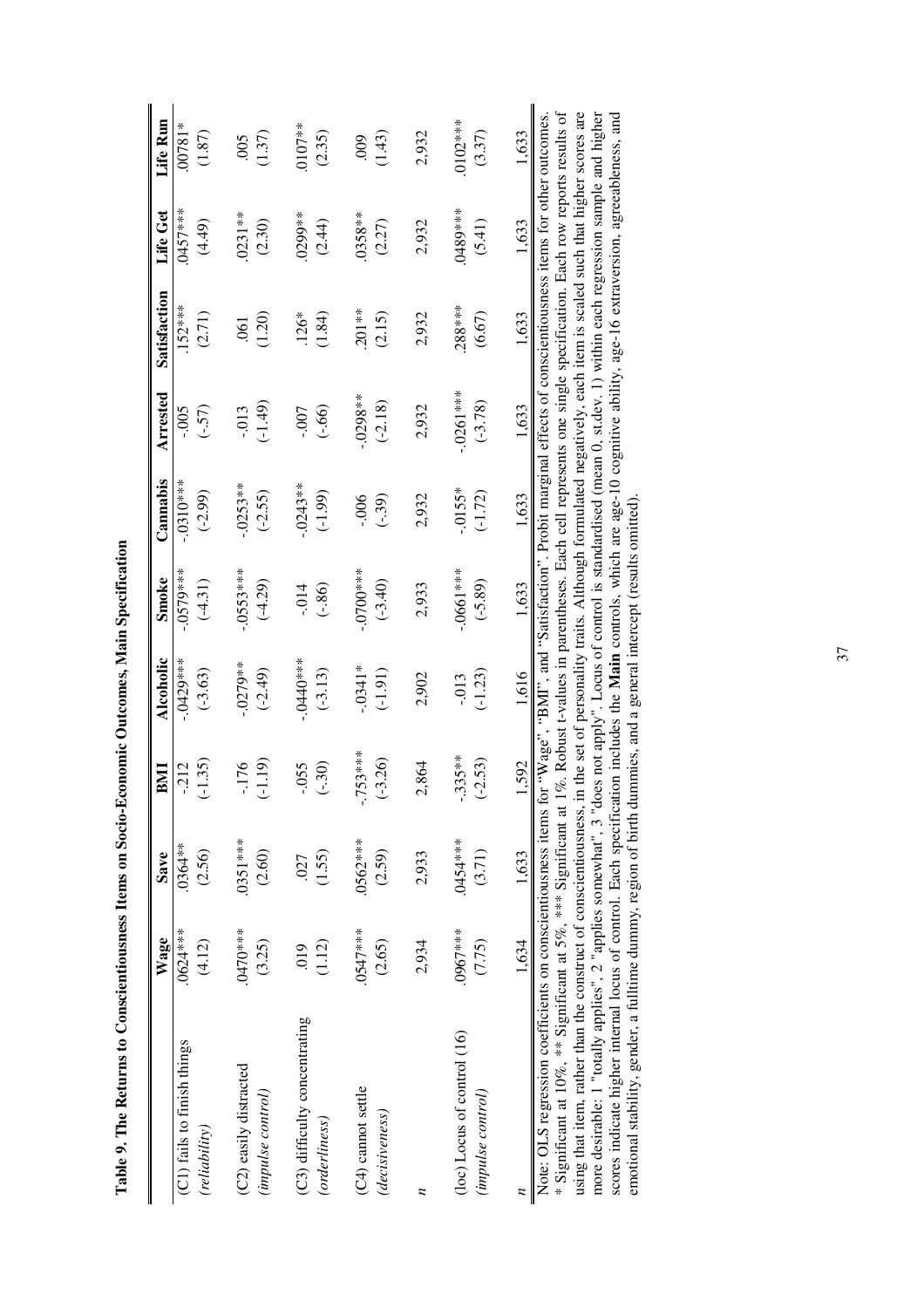**Table 9. The Returns to Conscientiousness Items on Socio-Economic Outcomes, Main Specification**

| | Wage | Save | BMI | Alcoholic | Smoke | Cannabis | Arrested | Satisfaction | Life Get | Life Run |
|---|---|---|---|---|---|---|---|---|---|---|
| (C1) fails to finish things | .0624*** | .0364** | -.212 | -.0429*** | -.0579*** | -.0310*** | -.005 | .152*** | .0457*** | .00781* |
| (*reliability*) | (4.12) | (2.56) | (-1.35) | (-3.63) | (-4.31) | (-2.99) | (-.57) | (2.71) | (4.49) | (1.87) |
| (C2) easily distracted | .0470*** | .0351*** | -.176 | -.0279** | -.0553*** | -.0253** | -.013 | .061 | .0231** | .005 |
| (*impulse control*) | (3.25) | (2.60) | (-1.19) | (-2.49) | (-4.29) | (-2.55) | (-1.49) | (1.20) | (2.30) | (1.37) |
| (C3) difficulty concentrating | .019 | .027 | -.055 | -.0440*** | -.014 | -.0243** | -.007 | .126* | .0299** | .0107** |
| (*orderliness*) | (1.12) | (1.55) | (-.30) | (-3.13) | (-.86) | (-1.99) | (-.66) | (1.84) | (2.44) | (2.35) |
| (C4) cannot settle | .0547*** | .0562*** | -.753*** | -.0341* | -.0700*** | -.006 | -.0298** | .201** | .0358** | .009 |
| (*decisiveness*) | (2.65) | (2.59) | (-3.26) | (-1.91) | (-3.40) | (-.39) | (-2.18) | (2.15) | (2.27) | (1.43) |
| *n* | 2,934 | 2,933 | 2,864 | 2,902 | 2,933 | 2,932 | 2,932 | 2,932 | 2,932 | 2,932 |
| (loc) Locus of control (16) | .0967*** | .0454*** | -.335** | -.013 | -.0661*** | -.0155* | -.0261*** | .288*** | .0489*** | .0102*** |
| (*impulse control*) | (7.75) | (3.71) | (-2.53) | (-1.23) | (-5.89) | (-1.72) | (-3.78) | (6.67) | (5.41) | (3.37) |
| *n* | 1,634 | 1,633 | 1,592 | 1,616 | 1,633 | 1,633 | 1,633 | 1,633 | 1,633 | 1,633 |

Note: OLS regression coefficients on conscientiousness items for "Wage", "BMI", and "Satisfaction". Probit marginal effects of conscientiousness items for other outcomes. * Significant at 10%, ** Significant at 5%, *** Significant at 1%. Robust t-values in parentheses. Each cell represents one single specification. Each row reports results of using that item, rather than the construct of conscientiousness, in the set of personality traits. Although formulated negatively, each item is scaled such that higher scores are more desirable: 1 "totally applies", 2 "applies somewhat", 3 "does not apply". Locus of control is standardised (mean 0, st.dev. 1) within each regression sample and higher scores indicate higher internal locus of control. Each specification includes the **Main** controls, which are age-10 cognitive ability, age-16 extraversion, agreeableness, and emotional stability, gender, a fulltime dummy, region of birth dummies, and a general intercept (results omitted).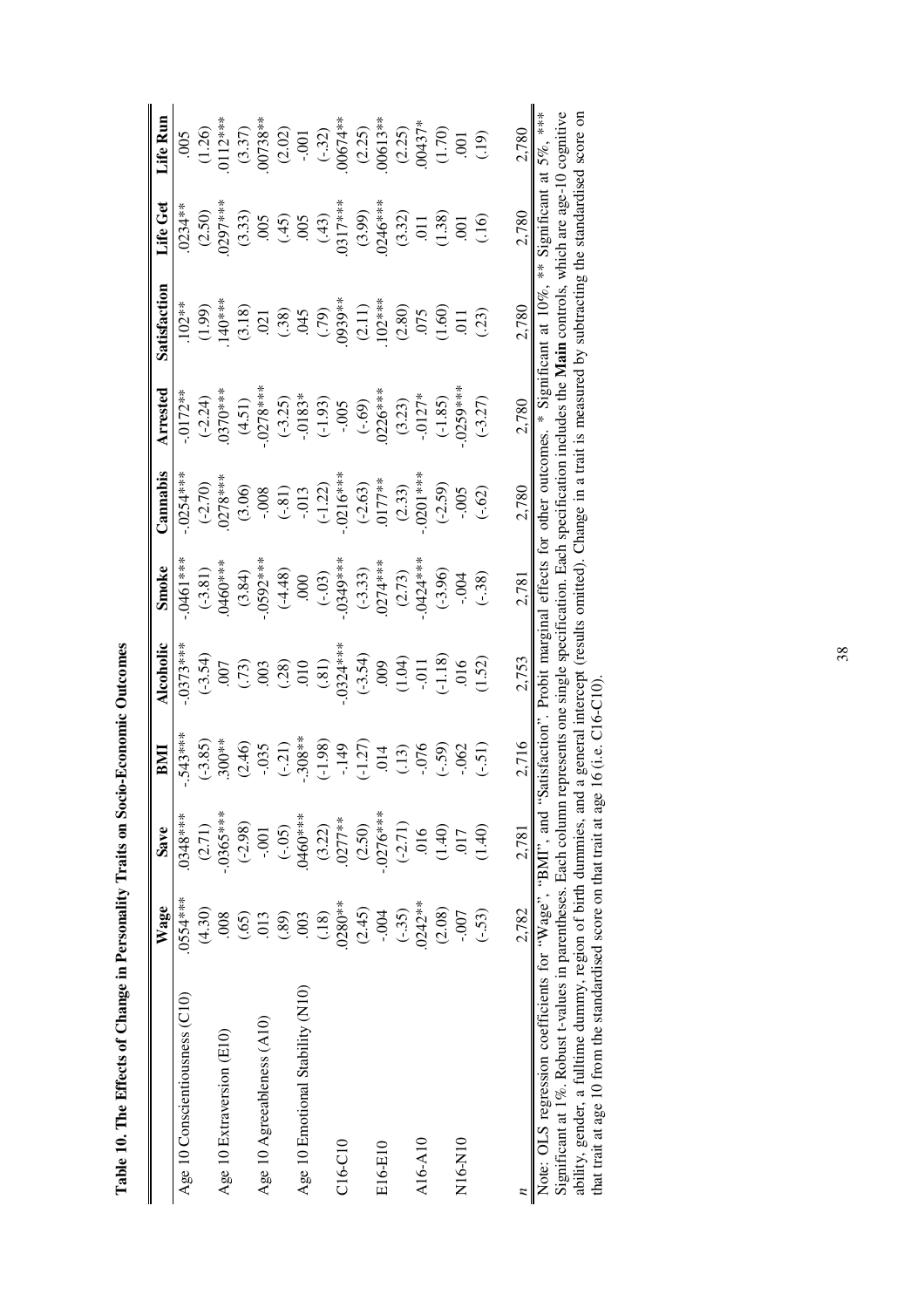**Table 10. The Effects of Change in Personality Traits on Socio-Economic Outcomes**

| | Wage | Save | BMI | Alcoholic | Smoke | Cannabis | Arrested | Satisfaction | Life Get | Life Run |
|---|---|---|---|---|---|---|---|---|---|---|
| Age 10 Conscientiousness (C10) | .0554*** | .0348*** | -.543*** | -.0373*** | -.0461*** | -.0254*** | -.0172** | .102** | .0234** | .005 |
| | (4.30) | (2.71) | (-3.85) | (-3.54) | (-3.81) | (-2.70) | (-2.24) | (1.99) | (2.50) | (1.26) |
| Age 10 Extraversion (E10) | .008 | -.0365*** | .300** | .007 | .0460*** | .0278*** | .0370*** | .140*** | .0297*** | .0112*** |
| | (.65) | (-2.98) | (2.46) | (.73) | (3.84) | (3.06) | (4.51) | (3.18) | (3.33) | (3.37) |
| Age 10 Agreeableness (A10) | .013 | -.001 | -.035 | .003 | -.0592*** | -.008 | -.0278*** | .021 | .005 | .00738** |
| | (.89) | (-.05) | (-.21) | (.28) | (-4.48) | (-.81) | (-3.25) | (.38) | (.45) | (2.02) |
| Age 10 Emotional Stability (N10) | .003 | .0460*** | -.308** | .010 | .000 | -.013 | -.0183* | .045 | .005 | -.001 |
| | (.18) | (3.22) | (-1.98) | (.81) | (-.03) | (-1.22) | (-1.93) | (.79) | (.43) | (-.32) |
| C16-C10 | .0280** | .0277** | -.149 | -.0324*** | -.0349*** | -.0216*** | -.005 | .0939** | .0317*** | .00674** |
| | (2.45) | (2.50) | (-1.27) | (-3.54) | (-3.33) | (-2.63) | (-.69) | (2.11) | (3.99) | (2.25) |
| E16-E10 | -.004 | -.0276*** | .014 | .009 | .0274*** | .0177** | .0226*** | .102*** | .0246*** | .00613** |
| | (-.35) | (-2.71) | (.13) | (1.04) | (2.73) | (2.33) | (3.23) | (2.80) | (3.32) | (2.25) |
| A16-A10 | .0242** | .016 | -.076 | -.011 | -.0424*** | -.0201*** | -.0127* | .075 | .011 | .00437* |
| | (2.08) | (1.40) | (-.59) | (-1.18) | (-3.96) | (-2.59) | (-1.85) | (1.60) | (1.38) | (1.70) |
| N16-N10 | -.007 | .017 | -.062 | .016 | -.004 | -.005 | -.0259*** | .011 | .001 | .001 |
| | (-.53) | (1.40) | (-.51) | (1.52) | (-.38) | (-.62) | (-3.27) | (.23) | (.16) | (.19) |
| *n* | 2,782 | 2,781 | 2,716 | 2,753 | 2,781 | 2,780 | 2,780 | 2,780 | 2,780 | 2,780 |

Note: OLS regression coefficients for "Wage", "BMI", and "Satisfaction". Probit marginal effects for other outcomes. * Significant at 10%, ** Significant at 5%, *** Significant at 1%. Robust t-values in parentheses. Each column represents one single specification. Each specification includes the **Main** controls, which are age-10 cognitive ability, gender, a fulltime dummy, region of birth dummies, and a general intercept (results omitted). Change in a trait is measured by subtracting the standardised score on that trait at age 10 from the standardised score on that trait at age 16 (i.e. C16-C10).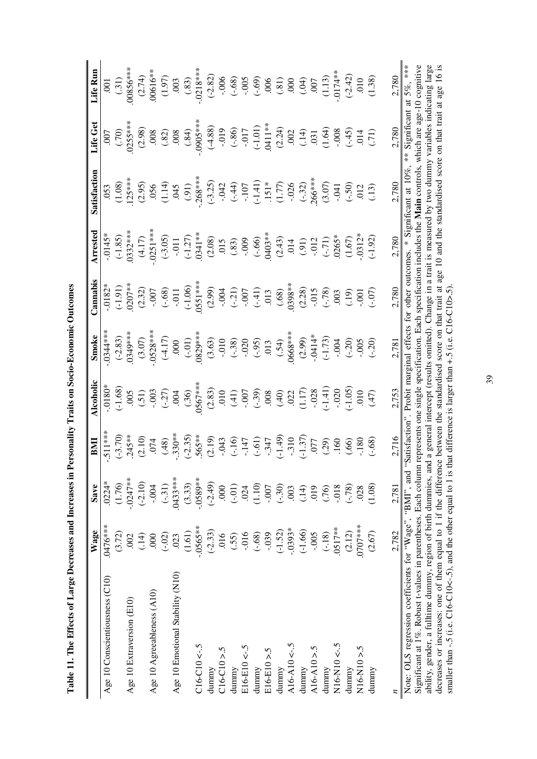**Table 11. The Effects of Large Decreases and Increases in Personality Traits on Socio-Economic Outcomes**

| | Wage | Save | BMI | Alcoholic | Smoke | Cannabis | Arrested | Satisfaction | Life Get | Life Run |
|---|---|---|---|---|---|---|---|---|---|---|
| Age 10 Conscientiousness (C10) | .0476*** | .0224* | -.511*** | -.0180* | -.0344*** | -.0182* | -.0145* | .053 | .007 | .001 |
| | (3.72) | (1.76) | (-3.70) | (-1.68) | (-2.83) | (-1.91) | (-1.85) | (1.08) | (.70) | (.31) |
| Age 10 Extraversion (E10) | .002 | -.0247** | .245** | .005 | .0349*** | .0207** | .0332*** | .125*** | .0255*** | .00856*** |
| | (.14) | (-2.10) | (2.10) | (.51) | (3.07) | (2.32) | (4.17) | (2.95) | (2.98) | (2.74) |
| Age 10 Agreeableness (A10) | .000 | -.004 | .074 | -.003 | -.0528*** | -.007 | -.0251*** | .056 | .008 | .00616** |
| | (-.02) | (-.31) | (.48) | (-.27) | (-4.17) | (-.68) | (-3.05) | (1.14) | (.82) | (1.97) |
| Age 10 Emotional Stability (N10) | .023 | .0433*** | -.330** | .004 | .000 | -.011 | -.011 | .045 | .008 | .003 |
| | (1.61) | (3.33) | (-2.35) | (.36) | (-.01) | (-1.06) | (-1.27) | (.91) | (.84) | (.83) |
| C16-C10 <-.5 | -.0565** | -.0589** | .565** | .0567*** | .0829*** | .0551*** | .0341** | -.268*** | -.0905*** | -.0218*** |
| dummy | (-2.33) | (-2.49) | (2.19) | (2.83) | (3.63) | (2.99) | (2.08) | (-3.25) | (-4.88) | (-2.82) |
| C16-C10 >.5 | .016 | .000 | -.043 | .010 | -.010 | -.004 | .015 | -.042 | -.019 | -.006 |
| dummy | (.55) | (-.01) | (-.16) | (.41) | (-.38) | (-.21) | (.83) | (-.44) | (-.86) | (-.68) |
| E16-E10 <-.5 | -.016 | .024 | -.147 | -.007 | -.020 | -.007 | -.009 | -.107 | -.017 | -.005 |
| dummy | (-.68) | (1.10) | (-.61) | (-.39) | (-.95) | (-.41) | (-.66) | (-1.41) | (-1.01) | (-.69) |
| E16-E10 >.5 | -.039 | -.007 | -.347 | .008 | .013 | .013 | .0403** | .151* | .0411** | .006 |
| dummy | (-1.52) | (-.30) | (-1.49) | (.40) | (.54) | (.68) | (2.43) | (1.77) | (2.24) | (.81) |
| A16-A10 <-.5 | -.0393* | .003 | -.310 | .022 | .0668*** | .0398** | .014 | -.026 | .002 | .000 |
| dummy | (-1.66) | (.14) | (-1.37) | (1.17) | (2.99) | (2.28) | (.91) | (-.32) | (.14) | (.04) |
| A16-A10 >.5 | -.005 | .019 | .077 | -.028 | -.0414* | -.015 | -.012 | .266*** | .031 | .007 |
| dummy | (-.18) | (.76) | (.29) | (-1.41) | (-1.73) | (-.78) | (-.71) | (3.07) | (1.64) | (1.13) |
| N16-N10 <-.5 | .0517** | -.018 | .160 | -.020 | -.004 | .003 | .0265* | -.041 | -.008 | -.0174** |
| dummy | (2.12) | (-.78) | (.66) | (-1.05) | (-.20) | (.19) | (1.67) | (-.50) | (-.45) | (-2.42) |
| N16-N10 >.5 | .0707*** | .028 | -.180 | .010 | -.005 | -.001 | -.0312* | .012 | .014 | .010 |
| dummy | (2.67) | (1.08) | (-.68) | (.47) | (-.20) | (-.07) | (-1.92) | (.13) | (.71) | (1.38) |
| $n$ | 2,782 | 2,781 | 2,716 | 2,753 | 2,781 | 2,780 | 2,780 | 2,780 | 2,780 | 2,780 |

Note: OLS regression coefficients for "Wage", "BMI", and "Satisfaction". Probit marginal effects for other outcomes. * Significant at 10%, ** Significant at 5%, *** Significant at 1%. Robust t-values in parentheses. Each column represents one single specification. Each specification includes the **Main** controls, which are age-10 cognitive ability, gender, a fulltime dummy, region of birth dummies, and a general intercept (results omitted). Change in a trait is measured by two dummy variables indicating large decreases or increases: one of them equal to 1 if the difference between the standardised score on that trait at age 10 and the standardised score on that trait at age 16 is smaller than -.5 (i.e. C16-C10<-.5), and the other equal to 1 is that difference is larger than +.5 (i.e. C16-C10>.5).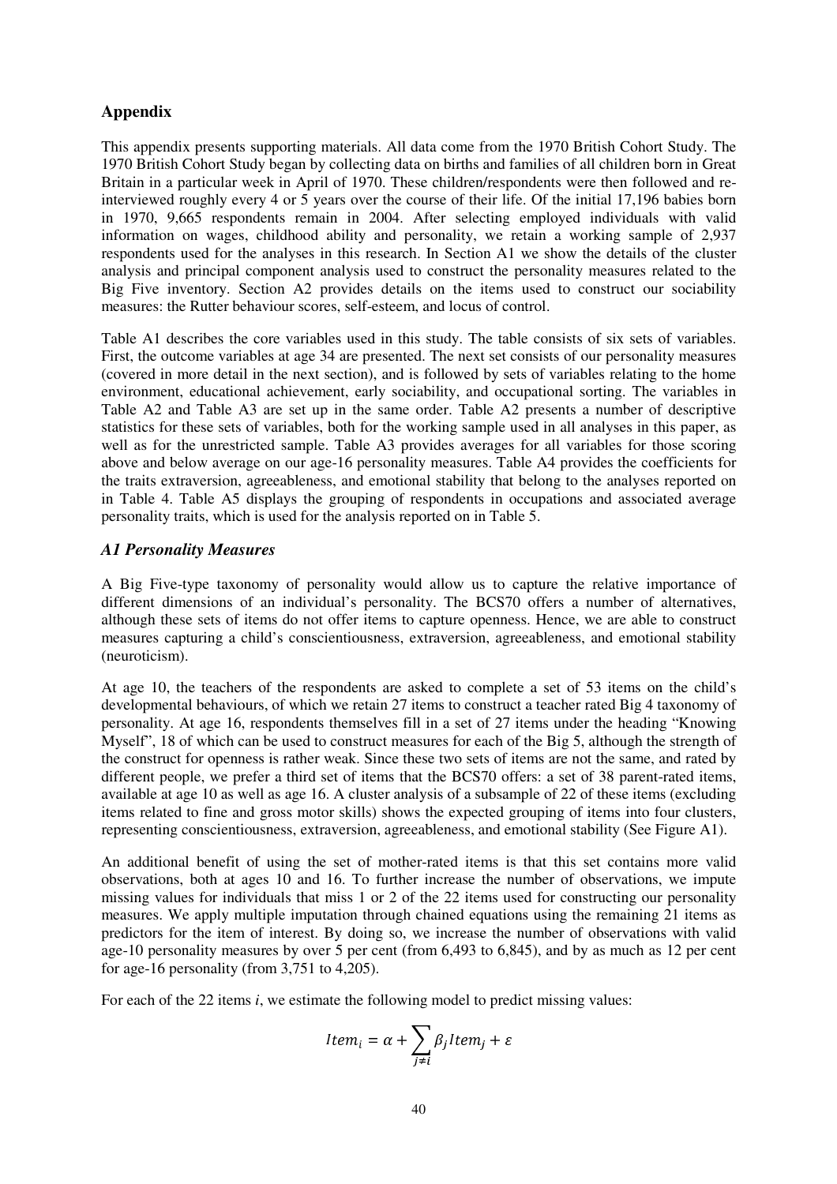## Appendix

This appendix presents supporting materials. All data come from the 1970 British Cohort Study. The 1970 British Cohort Study began by collecting data on births and families of all children born in Great Britain in a particular week in April of 1970. These children/respondents were then followed and re-interviewed roughly every 4 or 5 years over the course of their life. Of the initial 17,196 babies born in 1970, 9,665 respondents remain in 2004. After selecting employed individuals with valid information on wages, childhood ability and personality, we retain a working sample of 2,937 respondents used for the analyses in this research. In Section A1 we show the details of the cluster analysis and principal component analysis used to construct the personality measures related to the Big Five inventory. Section A2 provides details on the items used to construct our sociability measures: the Rutter behaviour scores, self-esteem, and locus of control.

Table A1 describes the core variables used in this study. The table consists of six sets of variables. First, the outcome variables at age 34 are presented. The next set consists of our personality measures (covered in more detail in the next section), and is followed by sets of variables relating to the home environment, educational achievement, early sociability, and occupational sorting. The variables in Table A2 and Table A3 are set up in the same order. Table A2 presents a number of descriptive statistics for these sets of variables, both for the working sample used in all analyses in this paper, as well as for the unrestricted sample. Table A3 provides averages for all variables for those scoring above and below average on our age-16 personality measures. Table A4 provides the coefficients for the traits extraversion, agreeableness, and emotional stability that belong to the analyses reported on in Table 4. Table A5 displays the grouping of respondents in occupations and associated average personality traits, which is used for the analysis reported on in Table 5.

### *A1 Personality Measures*

A Big Five-type taxonomy of personality would allow us to capture the relative importance of different dimensions of an individual's personality. The BCS70 offers a number of alternatives, although these sets of items do not offer items to capture openness. Hence, we are able to construct measures capturing a child's conscientiousness, extraversion, agreeableness, and emotional stability (neuroticism).

At age 10, the teachers of the respondents are asked to complete a set of 53 items on the child's developmental behaviours, of which we retain 27 items to construct a teacher rated Big 4 taxonomy of personality. At age 16, respondents themselves fill in a set of 27 items under the heading "Knowing Myself", 18 of which can be used to construct measures for each of the Big 5, although the strength of the construct for openness is rather weak. Since these two sets of items are not the same, and rated by different people, we prefer a third set of items that the BCS70 offers: a set of 38 parent-rated items, available at age 10 as well as age 16. A cluster analysis of a subsample of 22 of these items (excluding items related to fine and gross motor skills) shows the expected grouping of items into four clusters, representing conscientiousness, extraversion, agreeableness, and emotional stability (See Figure A1).

An additional benefit of using the set of mother-rated items is that this set contains more valid observations, both at ages 10 and 16. To further increase the number of observations, we impute missing values for individuals that miss 1 or 2 of the 22 items used for constructing our personality measures. We apply multiple imputation through chained equations using the remaining 21 items as predictors for the item of interest. By doing so, we increase the number of observations with valid age-10 personality measures by over 5 per cent (from 6,493 to 6,845), and by as much as 12 per cent for age-16 personality (from 3,751 to 4,205).

For each of the 22 items $i$, we estimate the following model to predict missing values:

$$Item_i = \alpha + \sum_{j \neq i} \beta_j Item_j + \varepsilon$$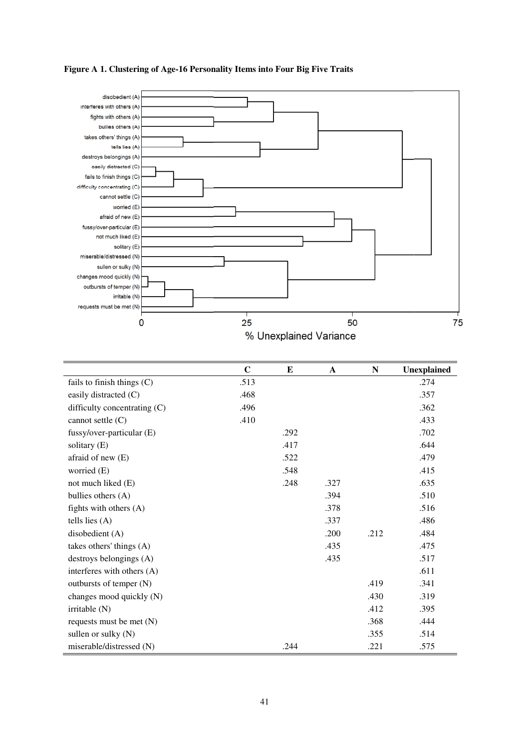**Figure A 1. Clustering of Age-16 Personality Items into Four Big Five Traits**

| | C | E | A | N | Unexplained |
|---|---|---|---|---|---|
| fails to finish things (C) | .513 | | | | .274 |
| easily distracted (C) | .468 | | | | .357 |
| difficulty concentrating (C) | .496 | | | | .362 |
| cannot settle (C) | .410 | | | | .433 |
| fussy/over-particular (E) | | .292 | | | .702 |
| solitary (E) | | .417 | | | .644 |
| afraid of new (E) | | .522 | | | .479 |
| worried (E) | | .548 | | | .415 |
| not much liked (E) | | .248 | .327 | | .635 |
| bullies others (A) | | | .394 | | .510 |
| fights with others (A) | | | .378 | | .516 |
| tells lies (A) | | | .337 | | .486 |
| disobedient (A) | | | .200 | .212 | .484 |
| takes others' things (A) | | | .435 | | .475 |
| destroys belongings (A) | | | .435 | | .517 |
| interferes with others (A) | | | | | .611 |
| outbursts of temper (N) | | | | .419 | .341 |
| changes mood quickly (N) | | | | .430 | .319 |
| irritable (N) | | | | .412 | .395 |
| requests must be met (N) | | | | .368 | .444 |
| sullen or sulky (N) | | | | .355 | .514 |
| miserable/distressed (N) | | .244 | | .221 | .575 |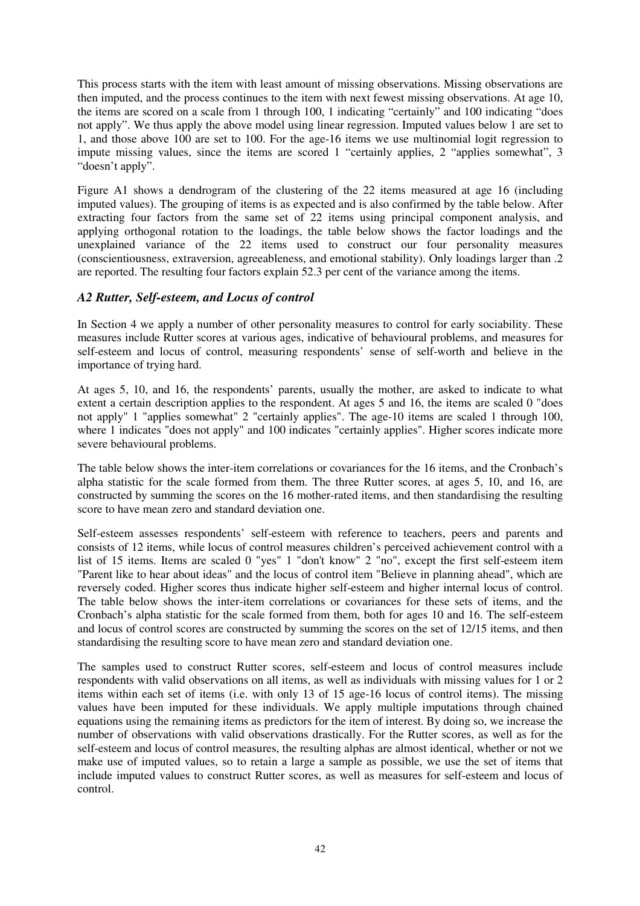This process starts with the item with least amount of missing observations. Missing observations are then imputed, and the process continues to the item with next fewest missing observations. At age 10, the items are scored on a scale from 1 through 100, 1 indicating "certainly" and 100 indicating "does not apply". We thus apply the above model using linear regression. Imputed values below 1 are set to 1, and those above 100 are set to 100. For the age-16 items we use multinomial logit regression to impute missing values, since the items are scored 1 "certainly applies, 2 "applies somewhat", 3 "doesn't apply".

Figure A1 shows a dendrogram of the clustering of the 22 items measured at age 16 (including imputed values). The grouping of items is as expected and is also confirmed by the table below. After extracting four factors from the same set of 22 items using principal component analysis, and applying orthogonal rotation to the loadings, the table below shows the factor loadings and the unexplained variance of the 22 items used to construct our four personality measures (conscientiousness, extraversion, agreeableness, and emotional stability). Only loadings larger than .2 are reported. The resulting four factors explain 52.3 per cent of the variance among the items.

### *A2 Rutter, Self-esteem, and Locus of control*

In Section 4 we apply a number of other personality measures to control for early sociability. These measures include Rutter scores at various ages, indicative of behavioural problems, and measures for self-esteem and locus of control, measuring respondents' sense of self-worth and believe in the importance of trying hard.

At ages 5, 10, and 16, the respondents' parents, usually the mother, are asked to indicate to what extent a certain description applies to the respondent. At ages 5 and 16, the items are scaled 0 "does not apply" 1 "applies somewhat" 2 "certainly applies". The age-10 items are scaled 1 through 100, where 1 indicates "does not apply" and 100 indicates "certainly applies". Higher scores indicate more severe behavioural problems.

The table below shows the inter-item correlations or covariances for the 16 items, and the Cronbach's alpha statistic for the scale formed from them. The three Rutter scores, at ages 5, 10, and 16, are constructed by summing the scores on the 16 mother-rated items, and then standardising the resulting score to have mean zero and standard deviation one.

Self-esteem assesses respondents' self-esteem with reference to teachers, peers and parents and consists of 12 items, while locus of control measures children's perceived achievement control with a list of 15 items. Items are scaled 0 "yes" 1 "don't know" 2 "no", except the first self-esteem item "Parent like to hear about ideas" and the locus of control item "Believe in planning ahead", which are reversely coded. Higher scores thus indicate higher self-esteem and higher internal locus of control. The table below shows the inter-item correlations or covariances for these sets of items, and the Cronbach's alpha statistic for the scale formed from them, both for ages 10 and 16. The self-esteem and locus of control scores are constructed by summing the scores on the set of 12/15 items, and then standardising the resulting score to have mean zero and standard deviation one.

The samples used to construct Rutter scores, self-esteem and locus of control measures include respondents with valid observations on all items, as well as individuals with missing values for 1 or 2 items within each set of items (i.e. with only 13 of 15 age-16 locus of control items). The missing values have been imputed for these individuals. We apply multiple imputations through chained equations using the remaining items as predictors for the item of interest. By doing so, we increase the number of observations with valid observations drastically. For the Rutter scores, as well as for the self-esteem and locus of control measures, the resulting alphas are almost identical, whether or not we make use of imputed values, so to retain a large a sample as possible, we use the set of items that include imputed values to construct Rutter scores, as well as measures for self-esteem and locus of control.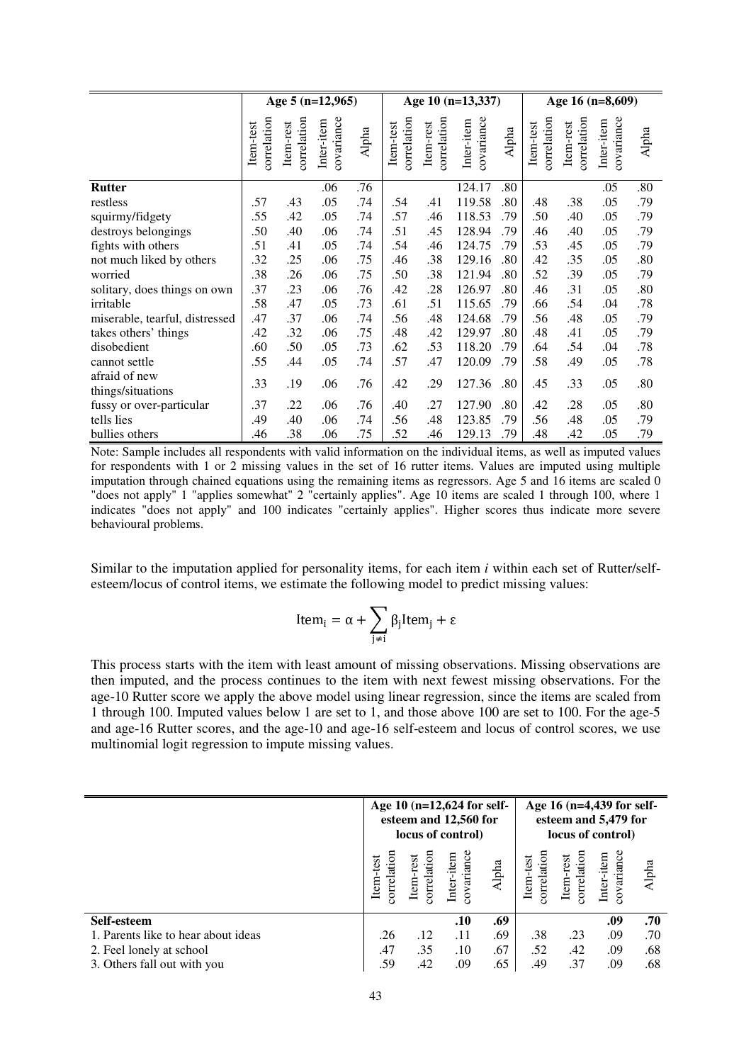| | Age 5 (n=12,965) | | | | Age 10 (n=13,337) | | | | Age 16 (n=8,609) | | | |
|---|---|---|---|---|---|---|---|---|---|---|---|---|
| | Item-test correlation | Item-rest correlation | Inter-item covariance | Alpha | Item-test correlation | Item-rest correlation | Inter-item covariance | Alpha | Item-test correlation | Item-rest correlation | Inter-item covariance | Alpha |
| **Rutter** | | | .06 | .76 | | | 124.17 | .80 | | | .05 | .80 |
| restless | .57 | .43 | .05 | .74 | .54 | .41 | 119.58 | .80 | .48 | .38 | .05 | .79 |
| squirmy/fidgety | .55 | .42 | .05 | .74 | .57 | .46 | 118.53 | .79 | .50 | .40 | .05 | .79 |
| destroys belongings | .50 | .40 | .06 | .74 | .51 | .45 | 128.94 | .79 | .46 | .40 | .05 | .79 |
| fights with others | .51 | .41 | .05 | .74 | .54 | .46 | 124.75 | .79 | .53 | .45 | .05 | .79 |
| not much liked by others | .32 | .25 | .06 | .75 | .46 | .38 | 129.16 | .80 | .42 | .35 | .05 | .80 |
| worried | .38 | .26 | .06 | .75 | .50 | .38 | 121.94 | .80 | .52 | .39 | .05 | .79 |
| solitary, does things on own | .37 | .23 | .06 | .76 | .42 | .28 | 126.97 | .80 | .46 | .31 | .05 | .80 |
| irritable | .58 | .47 | .05 | .73 | .61 | .51 | 115.65 | .79 | .66 | .54 | .04 | .78 |
| miserable, tearful, distressed | .47 | .37 | .06 | .74 | .56 | .48 | 124.68 | .79 | .56 | .48 | .05 | .79 |
| takes others' things | .42 | .32 | .06 | .75 | .48 | .42 | 129.97 | .80 | .48 | .41 | .05 | .79 |
| disobedient | .60 | .50 | .05 | .73 | .62 | .53 | 118.20 | .79 | .64 | .54 | .04 | .78 |
| cannot settle | .55 | .44 | .05 | .74 | .57 | .47 | 120.09 | .79 | .58 | .49 | .05 | .78 |
| afraid of new things/situations | .33 | .19 | .06 | .76 | .42 | .29 | 127.36 | .80 | .45 | .33 | .05 | .80 |
| fussy or over-particular | .37 | .22 | .06 | .76 | .40 | .27 | 127.90 | .80 | .42 | .28 | .05 | .80 |
| tells lies | .49 | .40 | .06 | .74 | .56 | .48 | 123.85 | .79 | .56 | .48 | .05 | .79 |
| bullies others | .46 | .38 | .06 | .75 | .52 | .46 | 129.13 | .79 | .48 | .42 | .05 | .79 |

Note: Sample includes all respondents with valid information on the individual items, as well as imputed values for respondents with 1 or 2 missing values in the set of 16 rutter items. Values are imputed using multiple imputation through chained equations using the remaining items as regressors. Age 5 and 16 items are scaled 0 "does not apply" 1 "applies somewhat" 2 "certainly applies". Age 10 items are scaled 1 through 100, where 1 indicates "does not apply" and 100 indicates "certainly applies". Higher scores thus indicate more severe behavioural problems.

Similar to the imputation applied for personality items, for each item $i$ within each set of Rutter/self-esteem/locus of control items, we estimate the following model to predict missing values:

$$\text{Item}_i = \alpha + \sum_{j \neq i} \beta_j \text{Item}_j + \varepsilon$$

This process starts with the item with least amount of missing observations. Missing observations are then imputed, and the process continues to the item with next fewest missing observations. For the age-10 Rutter score we apply the above model using linear regression, since the items are scaled from 1 through 100. Imputed values below 1 are set to 1, and those above 100 are set to 100. For the age-5 and age-16 Rutter scores, and the age-10 and age-16 self-esteem and locus of control scores, we use multinomial logit regression to impute missing values.

| | Age 10 (n=12,624 for self-esteem and 12,560 for locus of control) | | | | Age 16 (n=4,439 for self-esteem and 5,479 for locus of control) | | | |
|---|---|---|---|---|---|---|---|---|
| | Item-test correlation | Item-rest correlation | Inter-item covariance | Alpha | Item-test correlation | Item-rest correlation | Inter-item covariance | Alpha |
| **Self-esteem** | | | **.10** | **.69** | | | **.09** | **.70** |
| 1. Parents like to hear about ideas | .26 | .12 | .11 | .69 | .38 | .23 | .09 | .70 |
| 2. Feel lonely at school | .47 | .35 | .10 | .67 | .52 | .42 | .09 | .68 |
| 3. Others fall out with you | .59 | .42 | .09 | .65 | .49 | .37 | .09 | .68 |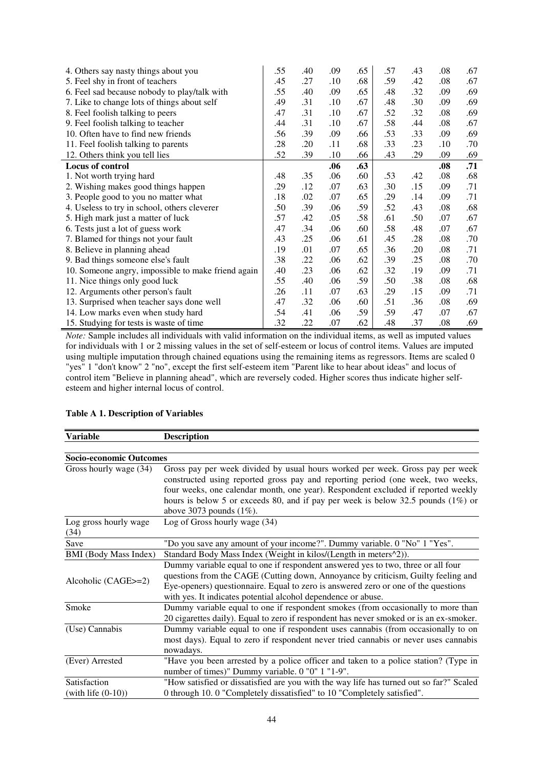| | | | | | | | | |
|---|---|---|---|---|---|---|---|---|
| 4. Others say nasty things about you | .55 | .40 | .09 | .65 | .57 | .43 | .08 | .67 |
| 5. Feel shy in front of teachers | .45 | .27 | .10 | .68 | .59 | .42 | .08 | .67 |
| 6. Feel sad because nobody to play/talk with | .55 | .40 | .09 | .65 | .48 | .32 | .09 | .69 |
| 7. Like to change lots of things about self | .49 | .31 | .10 | .67 | .48 | .30 | .09 | .69 |
| 8. Feel foolish talking to peers | .47 | .31 | .10 | .67 | .52 | .32 | .08 | .69 |
| 9. Feel foolish talking to teacher | .44 | .31 | .10 | .67 | .58 | .44 | .08 | .67 |
| 10. Often have to find new friends | .56 | .39 | .09 | .66 | .53 | .33 | .09 | .69 |
| 11. Feel foolish talking to parents | .28 | .20 | .11 | .68 | .33 | .23 | .10 | .70 |
| 12. Others think you tell lies | .52 | .39 | .10 | .66 | .43 | .29 | .09 | .69 |
| **Locus of control** | | | **.06** | **.63** | | | **.08** | **.71** |
| 1. Not worth trying hard | .48 | .35 | .06 | .60 | .53 | .42 | .08 | .68 |
| 2. Wishing makes good things happen | .29 | .12 | .07 | .63 | .30 | .15 | .09 | .71 |
| 3. People good to you no matter what | .18 | .02 | .07 | .65 | .29 | .14 | .09 | .71 |
| 4. Useless to try in school, others cleverer | .50 | .39 | .06 | .59 | .52 | .43 | .08 | .68 |
| 5. High mark just a matter of luck | .57 | .42 | .05 | .58 | .61 | .50 | .07 | .67 |
| 6. Tests just a lot of guess work | .47 | .34 | .06 | .60 | .58 | .48 | .07 | .67 |
| 7. Blamed for things not your fault | .43 | .25 | .06 | .61 | .45 | .28 | .08 | .70 |
| 8. Believe in planning ahead | .19 | .01 | .07 | .65 | .36 | .20 | .08 | .71 |
| 9. Bad things someone else's fault | .38 | .22 | .06 | .62 | .39 | .25 | .08 | .70 |
| 10. Someone angry, impossible to make friend again | .40 | .23 | .06 | .62 | .32 | .19 | .09 | .71 |
| 11. Nice things only good luck | .55 | .40 | .06 | .59 | .50 | .38 | .08 | .68 |
| 12. Arguments other person's fault | .26 | .11 | .07 | .63 | .29 | .15 | .09 | .71 |
| 13. Surprised when teacher says done well | .47 | .32 | .06 | .60 | .51 | .36 | .08 | .69 |
| 14. Low marks even when study hard | .54 | .41 | .06 | .59 | .59 | .47 | .07 | .67 |
| 15. Studying for tests is waste of time | .32 | .22 | .07 | .62 | .48 | .37 | .08 | .69 |

*Note:* Sample includes all individuals with valid information on the individual items, as well as imputed values for individuals with 1 or 2 missing values in the set of self-esteem or locus of control items. Values are imputed using multiple imputation through chained equations using the remaining items as regressors. Items are scaled 0 "yes" 1 "don't know" 2 "no", except the first self-esteem item "Parent like to hear about ideas" and locus of control item "Believe in planning ahead", which are reversely coded. Higher scores thus indicate higher self-esteem and higher internal locus of control.

**Table A 1. Description of Variables**

| Variable | Description |
|---|---|
| **Socio-economic Outcomes** | |
| Gross hourly wage (34) | Gross pay per week divided by usual hours worked per week. Gross pay per week constructed using reported gross pay and reporting period (one week, two weeks, four weeks, one calendar month, one year). Respondent excluded if reported weekly hours is below 5 or exceeds 80, and if pay per week is below 32.5 pounds (1%) or above 3073 pounds (1%). |
| Log gross hourly wage (34) | Log of Gross hourly wage (34) |
| Save | "Do you save any amount of your income?". Dummy variable. 0 "No" 1 "Yes". |
| BMI (Body Mass Index) | Standard Body Mass Index (Weight in kilos/(Length in meters^2)). |
| Alcoholic (CAGE>=2) | Dummy variable equal to one if respondent answered yes to two, three or all four questions from the CAGE (Cutting down, Annoyance by criticism, Guilty feeling and Eye-openers) questionnaire. Equal to zero is answered zero or one of the questions with yes. It indicates potential alcohol dependence or abuse. |
| Smoke | Dummy variable equal to one if respondent smokes (from occasionally to more than 20 cigarettes daily). Equal to zero if respondent has never smoked or is an ex-smoker. |
| (Use) Cannabis | Dummy variable equal to one if respondent uses cannabis (from occasionally to on most days). Equal to zero if respondent never tried cannabis or never uses cannabis nowadays. |
| (Ever) Arrested | "Have you been arrested by a police officer and taken to a police station? (Type in number of times)" Dummy variable. 0 "0" 1 "1-9". |
| Satisfaction (with life (0-10)) | "How satisfied or dissatisfied are you with the way life has turned out so far?" Scaled 0 through 10. 0 "Completely dissatisfied" to 10 "Completely satisfied". |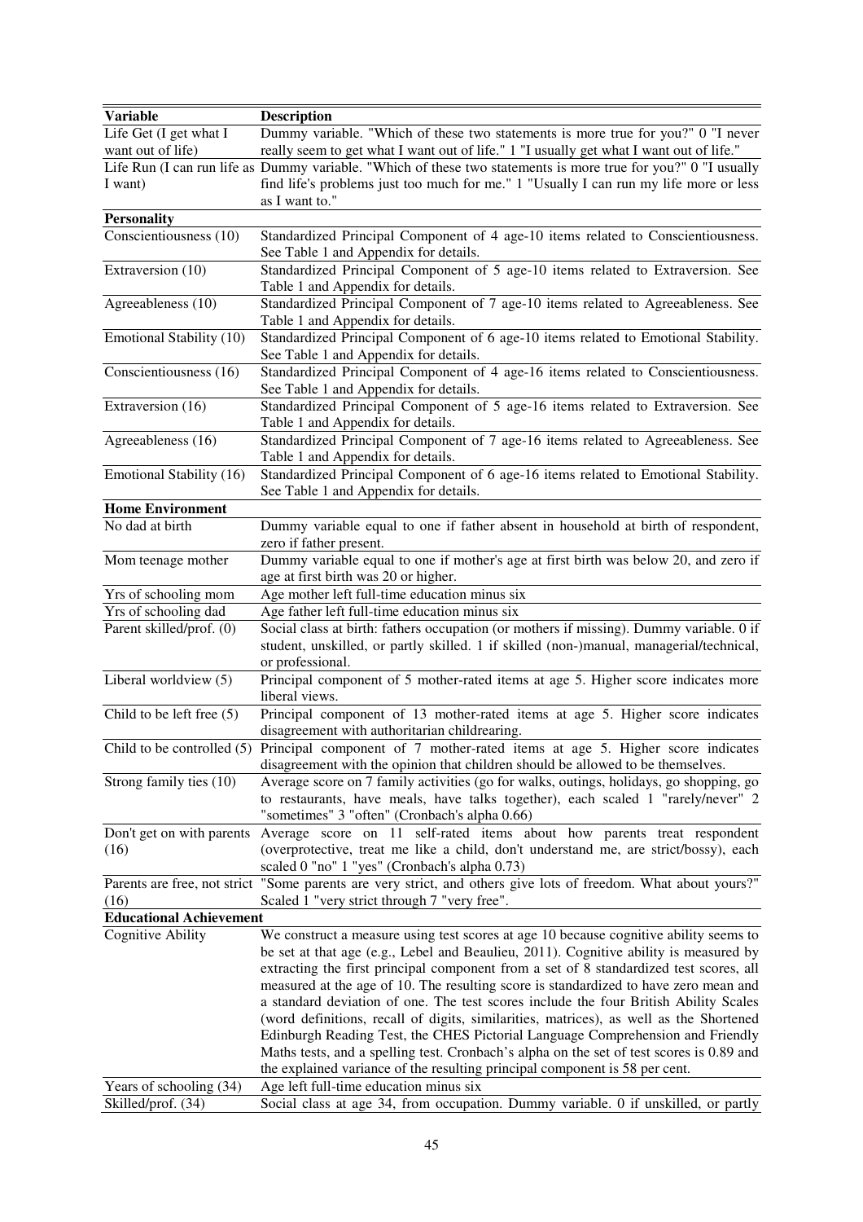| Variable | Description |
|---|---|
| Life Get (I get what I want out of life) | Dummy variable. "Which of these two statements is more true for you?" 0 "I never really seem to get what I want out of life." 1 "I usually get what I want out of life." |
| Life Run (I can run life as I want) | Dummy variable. "Which of these two statements is more true for you?" 0 "I usually find life's problems just too much for me." 1 "Usually I can run my life more or less as I want to." |
| **Personality** | |
| Conscientiousness (10) | Standardized Principal Component of 4 age-10 items related to Conscientiousness. See Table 1 and Appendix for details. |
| Extraversion (10) | Standardized Principal Component of 5 age-10 items related to Extraversion. See Table 1 and Appendix for details. |
| Agreeableness (10) | Standardized Principal Component of 7 age-10 items related to Agreeableness. See Table 1 and Appendix for details. |
| Emotional Stability (10) | Standardized Principal Component of 6 age-10 items related to Emotional Stability. See Table 1 and Appendix for details. |
| Conscientiousness (16) | Standardized Principal Component of 4 age-16 items related to Conscientiousness. See Table 1 and Appendix for details. |
| Extraversion (16) | Standardized Principal Component of 5 age-16 items related to Extraversion. See Table 1 and Appendix for details. |
| Agreeableness (16) | Standardized Principal Component of 7 age-16 items related to Agreeableness. See Table 1 and Appendix for details. |
| Emotional Stability (16) | Standardized Principal Component of 6 age-16 items related to Emotional Stability. See Table 1 and Appendix for details. |
| **Home Environment** | |
| No dad at birth | Dummy variable equal to one if father absent in household at birth of respondent, zero if father present. |
| Mom teenage mother | Dummy variable equal to one if mother's age at first birth was below 20, and zero if age at first birth was 20 or higher. |
| Yrs of schooling mom | Age mother left full-time education minus six |
| Yrs of schooling dad | Age father left full-time education minus six |
| Parent skilled/prof. (0) | Social class at birth: fathers occupation (or mothers if missing). Dummy variable. 0 if student, unskilled, or partly skilled. 1 if skilled (non-)manual, managerial/technical, or professional. |
| Liberal worldview (5) | Principal component of 5 mother-rated items at age 5. Higher score indicates more liberal views. |
| Child to be left free (5) | Principal component of 13 mother-rated items at age 5. Higher score indicates disagreement with authoritarian childrearing. |
| Child to be controlled (5) | Principal component of 7 mother-rated items at age 5. Higher score indicates disagreement with the opinion that children should be allowed to be themselves. |
| Strong family ties (10) | Average score on 7 family activities (go for walks, outings, holidays, go shopping, go to restaurants, have meals, have talks together), each scaled 1 "rarely/never" 2 "sometimes" 3 "often" (Cronbach's alpha 0.66) |
| Don't get on with parents (16) | Average score on 11 self-rated items about how parents treat respondent (overprotective, treat me like a child, don't understand me, are strict/bossy), each scaled 0 "no" 1 "yes" (Cronbach's alpha 0.73) |
| Parents are free, not strict (16) | "Some parents are very strict, and others give lots of freedom. What about yours?" Scaled 1 "very strict through 7 "very free". |
| **Educational Achievement** | |
| Cognitive Ability | We construct a measure using test scores at age 10 because cognitive ability seems to be set at that age (e.g., Lebel and Beaulieu, 2011). Cognitive ability is measured by extracting the first principal component from a set of 8 standardized test scores, all measured at the age of 10. The resulting score is standardized to have zero mean and a standard deviation of one. The test scores include the four British Ability Scales (word definitions, recall of digits, similarities, matrices), as well as the Shortened Edinburgh Reading Test, the CHES Pictorial Language Comprehension and Friendly Maths tests, and a spelling test. Cronbach's alpha on the set of test scores is 0.89 and the explained variance of the resulting principal component is 58 per cent. |
| Years of schooling (34) | Age left full-time education minus six |
| Skilled/prof. (34) | Social class at age 34, from occupation. Dummy variable. 0 if unskilled, or partly |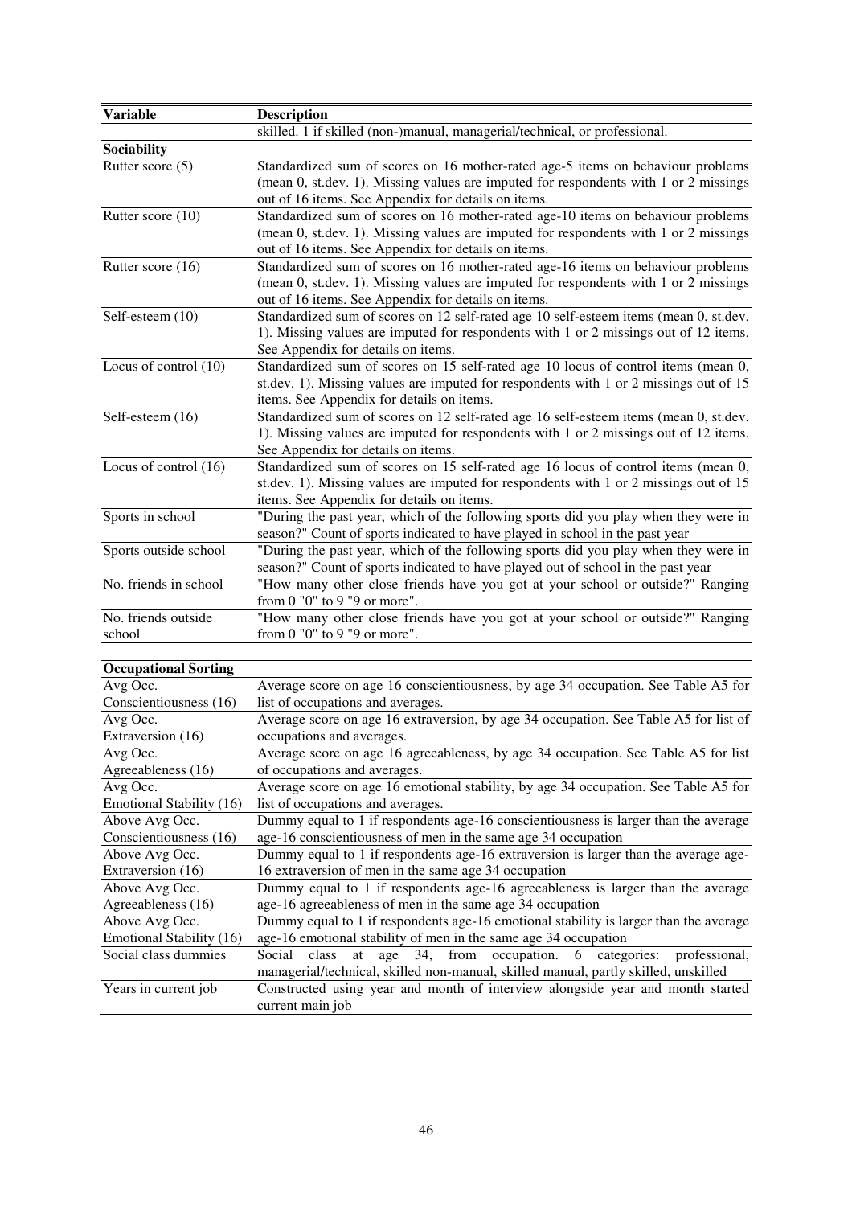| Variable | Description |
|---|---|
| | skilled. 1 if skilled (non-)manual, managerial/technical, or professional. |
| **Sociability** | |
| Rutter score (5) | Standardized sum of scores on 16 mother-rated age-5 items on behaviour problems (mean 0, st.dev. 1). Missing values are imputed for respondents with 1 or 2 missings out of 16 items. See Appendix for details on items. |
| Rutter score (10) | Standardized sum of scores on 16 mother-rated age-10 items on behaviour problems (mean 0, st.dev. 1). Missing values are imputed for respondents with 1 or 2 missings out of 16 items. See Appendix for details on items. |
| Rutter score (16) | Standardized sum of scores on 16 mother-rated age-16 items on behaviour problems (mean 0, st.dev. 1). Missing values are imputed for respondents with 1 or 2 missings out of 16 items. See Appendix for details on items. |
| Self-esteem (10) | Standardized sum of scores on 12 self-rated age 10 self-esteem items (mean 0, st.dev. 1). Missing values are imputed for respondents with 1 or 2 missings out of 12 items. See Appendix for details on items. |
| Locus of control (10) | Standardized sum of scores on 15 self-rated age 10 locus of control items (mean 0, st.dev. 1). Missing values are imputed for respondents with 1 or 2 missings out of 15 items. See Appendix for details on items. |
| Self-esteem (16) | Standardized sum of scores on 12 self-rated age 16 self-esteem items (mean 0, st.dev. 1). Missing values are imputed for respondents with 1 or 2 missings out of 12 items. See Appendix for details on items. |
| Locus of control (16) | Standardized sum of scores on 15 self-rated age 16 locus of control items (mean 0, st.dev. 1). Missing values are imputed for respondents with 1 or 2 missings out of 15 items. See Appendix for details on items. |
| Sports in school | "During the past year, which of the following sports did you play when they were in season?" Count of sports indicated to have played in school in the past year |
| Sports outside school | "During the past year, which of the following sports did you play when they were in season?" Count of sports indicated to have played out of school in the past year |
| No. friends in school | "How many other close friends have you got at your school or outside?" Ranging from 0 "0" to 9 "9 or more". |
| No. friends outside school | "How many other close friends have you got at your school or outside?" Ranging from 0 "0" to 9 "9 or more". |

| **Occupational Sorting** | |
|---|---|
| Avg Occ. Conscientiousness (16) | Average score on age 16 conscientiousness, by age 34 occupation. See Table A5 for list of occupations and averages. |
| Avg Occ. Extraversion (16) | Average score on age 16 extraversion, by age 34 occupation. See Table A5 for list of occupations and averages. |
| Avg Occ. Agreeableness (16) | Average score on age 16 agreeableness, by age 34 occupation. See Table A5 for list of occupations and averages. |
| Avg Occ. Emotional Stability (16) | Average score on age 16 emotional stability, by age 34 occupation. See Table A5 for list of occupations and averages. |
| Above Avg Occ. Conscientiousness (16) | Dummy equal to 1 if respondents age-16 conscientiousness is larger than the average age-16 conscientiousness of men in the same age 34 occupation |
| Above Avg Occ. Extraversion (16) | Dummy equal to 1 if respondents age-16 extraversion is larger than the average age-16 extraversion of men in the same age 34 occupation |
| Above Avg Occ. Agreeableness (16) | Dummy equal to 1 if respondents age-16 agreeableness is larger than the average age-16 agreeableness of men in the same age 34 occupation |
| Above Avg Occ. Emotional Stability (16) | Dummy equal to 1 if respondents age-16 emotional stability is larger than the average age-16 emotional stability of men in the same age 34 occupation |
| Social class dummies | Social class at age 34, from occupation. 6 categories: professional, managerial/technical, skilled non-manual, skilled manual, partly skilled, unskilled |
| Years in current job | Constructed using year and month of interview alongside year and month started current main job |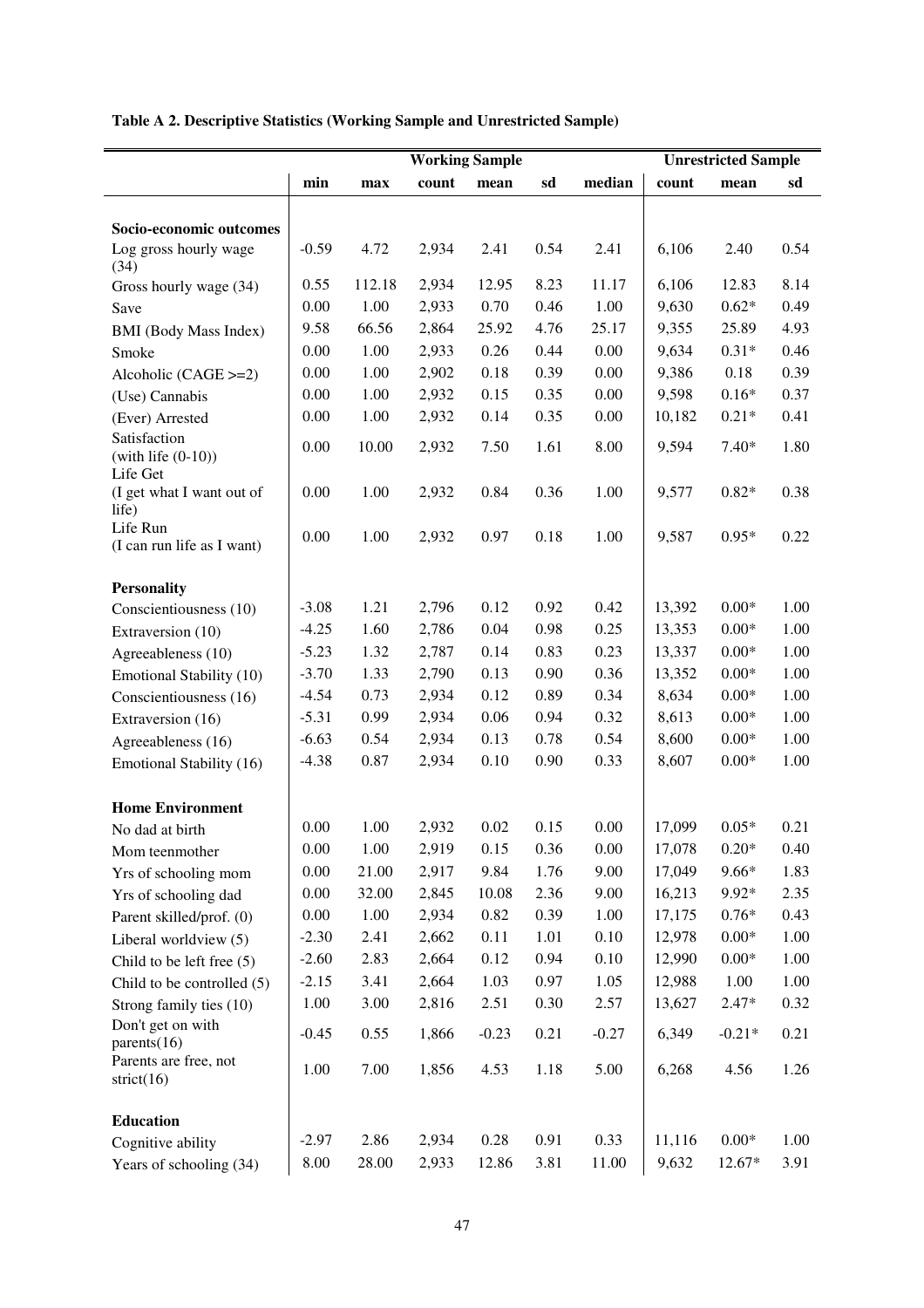**Table A 2. Descriptive Statistics (Working Sample and Unrestricted Sample)**

| | Working Sample | | | | | | Unrestricted Sample | | |
|---|---|---|---|---|---|---|---|---|---|
| | min | max | count | mean | sd | median | count | mean | sd |
| **Socio-economic outcomes** | | | | | | | | | |
| Log gross hourly wage (34) | -0.59 | 4.72 | 2,934 | 2.41 | 0.54 | 2.41 | 6,106 | 2.40 | 0.54 |
| Gross hourly wage (34) | 0.55 | 112.18 | 2,934 | 12.95 | 8.23 | 11.17 | 6,106 | 12.83 | 8.14 |
| Save | 0.00 | 1.00 | 2,933 | 0.70 | 0.46 | 1.00 | 9,630 | 0.62* | 0.49 |
| BMI (Body Mass Index) | 9.58 | 66.56 | 2,864 | 25.92 | 4.76 | 25.17 | 9,355 | 25.89 | 4.93 |
| Smoke | 0.00 | 1.00 | 2,933 | 0.26 | 0.44 | 0.00 | 9,634 | 0.31* | 0.46 |
| Alcoholic (CAGE >=2) | 0.00 | 1.00 | 2,902 | 0.18 | 0.39 | 0.00 | 9,386 | 0.18 | 0.39 |
| (Use) Cannabis | 0.00 | 1.00 | 2,932 | 0.15 | 0.35 | 0.00 | 9,598 | 0.16* | 0.37 |
| (Ever) Arrested | 0.00 | 1.00 | 2,932 | 0.14 | 0.35 | 0.00 | 10,182 | 0.21* | 0.41 |
| Satisfaction (with life (0-10)) | 0.00 | 10.00 | 2,932 | 7.50 | 1.61 | 8.00 | 9,594 | 7.40* | 1.80 |
| Life Get (I get what I want out of life) | 0.00 | 1.00 | 2,932 | 0.84 | 0.36 | 1.00 | 9,577 | 0.82* | 0.38 |
| Life Run (I can run life as I want) | 0.00 | 1.00 | 2,932 | 0.97 | 0.18 | 1.00 | 9,587 | 0.95* | 0.22 |
| **Personality** | | | | | | | | | |
| Conscientiousness (10) | -3.08 | 1.21 | 2,796 | 0.12 | 0.92 | 0.42 | 13,392 | 0.00* | 1.00 |
| Extraversion (10) | -4.25 | 1.60 | 2,786 | 0.04 | 0.98 | 0.25 | 13,353 | 0.00* | 1.00 |
| Agreeableness (10) | -5.23 | 1.32 | 2,787 | 0.14 | 0.83 | 0.23 | 13,337 | 0.00* | 1.00 |
| Emotional Stability (10) | -3.70 | 1.33 | 2,790 | 0.13 | 0.90 | 0.36 | 13,352 | 0.00* | 1.00 |
| Conscientiousness (16) | -4.54 | 0.73 | 2,934 | 0.12 | 0.89 | 0.34 | 8,634 | 0.00* | 1.00 |
| Extraversion (16) | -5.31 | 0.99 | 2,934 | 0.06 | 0.94 | 0.32 | 8,613 | 0.00* | 1.00 |
| Agreeableness (16) | -6.63 | 0.54 | 2,934 | 0.13 | 0.78 | 0.54 | 8,600 | 0.00* | 1.00 |
| Emotional Stability (16) | -4.38 | 0.87 | 2,934 | 0.10 | 0.90 | 0.33 | 8,607 | 0.00* | 1.00 |
| **Home Environment** | | | | | | | | | |
| No dad at birth | 0.00 | 1.00 | 2,932 | 0.02 | 0.15 | 0.00 | 17,099 | 0.05* | 0.21 |
| Mom teenmother | 0.00 | 1.00 | 2,919 | 0.15 | 0.36 | 0.00 | 17,078 | 0.20* | 0.40 |
| Yrs of schooling mom | 0.00 | 21.00 | 2,917 | 9.84 | 1.76 | 9.00 | 17,049 | 9.66* | 1.83 |
| Yrs of schooling dad | 0.00 | 32.00 | 2,845 | 10.08 | 2.36 | 9.00 | 16,213 | 9.92* | 2.35 |
| Parent skilled/prof. (0) | 0.00 | 1.00 | 2,934 | 0.82 | 0.39 | 1.00 | 17,175 | 0.76* | 0.43 |
| Liberal worldview (5) | -2.30 | 2.41 | 2,662 | 0.11 | 1.01 | 0.10 | 12,978 | 0.00* | 1.00 |
| Child to be left free (5) | -2.60 | 2.83 | 2,664 | 0.12 | 0.94 | 0.10 | 12,990 | 0.00* | 1.00 |
| Child to be controlled (5) | -2.15 | 3.41 | 2,664 | 1.03 | 0.97 | 1.05 | 12,988 | 1.00 | 1.00 |
| Strong family ties (10) | 1.00 | 3.00 | 2,816 | 2.51 | 0.30 | 2.57 | 13,627 | 2.47* | 0.32 |
| Don't get on with parents(16) | -0.45 | 0.55 | 1,866 | -0.23 | 0.21 | -0.27 | 6,349 | -0.21* | 0.21 |
| Parents are free, not strict(16) | 1.00 | 7.00 | 1,856 | 4.53 | 1.18 | 5.00 | 6,268 | 4.56 | 1.26 |
| **Education** | | | | | | | | | |
| Cognitive ability | -2.97 | 2.86 | 2,934 | 0.28 | 0.91 | 0.33 | 11,116 | 0.00* | 1.00 |
| Years of schooling (34) | 8.00 | 28.00 | 2,933 | 12.86 | 3.81 | 11.00 | 9,632 | 12.67* | 3.91 |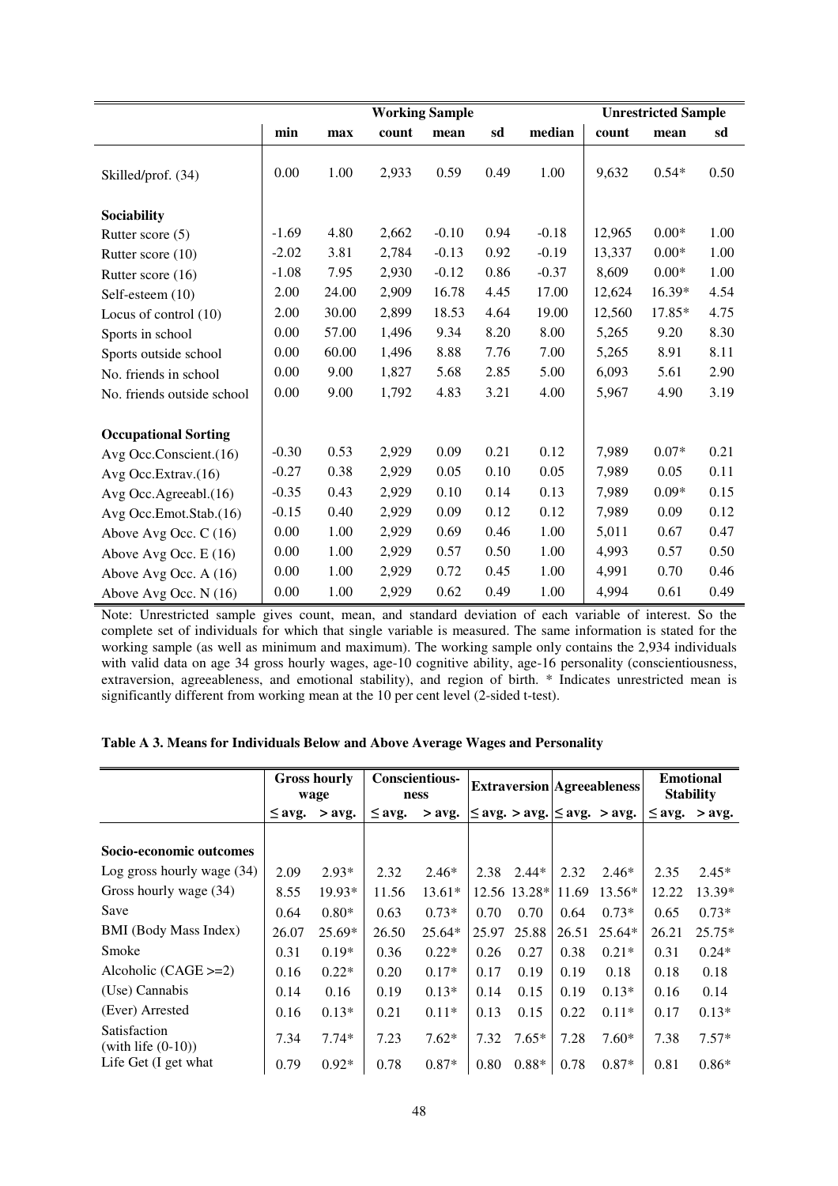| | Working Sample | | | | | | Unrestricted Sample | | |
|---|---|---|---|---|---|---|---|---|---|
| | min | max | count | mean | sd | median | count | mean | sd |
| Skilled/prof. (34) | 0.00 | 1.00 | 2,933 | 0.59 | 0.49 | 1.00 | 9,632 | 0.54* | 0.50 |
| **Sociability** | | | | | | | | | |
| Rutter score (5) | -1.69 | 4.80 | 2,662 | -0.10 | 0.94 | -0.18 | 12,965 | 0.00* | 1.00 |
| Rutter score (10) | -2.02 | 3.81 | 2,784 | -0.13 | 0.92 | -0.19 | 13,337 | 0.00* | 1.00 |
| Rutter score (16) | -1.08 | 7.95 | 2,930 | -0.12 | 0.86 | -0.37 | 8,609 | 0.00* | 1.00 |
| Self-esteem (10) | 2.00 | 24.00 | 2,909 | 16.78 | 4.45 | 17.00 | 12,624 | 16.39* | 4.54 |
| Locus of control (10) | 2.00 | 30.00 | 2,899 | 18.53 | 4.64 | 19.00 | 12,560 | 17.85* | 4.75 |
| Sports in school | 0.00 | 57.00 | 1,496 | 9.34 | 8.20 | 8.00 | 5,265 | 9.20 | 8.30 |
| Sports outside school | 0.00 | 60.00 | 1,496 | 8.88 | 7.76 | 7.00 | 5,265 | 8.91 | 8.11 |
| No. friends in school | 0.00 | 9.00 | 1,827 | 5.68 | 2.85 | 5.00 | 6,093 | 5.61 | 2.90 |
| No. friends outside school | 0.00 | 9.00 | 1,792 | 4.83 | 3.21 | 4.00 | 5,967 | 4.90 | 3.19 |
| **Occupational Sorting** | | | | | | | | | |
| Avg Occ.Conscient.(16) | -0.30 | 0.53 | 2,929 | 0.09 | 0.21 | 0.12 | 7,989 | 0.07* | 0.21 |
| Avg Occ.Extrav.(16) | -0.27 | 0.38 | 2,929 | 0.05 | 0.10 | 0.05 | 7,989 | 0.05 | 0.11 |
| Avg Occ.Agreeabl.(16) | -0.35 | 0.43 | 2,929 | 0.10 | 0.14 | 0.13 | 7,989 | 0.09* | 0.15 |
| Avg Occ.Emot.Stab.(16) | -0.15 | 0.40 | 2,929 | 0.09 | 0.12 | 0.12 | 7,989 | 0.09 | 0.12 |
| Above Avg Occ. C (16) | 0.00 | 1.00 | 2,929 | 0.69 | 0.46 | 1.00 | 5,011 | 0.67 | 0.47 |
| Above Avg Occ. E (16) | 0.00 | 1.00 | 2,929 | 0.57 | 0.50 | 1.00 | 4,993 | 0.57 | 0.50 |
| Above Avg Occ. A (16) | 0.00 | 1.00 | 2,929 | 0.72 | 0.45 | 1.00 | 4,991 | 0.70 | 0.46 |
| Above Avg Occ. N (16) | 0.00 | 1.00 | 2,929 | 0.62 | 0.49 | 1.00 | 4,994 | 0.61 | 0.49 |

Note: Unrestricted sample gives count, mean, and standard deviation of each variable of interest. So the complete set of individuals for which that single variable is measured. The same information is stated for the working sample (as well as minimum and maximum). The working sample only contains the 2,934 individuals with valid data on age 34 gross hourly wages, age-10 cognitive ability, age-16 personality (conscientiousness, extraversion, agreeableness, and emotional stability), and region of birth. * Indicates unrestricted mean is significantly different from working mean at the 10 per cent level (2-sided t-test).

**Table A 3. Means for Individuals Below and Above Average Wages and Personality**

| | Gross hourly wage | | Conscientious-ness | | Extraversion | | Agreeableness | | Emotional Stability | |
|---|---|---|---|---|---|---|---|---|---|---|
| | ≤ avg. | > avg. | ≤ avg. | > avg. | ≤ avg. | > avg. | ≤ avg. | > avg. | ≤ avg. | > avg. |
| **Socio-economic outcomes** | | | | | | | | | | |
| Log gross hourly wage (34) | 2.09 | 2.93* | 2.32 | 2.46* | 2.38 | 2.44* | 2.32 | 2.46* | 2.35 | 2.45* |
| Gross hourly wage (34) | 8.55 | 19.93* | 11.56 | 13.61* | 12.56 | 13.28* | 11.69 | 13.56* | 12.22 | 13.39* |
| Save | 0.64 | 0.80* | 0.63 | 0.73* | 0.70 | 0.70 | 0.64 | 0.73* | 0.65 | 0.73* |
| BMI (Body Mass Index) | 26.07 | 25.69* | 26.50 | 25.64* | 25.97 | 25.88 | 26.51 | 25.64* | 26.21 | 25.75* |
| Smoke | 0.31 | 0.19* | 0.36 | 0.22* | 0.26 | 0.27 | 0.38 | 0.21* | 0.31 | 0.24* |
| Alcoholic (CAGE >=2) | 0.16 | 0.22* | 0.20 | 0.17* | 0.17 | 0.19 | 0.19 | 0.18 | 0.18 | 0.18 |
| (Use) Cannabis | 0.14 | 0.16 | 0.19 | 0.13* | 0.14 | 0.15 | 0.19 | 0.13* | 0.16 | 0.14 |
| (Ever) Arrested | 0.16 | 0.13* | 0.21 | 0.11* | 0.13 | 0.15 | 0.22 | 0.11* | 0.17 | 0.13* |
| Satisfaction (with life (0-10)) | 7.34 | 7.74* | 7.23 | 7.62* | 7.32 | 7.65* | 7.28 | 7.60* | 7.38 | 7.57* |
| Life Get (I get what | 0.79 | 0.92* | 0.78 | 0.87* | 0.80 | 0.88* | 0.78 | 0.87* | 0.81 | 0.86* |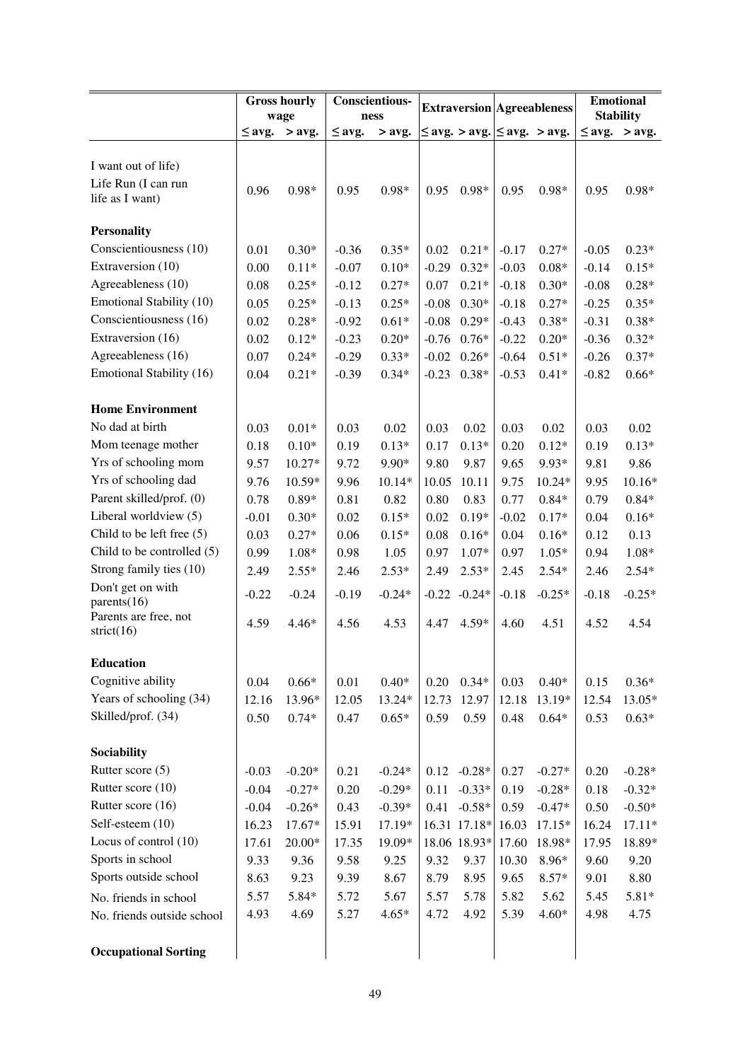| | Gross hourly wage | | Conscientious-ness | | Extraversion | | Agreeableness | | Emotional Stability | |
|---|---|---|---|---|---|---|---|---|---|---|
| | ≤ avg. | > avg. | ≤ avg. | > avg. | ≤ avg. | > avg. | ≤ avg. | > avg. | ≤ avg. | > avg. |
| I want out of life) | | | | | | | | | | |
| Life Run (I can run life as I want) | 0.96 | 0.98* | 0.95 | 0.98* | 0.95 | 0.98* | 0.95 | 0.98* | 0.95 | 0.98* |
| **Personality** | | | | | | | | | | |
| Conscientiousness (10) | 0.01 | 0.30* | -0.36 | 0.35* | 0.02 | 0.21* | -0.17 | 0.27* | -0.05 | 0.23* |
| Extraversion (10) | 0.00 | 0.11* | -0.07 | 0.10* | -0.29 | 0.32* | -0.03 | 0.08* | -0.14 | 0.15* |
| Agreeableness (10) | 0.08 | 0.25* | -0.12 | 0.27* | 0.07 | 0.21* | -0.18 | 0.30* | -0.08 | 0.28* |
| Emotional Stability (10) | 0.05 | 0.25* | -0.13 | 0.25* | -0.08 | 0.30* | -0.18 | 0.27* | -0.25 | 0.35* |
| Conscientiousness (16) | 0.02 | 0.28* | -0.92 | 0.61* | -0.08 | 0.29* | -0.43 | 0.38* | -0.31 | 0.38* |
| Extraversion (16) | 0.02 | 0.12* | -0.23 | 0.20* | -0.76 | 0.76* | -0.22 | 0.20* | -0.36 | 0.32* |
| Agreeableness (16) | 0.07 | 0.24* | -0.29 | 0.33* | -0.02 | 0.26* | -0.64 | 0.51* | -0.26 | 0.37* |
| Emotional Stability (16) | 0.04 | 0.21* | -0.39 | 0.34* | -0.23 | 0.38* | -0.53 | 0.41* | -0.82 | 0.66* |
| **Home Environment** | | | | | | | | | | |
| No dad at birth | 0.03 | 0.01* | 0.03 | 0.02 | 0.03 | 0.02 | 0.03 | 0.02 | 0.03 | 0.02 |
| Mom teenage mother | 0.18 | 0.10* | 0.19 | 0.13* | 0.17 | 0.13* | 0.20 | 0.12* | 0.19 | 0.13* |
| Yrs of schooling mom | 9.57 | 10.27* | 9.72 | 9.90* | 9.80 | 9.87 | 9.65 | 9.93* | 9.81 | 9.86 |
| Yrs of schooling dad | 9.76 | 10.59* | 9.96 | 10.14* | 10.05 | 10.11 | 9.75 | 10.24* | 9.95 | 10.16* |
| Parent skilled/prof. (0) | 0.78 | 0.89* | 0.81 | 0.82 | 0.80 | 0.83 | 0.77 | 0.84* | 0.79 | 0.84* |
| Liberal worldview (5) | -0.01 | 0.30* | 0.02 | 0.15* | 0.02 | 0.19* | -0.02 | 0.17* | 0.04 | 0.16* |
| Child to be left free (5) | 0.03 | 0.27* | 0.06 | 0.15* | 0.08 | 0.16* | 0.04 | 0.16* | 0.12 | 0.13 |
| Child to be controlled (5) | 0.99 | 1.08* | 0.98 | 1.05 | 0.97 | 1.07* | 0.97 | 1.05* | 0.94 | 1.08* |
| Strong family ties (10) | 2.49 | 2.55* | 2.46 | 2.53* | 2.49 | 2.53* | 2.45 | 2.54* | 2.46 | 2.54* |
| Don't get on with parents(16) | -0.22 | -0.24 | -0.19 | -0.24* | -0.22 | -0.24* | -0.18 | -0.25* | -0.18 | -0.25* |
| Parents are free, not strict(16) | 4.59 | 4.46* | 4.56 | 4.53 | 4.47 | 4.59* | 4.60 | 4.51 | 4.52 | 4.54 |
| **Education** | | | | | | | | | | |
| Cognitive ability | 0.04 | 0.66* | 0.01 | 0.40* | 0.20 | 0.34* | 0.03 | 0.40* | 0.15 | 0.36* |
| Years of schooling (34) | 12.16 | 13.96* | 12.05 | 13.24* | 12.73 | 12.97 | 12.18 | 13.19* | 12.54 | 13.05* |
| Skilled/prof. (34) | 0.50 | 0.74* | 0.47 | 0.65* | 0.59 | 0.59 | 0.48 | 0.64* | 0.53 | 0.63* |
| **Sociability** | | | | | | | | | | |
| Rutter score (5) | -0.03 | -0.20* | 0.21 | -0.24* | 0.12 | -0.28* | 0.27 | -0.27* | 0.20 | -0.28* |
| Rutter score (10) | -0.04 | -0.27* | 0.20 | -0.29* | 0.11 | -0.33* | 0.19 | -0.28* | 0.18 | -0.32* |
| Rutter score (16) | -0.04 | -0.26* | 0.43 | -0.39* | 0.41 | -0.58* | 0.59 | -0.47* | 0.50 | -0.50* |
| Self-esteem (10) | 16.23 | 17.67* | 15.91 | 17.19* | 16.31 | 17.18* | 16.03 | 17.15* | 16.24 | 17.11* |
| Locus of control (10) | 17.61 | 20.00* | 17.35 | 19.09* | 18.06 | 18.93* | 17.60 | 18.98* | 17.95 | 18.89* |
| Sports in school | 9.33 | 9.36 | 9.58 | 9.25 | 9.32 | 9.37 | 10.30 | 8.96* | 9.60 | 9.20 |
| Sports outside school | 8.63 | 9.23 | 9.39 | 8.67 | 8.79 | 8.95 | 9.65 | 8.57* | 9.01 | 8.80 |
| No. friends in school | 5.57 | 5.84* | 5.72 | 5.67 | 5.57 | 5.78 | 5.82 | 5.62 | 5.45 | 5.81* |
| No. friends outside school | 4.93 | 4.69 | 5.27 | 4.65* | 4.72 | 4.92 | 5.39 | 4.60* | 4.98 | 4.75 |
| **Occupational Sorting** | | | | | | | | | | |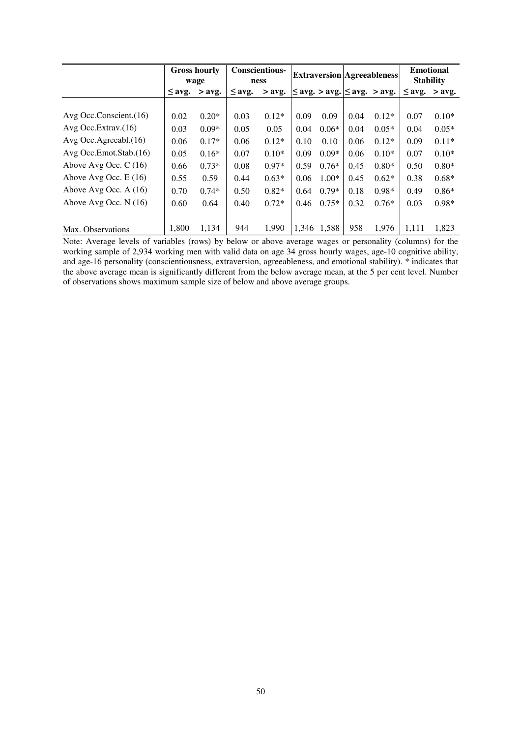| | Gross hourly wage | | Conscientious-ness | | Extraversion | | Agreeableness | | Emotional Stability | |
|---|---|---|---|---|---|---|---|---|---|---|
| | ≤ avg. | > avg. | ≤ avg. | > avg. | ≤ avg. | > avg. | ≤ avg. | > avg. | ≤ avg. | > avg. |
| Avg Occ.Conscient.(16) | 0.02 | 0.20* | 0.03 | 0.12* | 0.09 | 0.09 | 0.04 | 0.12* | 0.07 | 0.10* |
| Avg Occ.Extrav.(16) | 0.03 | 0.09* | 0.05 | 0.05 | 0.04 | 0.06* | 0.04 | 0.05* | 0.04 | 0.05* |
| Avg Occ.Agreeabl.(16) | 0.06 | 0.17* | 0.06 | 0.12* | 0.10 | 0.10 | 0.06 | 0.12* | 0.09 | 0.11* |
| Avg Occ.Emot.Stab.(16) | 0.05 | 0.16* | 0.07 | 0.10* | 0.09 | 0.09* | 0.06 | 0.10* | 0.07 | 0.10* |
| Above Avg Occ. C (16) | 0.66 | 0.73* | 0.08 | 0.97* | 0.59 | 0.76* | 0.45 | 0.80* | 0.50 | 0.80* |
| Above Avg Occ. E (16) | 0.55 | 0.59 | 0.44 | 0.63* | 0.06 | 1.00* | 0.45 | 0.62* | 0.38 | 0.68* |
| Above Avg Occ. A (16) | 0.70 | 0.74* | 0.50 | 0.82* | 0.64 | 0.79* | 0.18 | 0.98* | 0.49 | 0.86* |
| Above Avg Occ. N (16) | 0.60 | 0.64 | 0.40 | 0.72* | 0.46 | 0.75* | 0.32 | 0.76* | 0.03 | 0.98* |
| Max. Observations | 1,800 | 1,134 | 944 | 1,990 | 1,346 | 1,588 | 958 | 1,976 | 1,111 | 1,823 |

Note: Average levels of variables (rows) by below or above average wages or personality (columns) for the working sample of 2,934 working men with valid data on age 34 gross hourly wages, age-10 cognitive ability, and age-16 personality (conscientiousness, extraversion, agreeableness, and emotional stability). * indicates that the above average mean is significantly different from the below average mean, at the 5 per cent level. Number of observations shows maximum sample size of below and above average groups.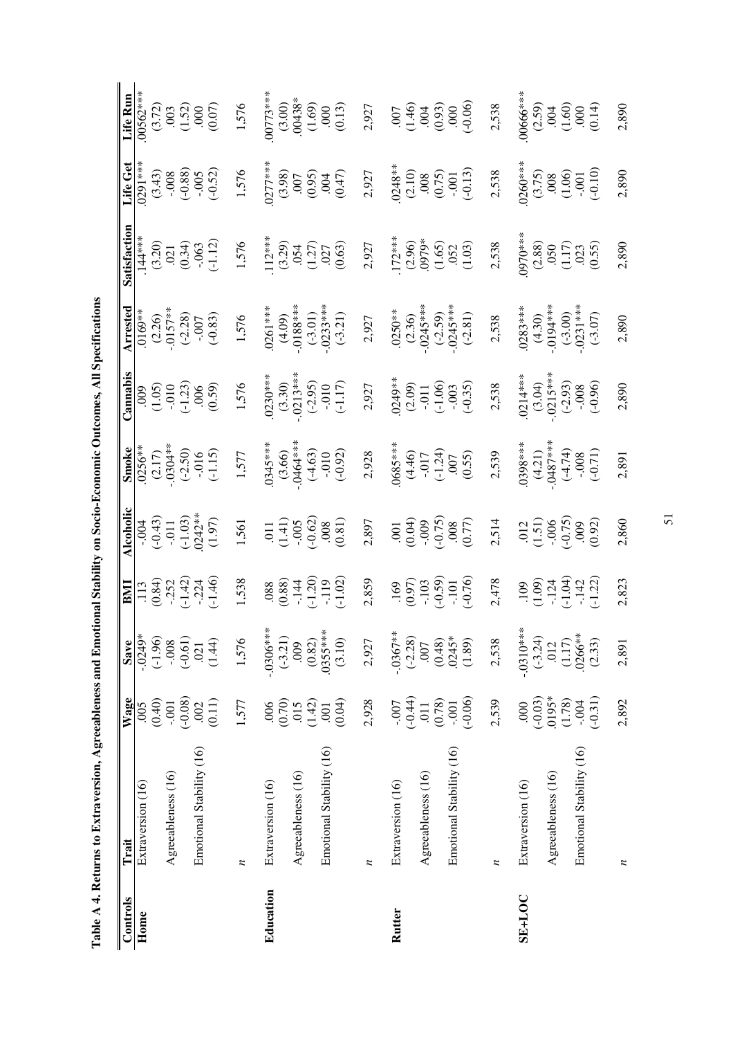**Table A 4. Returns to Extraversion, Agreeableness and Emotional Stability on Socio-Economic Outcomes, All Specifications**

| Controls | Trait | Wage | Save | BMI | Alcoholic | Smoke | Cannabis | Arrested | Satisfaction | Life Get | Life Run |
|---|---|---|---|---|---|---|---|---|---|---|---|
| **Home** | Extraversion (16) | .005 | -.0249* | .113 | -.004 | .0256** | .009 | .0169** | .144*** | .0291*** | .00562*** |
| | | (0.40) | (-1.96) | (0.84) | (-0.43) | (2.17) | (1.05) | (2.26) | (3.20) | (3.43) | (3.72) |
| | Agreeableness (16) | -.001 | -.008 | -.252 | -.011 | -.0304** | -.010 | -.0157** | .021 | -.008 | .003 |
| | | (-0.08) | (-0.61) | (-1.42) | (-1.03) | (-2.50) | (-1.23) | (-2.28) | (0.34) | (-0.88) | (1.52) |
| | Emotional Stability (16) | .002 | .021 | -.224 | .0242** | -.016 | .006 | -.007 | -.063 | -.005 | .000 |
| | | (0.11) | (1.44) | (-1.46) | (1.97) | (-1.15) | (0.59) | (-0.83) | (-1.12) | (-0.52) | (0.07) |
| | *n* | 1,577 | 1,576 | 1,538 | 1,561 | 1,577 | 1,576 | 1,576 | 1,576 | 1,576 | 1,576 |
| **Education** | Extraversion (16) | .006 | -.0306*** | .088 | .011 | .0345*** | .0230*** | .0261*** | .112*** | .0277*** | .00773*** |
| | | (0.70) | (-3.21) | (0.88) | (1.41) | (3.66) | (3.30) | (4.09) | (3.29) | (3.98) | (3.00) |
| | Agreeableness (16) | .015 | .009 | -.144 | -.005 | -.0464*** | -.0213*** | -.0188*** | .054 | .007 | .00438* |
| | | (1.42) | (0.82) | (-1.20) | (-0.62) | (-4.63) | (-2.95) | (-3.01) | (1.27) | (0.95) | (1.69) |
| | Emotional Stability (16) | .001 | .0355*** | -.119 | .008 | -.010 | -.010 | -.0233*** | .027 | .004 | .000 |
| | | (0.04) | (3.10) | (-1.02) | (0.81) | (-0.92) | (-1.17) | (-3.21) | (0.63) | (0.47) | (0.13) |
| | *n* | 2,928 | 2,927 | 2,859 | 2,897 | 2,928 | 2,927 | 2,927 | 2,927 | 2,927 | 2,927 |
| **Rutter** | Extraversion (16) | -.007 | -.0367** | .169 | .001 | .0685*** | .0249** | .0250** | .172*** | .0248** | .007 |
| | | (-0.44) | (-2.28) | (0.97) | (0.04) | (4.46) | (2.09) | (2.36) | (2.96) | (2.10) | (1.46) |
| | Agreeableness (16) | .011 | .007 | -.103 | -.009 | -.017 | -.011 | -.0245*** | .0979* | .008 | .004 |
| | | (0.78) | (0.48) | (-0.59) | (-0.75) | (-1.24) | (-1.06) | (-2.59) | (1.65) | (0.75) | (0.93) |
| | Emotional Stability (16) | -.001 | .0245* | -.101 | .008 | .007 | -.003 | -.0245*** | .052 | -.001 | .000 |
| | | (-0.06) | (1.89) | (-0.76) | (0.77) | (0.55) | (-0.35) | (-2.81) | (1.03) | (-0.13) | (-0.06) |
| | *n* | 2,539 | 2,538 | 2,478 | 2,514 | 2,539 | 2,538 | 2,538 | 2,538 | 2,538 | 2,538 |
| **SE+LOC** | Extraversion (16) | .000 | -.0310*** | .109 | .012 | .0398*** | .0214*** | .0283*** | .0970*** | .0260*** | .00666*** |
| | | (-0.03) | (-3.24) | (1.09) | (1.51) | (4.21) | (3.04) | (4.30) | (2.88) | (3.75) | (2.59) |
| | Agreeableness (16) | .0195* | .012 | -.124 | -.006 | -.0487*** | -.0215*** | -.0194*** | .050 | .008 | .004 |
| | | (1.78) | (1.17) | (-1.04) | (-0.75) | (-4.74) | (-2.93) | (-3.00) | (1.17) | (1.06) | (1.60) |
| | Emotional Stability (16) | -.004 | .0266** | -.142 | .009 | -.008 | -.008 | -.0231*** | .023 | -.001 | .000 |
| | | (-0.31) | (2.33) | (-1.22) | (0.92) | (-0.71) | (-0.96) | (-3.07) | (0.55) | (-0.10) | (0.14) |
| | *n* | 2,892 | 2,891 | 2,823 | 2,860 | 2,891 | 2,890 | 2,890 | 2,890 | 2,890 | 2,890 |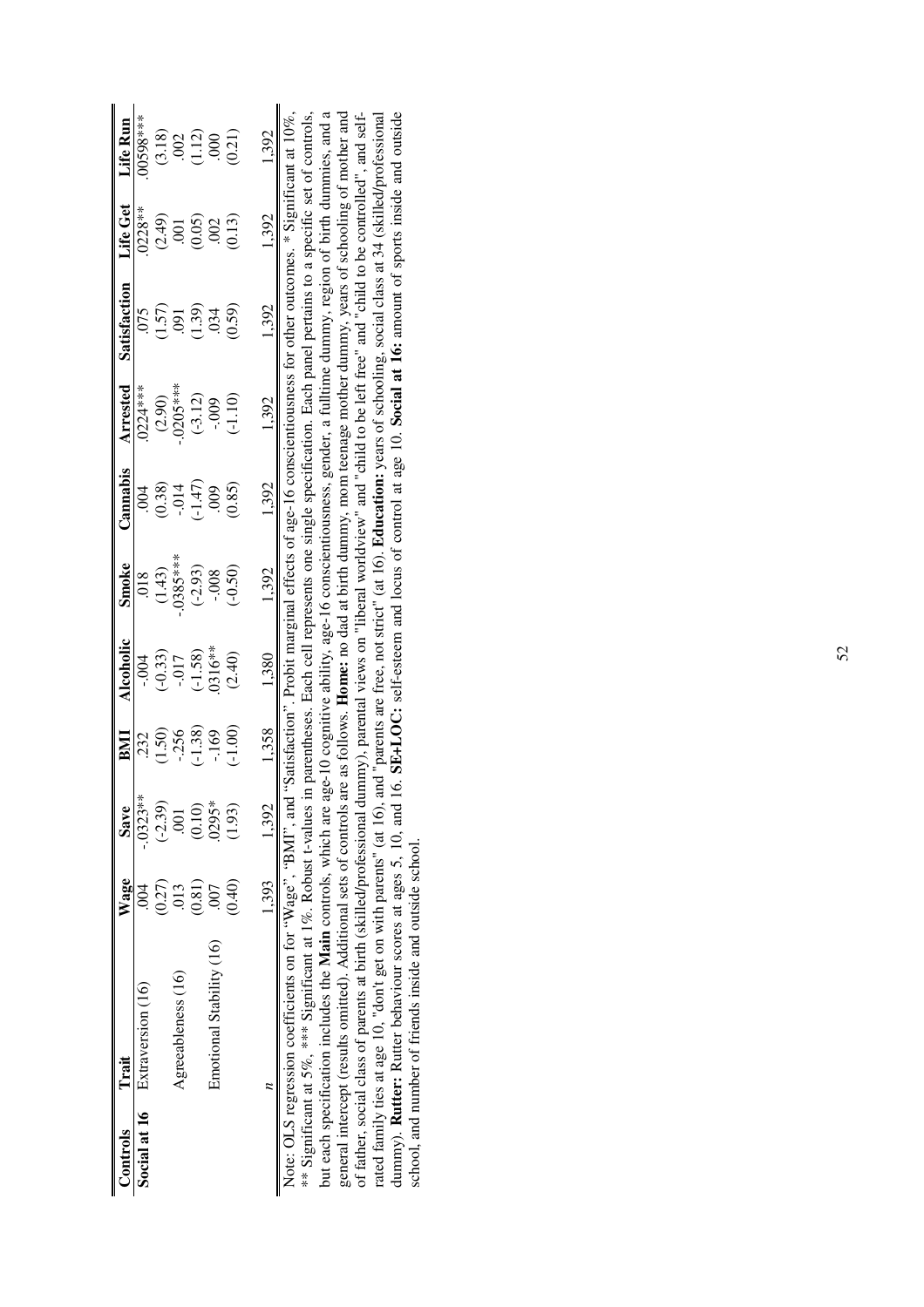| Controls | Trait | Wage | Save | BMI | Alcoholic | Smoke | Cannabis | Arrested | Satisfaction | Life Get | Life Run |
|---|---|---|---|---|---|---|---|---|---|---|---|
| Social at 16 | Extraversion (16) | .004 | -.0323** | .232 | -.004 | .018 | .004 | .0224*** | .075 | .0228** | .00598*** |
| | | (0.27) | (-2.39) | (1.50) | (-0.33) | (1.43) | (0.38) | (2.90) | (1.57) | (2.49) | (3.18) |
| | Agreeableness (16) | .013 | .001 | -.256 | -.017 | -.0385*** | -.014 | -.0205*** | .091 | .001 | .002 |
| | | (0.81) | (0.10) | (-1.38) | (-1.58) | (-2.93) | (-1.47) | (-3.12) | (1.39) | (0.05) | (1.12) |
| | Emotional Stability (16) | .007 | .0295* | -.169 | .0316** | -.008 | .009 | -.009 | .034 | .002 | .000 |
| | | (0.40) | (1.93) | (-1.00) | (2.40) | (-0.50) | (0.85) | (-1.10) | (0.59) | (0.13) | (0.21) |
| | *n* | 1,393 | 1,392 | 1,358 | 1,380 | 1,392 | 1,392 | 1,392 | 1,392 | 1,392 | 1,392 |

Note: OLS regression coefficients on for "Wage", "BMI", and "Satisfaction". Probit marginal effects of age-16 conscientiousness for other outcomes. * Significant at 10%, ** Significant at 5%, *** Significant at 1%. Robust t-values in parentheses. Each cell represents one single specification. Each panel pertains to a specific set of controls, but each specification includes the **Main** controls, which are age-10 cognitive ability, age-16 conscientiousness, gender, a fulltime dummy, region of birth dummies, and a general intercept (results omitted). Additional sets of controls are as follows. **Home:** no dad at birth dummy, mom teenage mother dummy, years of schooling of mother and of father, social class of parents at birth (skilled/professional dummy), parental views on "liberal worldview" and "child to be left free" and "child to be controlled", and self-rated family ties at age 10, "don't get on with parents" (at 16), and "parents are free, not strict" (at 16). **Education:** years of schooling, social class at 34 (skilled/professional dummy). **Rutter:** Rutter behaviour scores at ages 5, 10, and 16. **SE+LOC:** self-esteem and locus of control at age 10. **Social at 16:** amount of sports inside and outside school, and number of friends inside and outside school.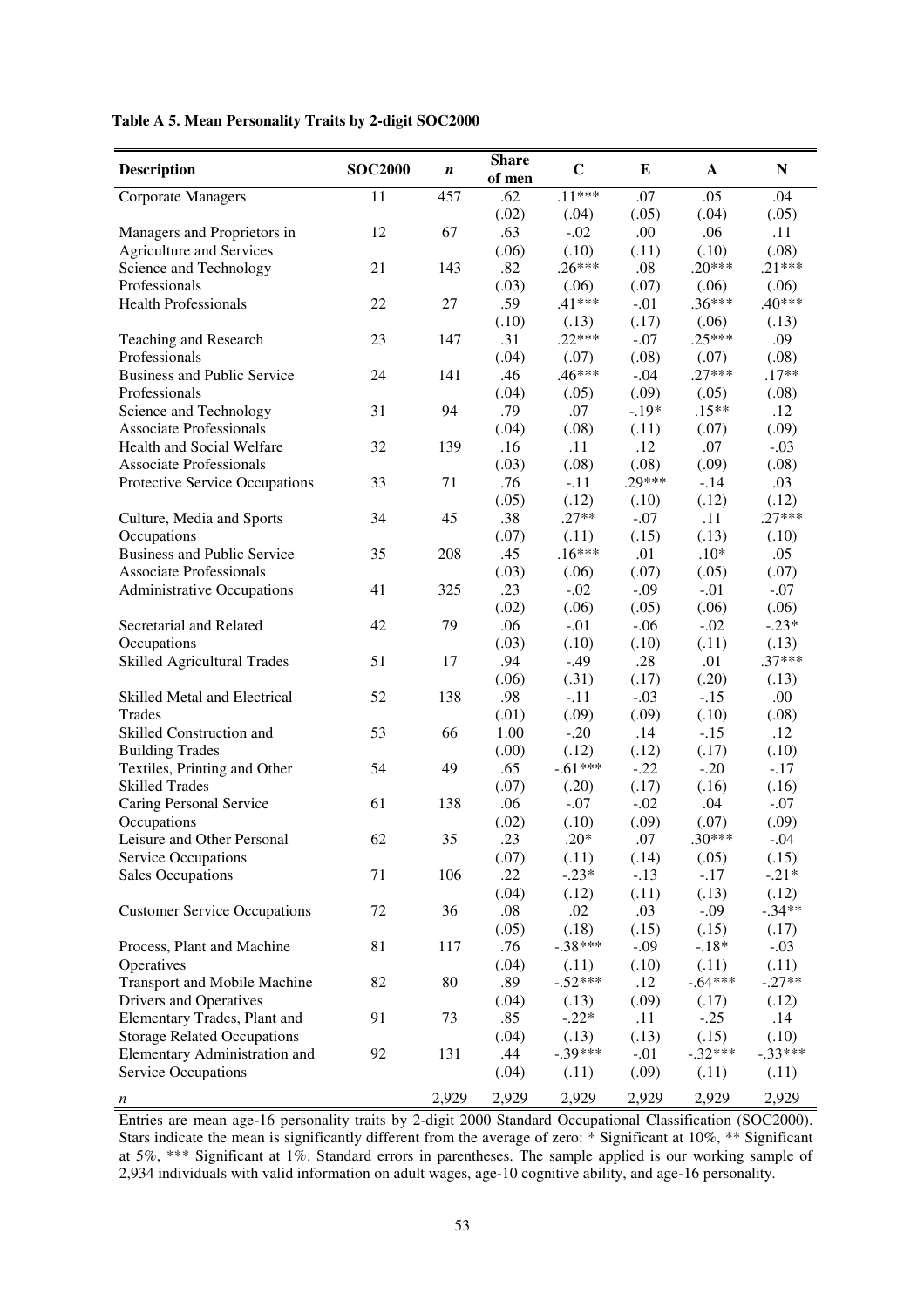**Table A 5. Mean Personality Traits by 2-digit SOC2000**

| Description | SOC2000 | *n* | Share of men | C | E | A | N |
|---|---|---|---|---|---|---|---|
| Corporate Managers | 11 | 457 | .62 | .11*** | .07 | .05 | .04 |
| | | | (.02) | (.04) | (.05) | (.04) | (.05) |
| Managers and Proprietors in Agriculture and Services | 12 | 67 | .63 | -.02 | .00 | .06 | .11 |
| | | | (.06) | (.10) | (.11) | (.10) | (.08) |
| Science and Technology Professionals | 21 | 143 | .82 | .26*** | .08 | .20*** | .21*** |
| | | | (.03) | (.06) | (.07) | (.06) | (.06) |
| Health Professionals | 22 | 27 | .59 | .41*** | -.01 | .36*** | .40*** |
| | | | (.10) | (.13) | (.17) | (.06) | (.13) |
| Teaching and Research Professionals | 23 | 147 | .31 | .22*** | -.07 | .25*** | .09 |
| | | | (.04) | (.07) | (.08) | (.07) | (.08) |
| Business and Public Service Professionals | 24 | 141 | .46 | .46*** | -.04 | .27*** | .17** |
| | | | (.04) | (.05) | (.09) | (.05) | (.08) |
| Science and Technology Associate Professionals | 31 | 94 | .79 | .07 | -.19* | .15** | .12 |
| | | | (.04) | (.08) | (.11) | (.07) | (.09) |
| Health and Social Welfare Associate Professionals | 32 | 139 | .16 | .11 | .12 | .07 | -.03 |
| | | | (.03) | (.08) | (.08) | (.09) | (.08) |
| Protective Service Occupations | 33 | 71 | .76 | -.11 | .29*** | -.14 | .03 |
| | | | (.05) | (.12) | (.10) | (.12) | (.12) |
| Culture, Media and Sports Occupations | 34 | 45 | .38 | .27** | -.07 | .11 | .27*** |
| | | | (.07) | (.11) | (.15) | (.13) | (.10) |
| Business and Public Service Associate Professionals | 35 | 208 | .45 | .16*** | .01 | .10* | .05 |
| | | | (.03) | (.06) | (.07) | (.05) | (.07) |
| Administrative Occupations | 41 | 325 | .23 | -.02 | -.09 | -.01 | -.07 |
| | | | (.02) | (.06) | (.05) | (.06) | (.06) |
| Secretarial and Related Occupations | 42 | 79 | .06 | -.01 | -.06 | -.02 | -.23* |
| | | | (.03) | (.10) | (.10) | (.11) | (.13) |
| Skilled Agricultural Trades | 51 | 17 | .94 | -.49 | .28 | .01 | .37*** |
| | | | (.06) | (.31) | (.17) | (.20) | (.13) |
| Skilled Metal and Electrical Trades | 52 | 138 | .98 | -.11 | -.03 | -.15 | .00 |
| | | | (.01) | (.09) | (.09) | (.10) | (.08) |
| Skilled Construction and Building Trades | 53 | 66 | 1.00 | -.20 | .14 | -.15 | .12 |
| | | | (.00) | (.12) | (.12) | (.17) | (.10) |
| Textiles, Printing and Other Skilled Trades | 54 | 49 | .65 | -.61*** | -.22 | -.20 | -.17 |
| | | | (.07) | (.20) | (.17) | (.16) | (.16) |
| Caring Personal Service Occupations | 61 | 138 | .06 | -.07 | -.02 | .04 | -.07 |
| | | | (.02) | (.10) | (.09) | (.07) | (.09) |
| Leisure and Other Personal Service Occupations | 62 | 35 | .23 | .20* | .07 | .30*** | -.04 |
| | | | (.07) | (.11) | (.14) | (.05) | (.15) |
| Sales Occupations | 71 | 106 | .22 | -.23* | -.13 | -.17 | -.21* |
| | | | (.04) | (.12) | (.11) | (.13) | (.12) |
| Customer Service Occupations | 72 | 36 | .08 | .02 | .03 | -.09 | -.34** |
| | | | (.05) | (.18) | (.15) | (.15) | (.17) |
| Process, Plant and Machine Operatives | 81 | 117 | .76 | -.38*** | -.09 | -.18* | -.03 |
| | | | (.04) | (.11) | (.10) | (.11) | (.11) |
| Transport and Mobile Machine Drivers and Operatives | 82 | 80 | .89 | -.52*** | .12 | -.64*** | -.27** |
| | | | (.04) | (.13) | (.09) | (.17) | (.12) |
| Elementary Trades, Plant and Storage Related Occupations | 91 | 73 | .85 | -.22* | .11 | -.25 | .14 |
| | | | (.04) | (.13) | (.13) | (.15) | (.10) |
| Elementary Administration and Service Occupations | 92 | 131 | .44 | -.39*** | -.01 | -.32*** | -.33*** |
| | | | (.04) | (.11) | (.09) | (.11) | (.11) |
| *n* | | 2,929 | 2,929 | 2,929 | 2,929 | 2,929 | 2,929 |

Entries are mean age-16 personality traits by 2-digit 2000 Standard Occupational Classification (SOC2000). Stars indicate the mean is significantly different from the average of zero: * Significant at 10%, ** Significant at 5%, *** Significant at 1%. Standard errors in parentheses. The sample applied is our working sample of 2,934 individuals with valid information on adult wages, age-10 cognitive ability, and age-16 personality.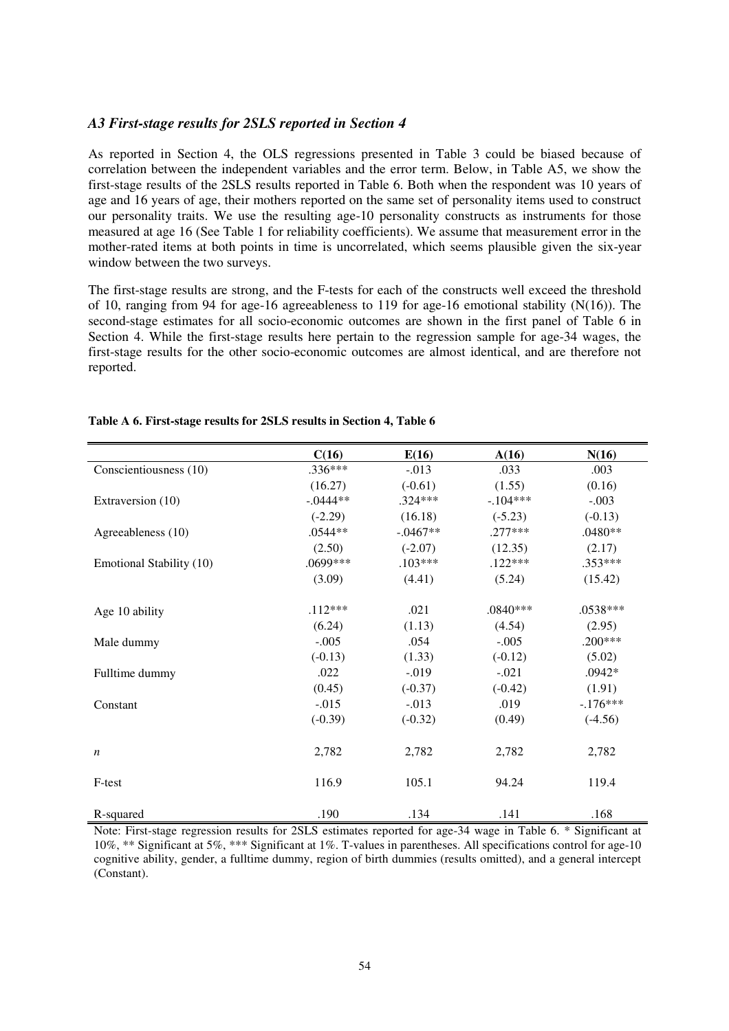### *A3 First-stage results for 2SLS reported in Section 4*

As reported in Section 4, the OLS regressions presented in Table 3 could be biased because of correlation between the independent variables and the error term. Below, in Table A5, we show the first-stage results of the 2SLS results reported in Table 6. Both when the respondent was 10 years of age and 16 years of age, their mothers reported on the same set of personality items used to construct our personality traits. We use the resulting age-10 personality constructs as instruments for those measured at age 16 (See Table 1 for reliability coefficients). We assume that measurement error in the mother-rated items at both points in time is uncorrelated, which seems plausible given the six-year window between the two surveys.

The first-stage results are strong, and the F-tests for each of the constructs well exceed the threshold of 10, ranging from 94 for age-16 agreeableness to 119 for age-16 emotional stability (N(16)). The second-stage estimates for all socio-economic outcomes are shown in the first panel of Table 6 in Section 4. While the first-stage results here pertain to the regression sample for age-34 wages, the first-stage results for the other socio-economic outcomes are almost identical, and are therefore not reported.

**Table A 6. First-stage results for 2SLS results in Section 4, Table 6**

| | C(16) | E(16) | A(16) | N(16) |
|---|---|---|---|---|
| Conscientiousness (10) | .336*** | -.013 | .033 | .003 |
| | (16.27) | (-0.61) | (1.55) | (0.16) |
| Extraversion (10) | -.0444** | .324*** | -.104*** | -.003 |
| | (-2.29) | (16.18) | (-5.23) | (-0.13) |
| Agreeableness (10) | .0544** | -.0467** | .277*** | .0480** |
| | (2.50) | (-2.07) | (12.35) | (2.17) |
| Emotional Stability (10) | .0699*** | .103*** | .122*** | .353*** |
| | (3.09) | (4.41) | (5.24) | (15.42) |
| Age 10 ability | .112*** | .021 | .0840*** | .0538*** |
| | (6.24) | (1.13) | (4.54) | (2.95) |
| Male dummy | -.005 | .054 | -.005 | .200*** |
| | (-0.13) | (1.33) | (-0.12) | (5.02) |
| Fulltime dummy | .022 | -.019 | -.021 | .0942* |
| | (0.45) | (-0.37) | (-0.42) | (1.91) |
| Constant | -.015 | -.013 | .019 | -.176*** |
| | (-0.39) | (-0.32) | (0.49) | (-4.56) |
| *n* | 2,782 | 2,782 | 2,782 | 2,782 |
| F-test | 116.9 | 105.1 | 94.24 | 119.4 |
| R-squared | .190 | .134 | .141 | .168 |

Note: First-stage regression results for 2SLS estimates reported for age-34 wage in Table 6. * Significant at 10%, ** Significant at 5%, *** Significant at 1%. T-values in parentheses. All specifications control for age-10 cognitive ability, gender, a fulltime dummy, region of birth dummies (results omitted), and a general intercept (Constant).